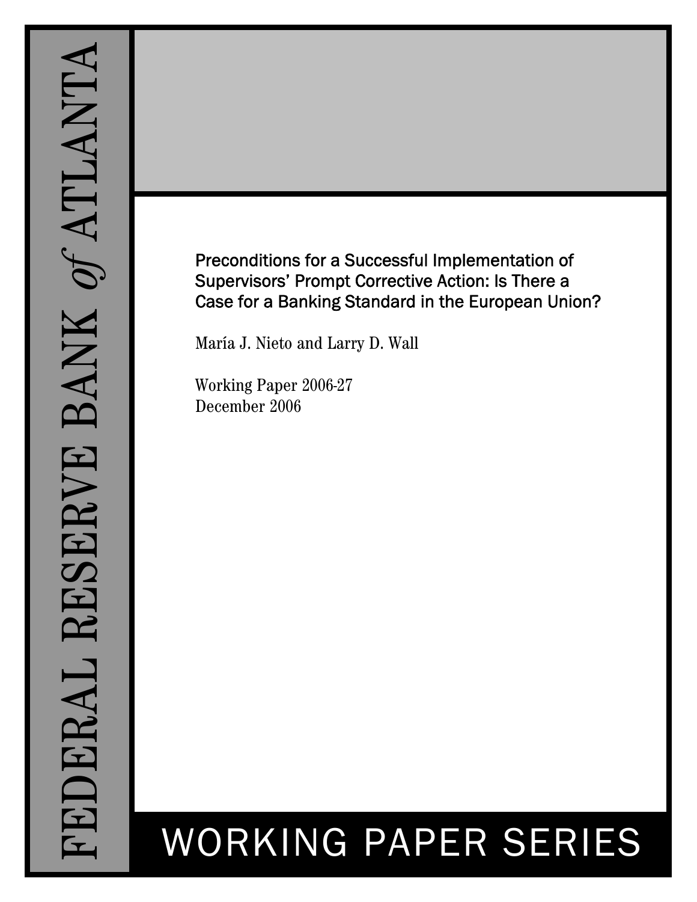FEDERAL RESERVE BANK *of* ATLANTA

# Preconditions for a Successful Implementation of Supervisors' Prompt Corrective Action: Is There a Case for a Banking Standard in the European Union?

María J. Nieto and Larry D. Wall

Working Paper 2006-27
December 2006

WORKING PAPER SERIES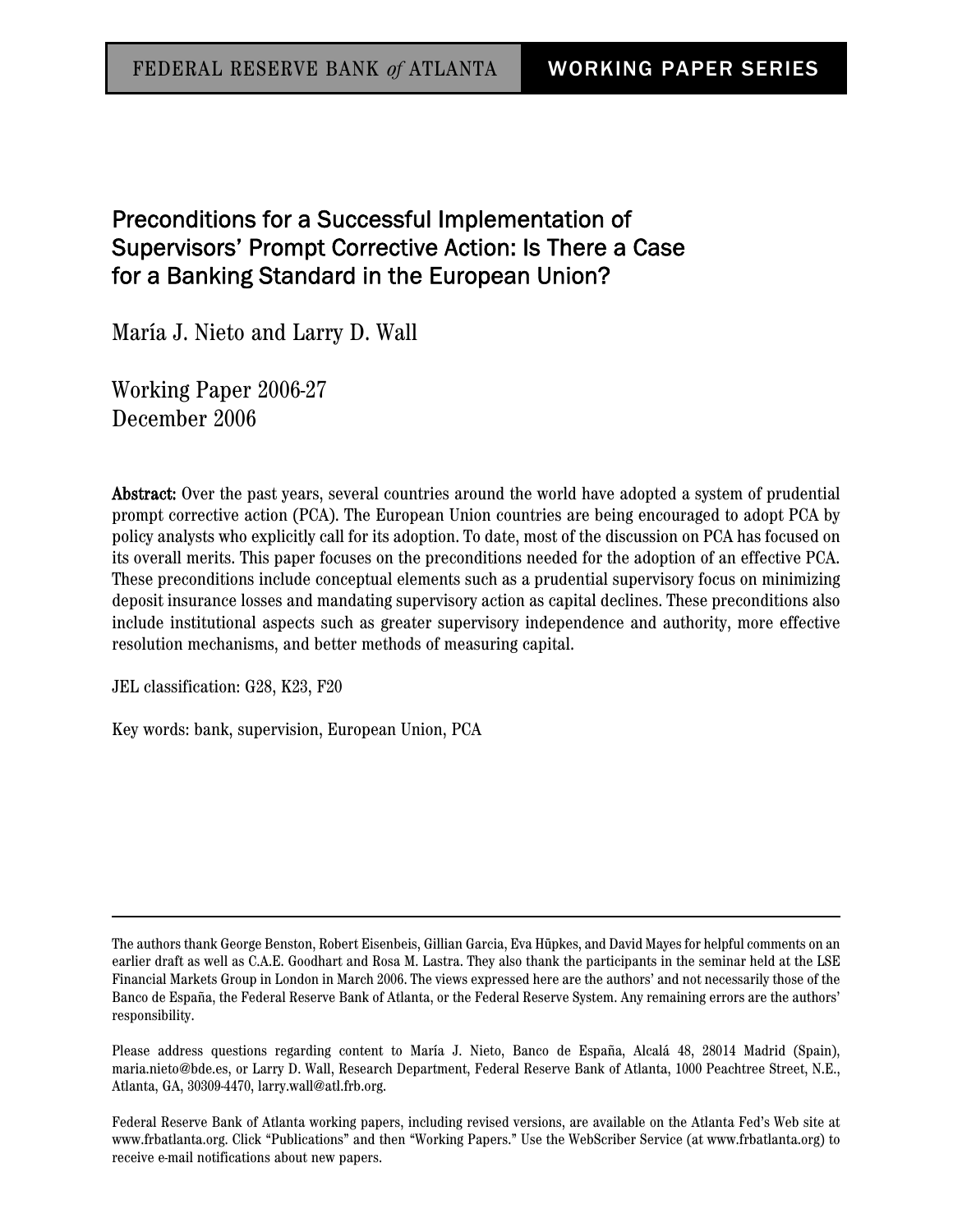FEDERAL RESERVE BANK *of* ATLANTA | WORKING PAPER SERIES

# Preconditions for a Successful Implementation of Supervisors' Prompt Corrective Action: Is There a Case for a Banking Standard in the European Union?

María J. Nieto and Larry D. Wall

Working Paper 2006-27
December 2006

**Abstract:** Over the past years, several countries around the world have adopted a system of prudential prompt corrective action (PCA). The European Union countries are being encouraged to adopt PCA by policy analysts who explicitly call for its adoption. To date, most of the discussion on PCA has focused on its overall merits. This paper focuses on the preconditions needed for the adoption of an effective PCA. These preconditions include conceptual elements such as a prudential supervisory focus on minimizing deposit insurance losses and mandating supervisory action as capital declines. These preconditions also include institutional aspects such as greater supervisory independence and authority, more effective resolution mechanisms, and better methods of measuring capital.

JEL classification: G28, K23, F20

Key words: bank, supervision, European Union, PCA

---

The authors thank George Benston, Robert Eisenbeis, Gillian Garcia, Eva Hüpkes, and David Mayes for helpful comments on an earlier draft as well as C.A.E. Goodhart and Rosa M. Lastra. They also thank the participants in the seminar held at the LSE Financial Markets Group in London in March 2006. The views expressed here are the authors' and not necessarily those of the Banco de España, the Federal Reserve Bank of Atlanta, or the Federal Reserve System. Any remaining errors are the authors' responsibility.

Please address questions regarding content to María J. Nieto, Banco de España, Alcalá 48, 28014 Madrid (Spain), maria.nieto@bde.es, or Larry D. Wall, Research Department, Federal Reserve Bank of Atlanta, 1000 Peachtree Street, N.E., Atlanta, GA, 30309-4470, larry.wall@atl.frb.org.

Federal Reserve Bank of Atlanta working papers, including revised versions, are available on the Atlanta Fed's Web site at www.frbatlanta.org. Click "Publications" and then "Working Papers." Use the WebScriber Service (at www.frbatlanta.org) to receive e-mail notifications about new papers.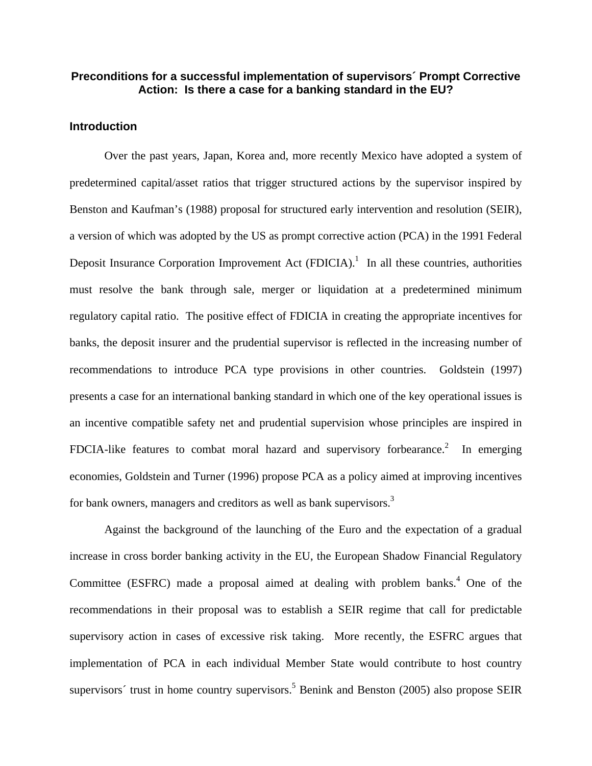# Preconditions for a successful implementation of supervisors´ Prompt Corrective Action: Is there a case for a banking standard in the EU?

## Introduction

Over the past years, Japan, Korea and, more recently Mexico have adopted a system of predetermined capital/asset ratios that trigger structured actions by the supervisor inspired by Benston and Kaufman's (1988) proposal for structured early intervention and resolution (SEIR), a version of which was adopted by the US as prompt corrective action (PCA) in the 1991 Federal Deposit Insurance Corporation Improvement Act (FDICIA).[1] In all these countries, authorities must resolve the bank through sale, merger or liquidation at a predetermined minimum regulatory capital ratio. The positive effect of FDICIA in creating the appropriate incentives for banks, the deposit insurer and the prudential supervisor is reflected in the increasing number of recommendations to introduce PCA type provisions in other countries. Goldstein (1997) presents a case for an international banking standard in which one of the key operational issues is an incentive compatible safety net and prudential supervision whose principles are inspired in FDCIA-like features to combat moral hazard and supervisory forbearance.[2] In emerging economies, Goldstein and Turner (1996) propose PCA as a policy aimed at improving incentives for bank owners, managers and creditors as well as bank supervisors.[3]

Against the background of the launching of the Euro and the expectation of a gradual increase in cross border banking activity in the EU, the European Shadow Financial Regulatory Committee (ESFRC) made a proposal aimed at dealing with problem banks.[4] One of the recommendations in their proposal was to establish a SEIR regime that call for predictable supervisory action in cases of excessive risk taking. More recently, the ESFRC argues that implementation of PCA in each individual Member State would contribute to host country supervisors´ trust in home country supervisors.[5] Benink and Benston (2005) also propose SEIR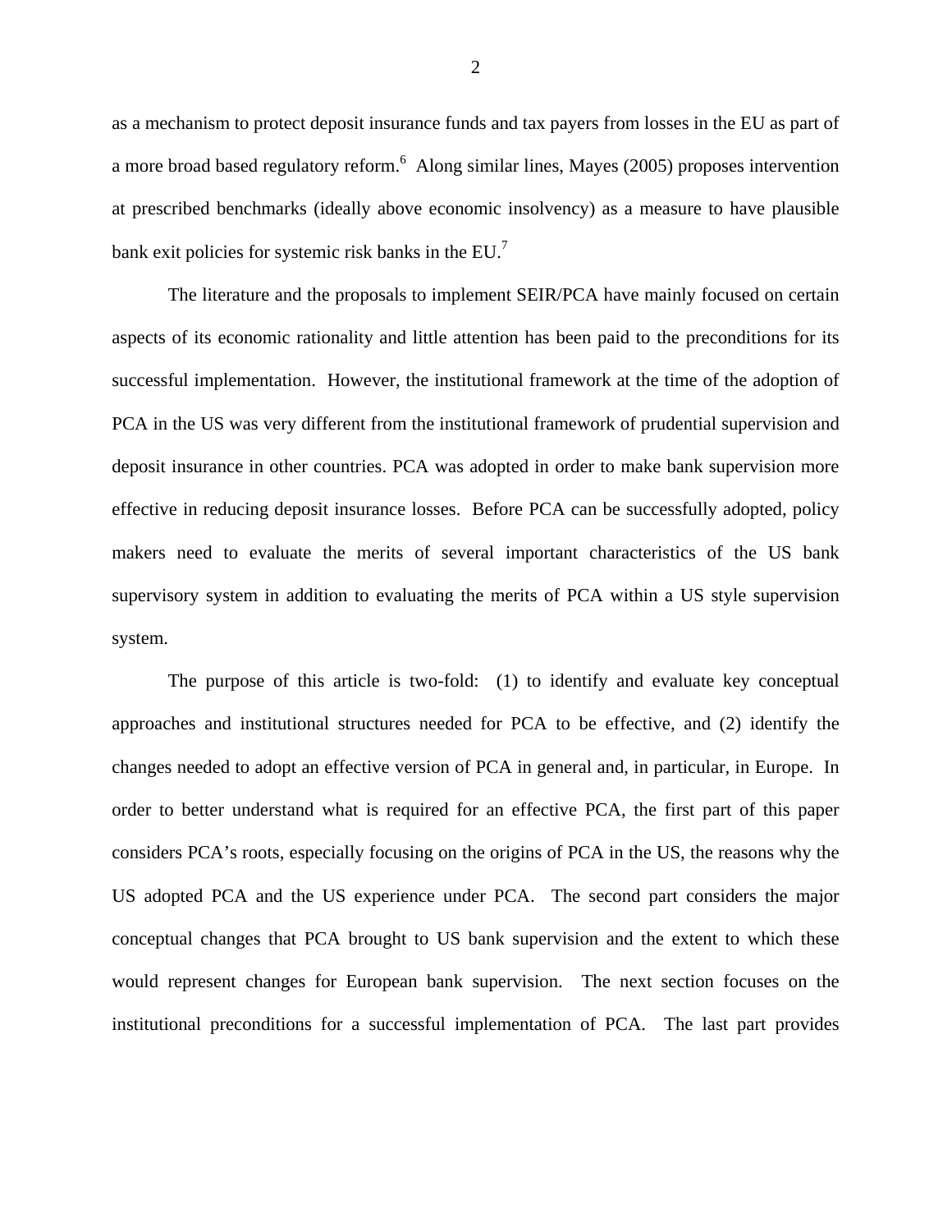as a mechanism to protect deposit insurance funds and tax payers from losses in the EU as part of a more broad based regulatory reform.[6] Along similar lines, Mayes (2005) proposes intervention at prescribed benchmarks (ideally above economic insolvency) as a measure to have plausible bank exit policies for systemic risk banks in the EU.[7]

The literature and the proposals to implement SEIR/PCA have mainly focused on certain aspects of its economic rationality and little attention has been paid to the preconditions for its successful implementation. However, the institutional framework at the time of the adoption of PCA in the US was very different from the institutional framework of prudential supervision and deposit insurance in other countries. PCA was adopted in order to make bank supervision more effective in reducing deposit insurance losses. Before PCA can be successfully adopted, policy makers need to evaluate the merits of several important characteristics of the US bank supervisory system in addition to evaluating the merits of PCA within a US style supervision system.

The purpose of this article is two-fold: (1) to identify and evaluate key conceptual approaches and institutional structures needed for PCA to be effective, and (2) identify the changes needed to adopt an effective version of PCA in general and, in particular, in Europe. In order to better understand what is required for an effective PCA, the first part of this paper considers PCA's roots, especially focusing on the origins of PCA in the US, the reasons why the US adopted PCA and the US experience under PCA. The second part considers the major conceptual changes that PCA brought to US bank supervision and the extent to which these would represent changes for European bank supervision. The next section focuses on the institutional preconditions for a successful implementation of PCA. The last part provides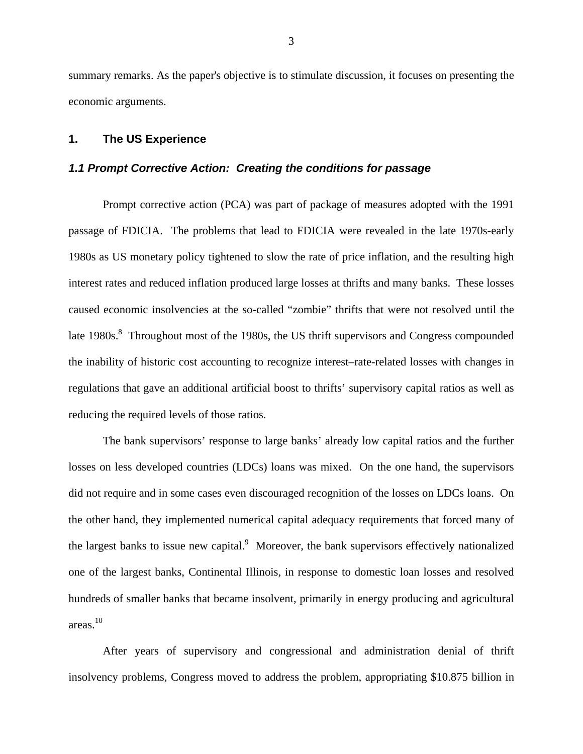summary remarks. As the paper's objective is to stimulate discussion, it focuses on presenting the economic arguments.

## 1. The US Experience

### *1.1 Prompt Corrective Action: Creating the conditions for passage*

Prompt corrective action (PCA) was part of package of measures adopted with the 1991 passage of FDICIA. The problems that lead to FDICIA were revealed in the late 1970s-early 1980s as US monetary policy tightened to slow the rate of price inflation, and the resulting high interest rates and reduced inflation produced large losses at thrifts and many banks. These losses caused economic insolvencies at the so-called "zombie" thrifts that were not resolved until the late 1980s.[8] Throughout most of the 1980s, the US thrift supervisors and Congress compounded the inability of historic cost accounting to recognize interest–rate-related losses with changes in regulations that gave an additional artificial boost to thrifts' supervisory capital ratios as well as reducing the required levels of those ratios.

The bank supervisors' response to large banks' already low capital ratios and the further losses on less developed countries (LDCs) loans was mixed. On the one hand, the supervisors did not require and in some cases even discouraged recognition of the losses on LDCs loans. On the other hand, they implemented numerical capital adequacy requirements that forced many of the largest banks to issue new capital.[9] Moreover, the bank supervisors effectively nationalized one of the largest banks, Continental Illinois, in response to domestic loan losses and resolved hundreds of smaller banks that became insolvent, primarily in energy producing and agricultural areas.[10]

After years of supervisory and congressional and administration denial of thrift insolvency problems, Congress moved to address the problem, appropriating $10.875 billion in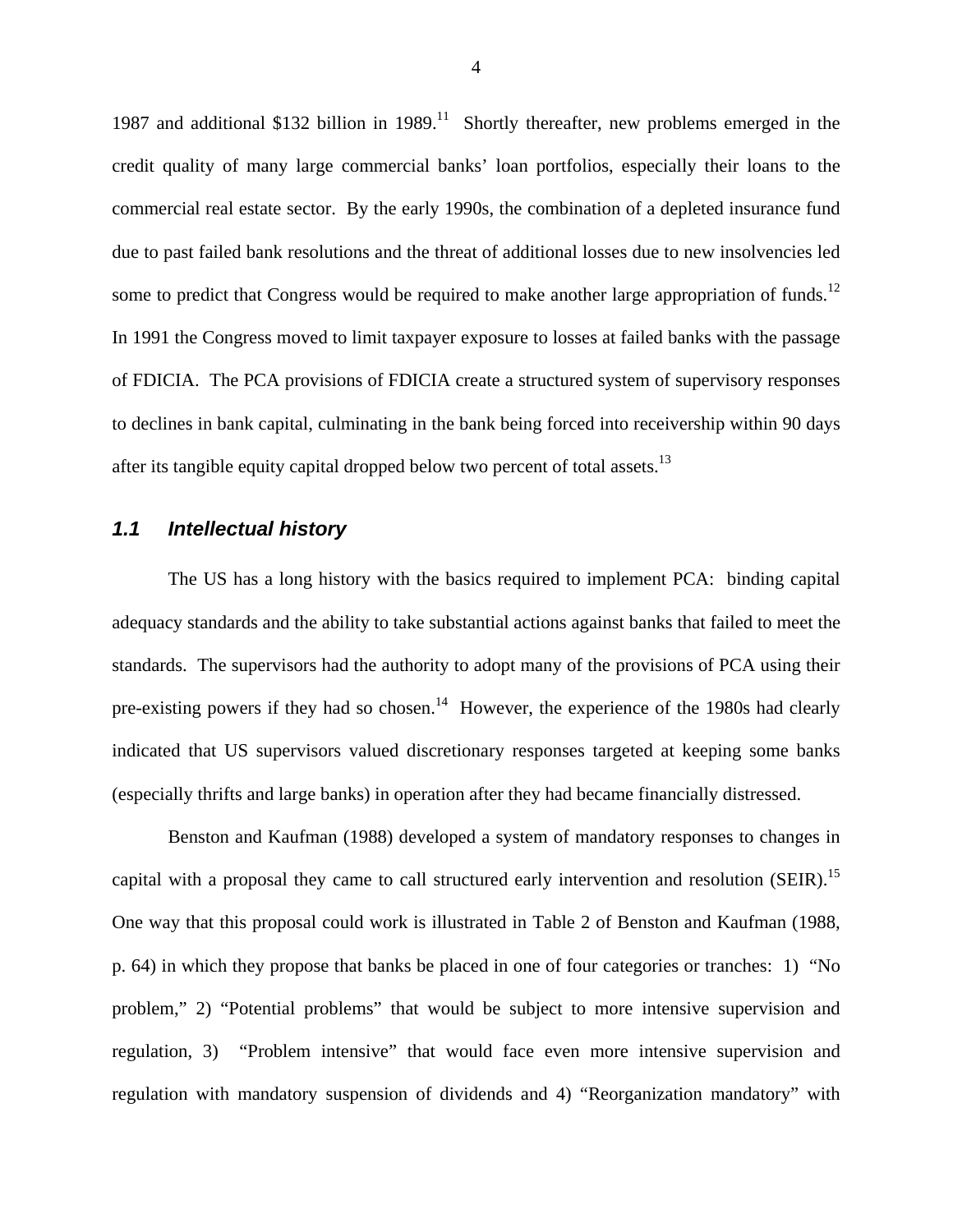1987 and additional $132 billion in 1989.[11] Shortly thereafter, new problems emerged in the credit quality of many large commercial banks' loan portfolios, especially their loans to the commercial real estate sector. By the early 1990s, the combination of a depleted insurance fund due to past failed bank resolutions and the threat of additional losses due to new insolvencies led some to predict that Congress would be required to make another large appropriation of funds.[12] In 1991 the Congress moved to limit taxpayer exposure to losses at failed banks with the passage of FDICIA. The PCA provisions of FDICIA create a structured system of supervisory responses to declines in bank capital, culminating in the bank being forced into receivership within 90 days after its tangible equity capital dropped below two percent of total assets.[13]

### *1.1 Intellectual history*

The US has a long history with the basics required to implement PCA: binding capital adequacy standards and the ability to take substantial actions against banks that failed to meet the standards. The supervisors had the authority to adopt many of the provisions of PCA using their pre-existing powers if they had so chosen.[14] However, the experience of the 1980s had clearly indicated that US supervisors valued discretionary responses targeted at keeping some banks (especially thrifts and large banks) in operation after they had became financially distressed.

Benston and Kaufman (1988) developed a system of mandatory responses to changes in capital with a proposal they came to call structured early intervention and resolution (SEIR).[15] One way that this proposal could work is illustrated in Table 2 of Benston and Kaufman (1988, p. 64) in which they propose that banks be placed in one of four categories or tranches: 1) "No problem," 2) "Potential problems" that would be subject to more intensive supervision and regulation, 3) "Problem intensive" that would face even more intensive supervision and regulation with mandatory suspension of dividends and 4) "Reorganization mandatory" with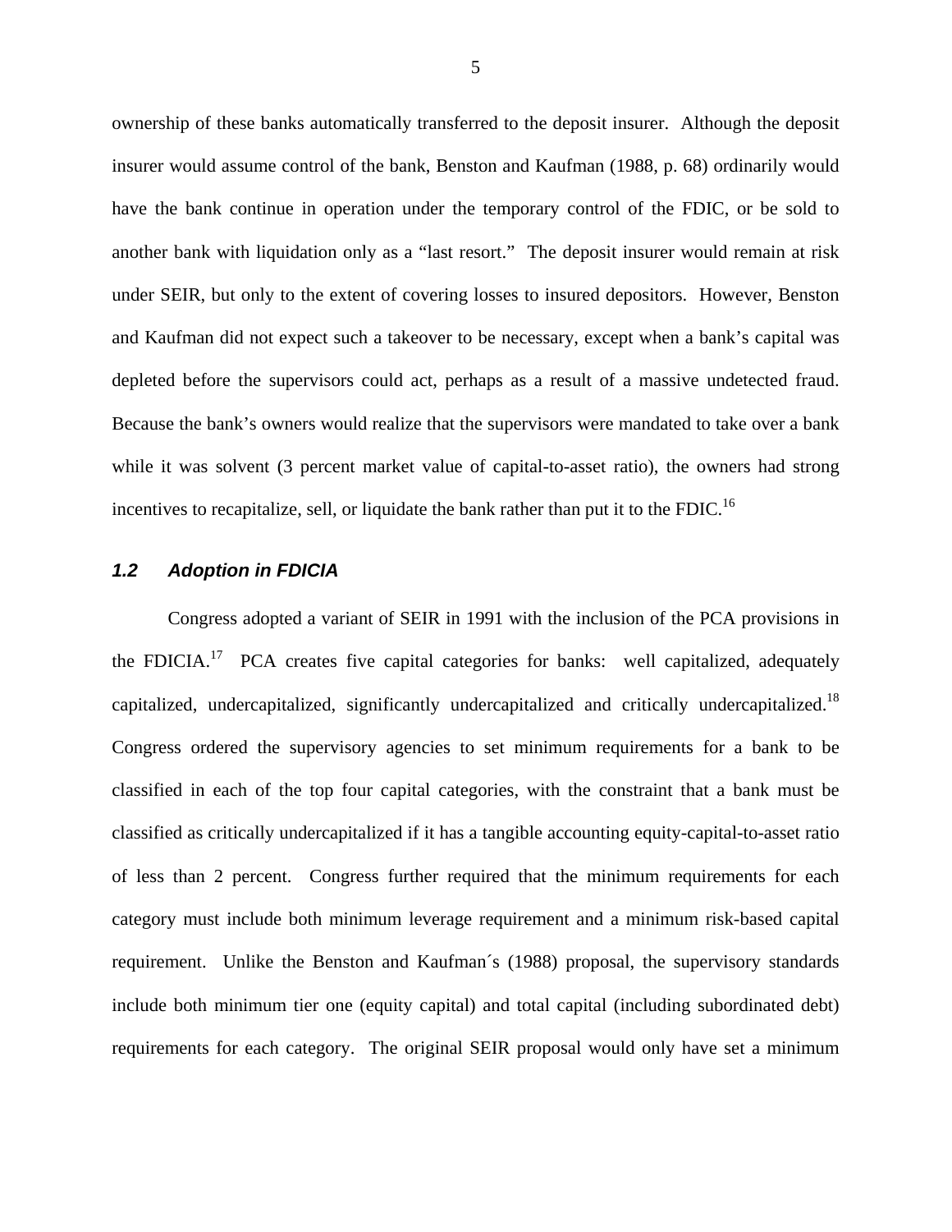ownership of these banks automatically transferred to the deposit insurer. Although the deposit insurer would assume control of the bank, Benston and Kaufman (1988, p. 68) ordinarily would have the bank continue in operation under the temporary control of the FDIC, or be sold to another bank with liquidation only as a "last resort." The deposit insurer would remain at risk under SEIR, but only to the extent of covering losses to insured depositors. However, Benston and Kaufman did not expect such a takeover to be necessary, except when a bank's capital was depleted before the supervisors could act, perhaps as a result of a massive undetected fraud. Because the bank's owners would realize that the supervisors were mandated to take over a bank while it was solvent (3 percent market value of capital-to-asset ratio), the owners had strong incentives to recapitalize, sell, or liquidate the bank rather than put it to the FDIC.[16]

### *1.2 Adoption in FDICIA*

Congress adopted a variant of SEIR in 1991 with the inclusion of the PCA provisions in the FDICIA.[17] PCA creates five capital categories for banks: well capitalized, adequately capitalized, undercapitalized, significantly undercapitalized and critically undercapitalized.[18] Congress ordered the supervisory agencies to set minimum requirements for a bank to be classified in each of the top four capital categories, with the constraint that a bank must be classified as critically undercapitalized if it has a tangible accounting equity-capital-to-asset ratio of less than 2 percent. Congress further required that the minimum requirements for each category must include both minimum leverage requirement and a minimum risk-based capital requirement. Unlike the Benston and Kaufman´s (1988) proposal, the supervisory standards include both minimum tier one (equity capital) and total capital (including subordinated debt) requirements for each category. The original SEIR proposal would only have set a minimum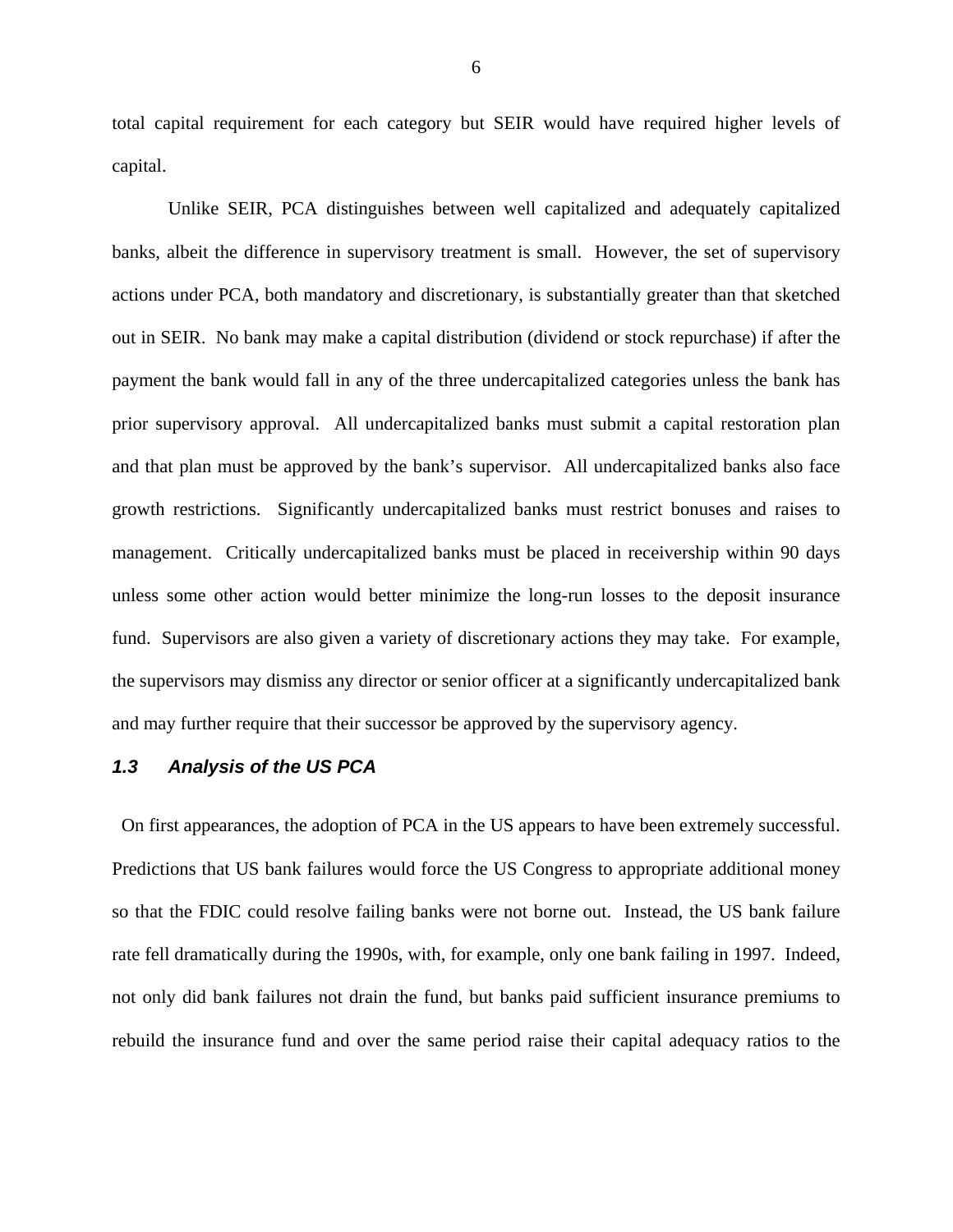total capital requirement for each category but SEIR would have required higher levels of capital.

Unlike SEIR, PCA distinguishes between well capitalized and adequately capitalized banks, albeit the difference in supervisory treatment is small. However, the set of supervisory actions under PCA, both mandatory and discretionary, is substantially greater than that sketched out in SEIR. No bank may make a capital distribution (dividend or stock repurchase) if after the payment the bank would fall in any of the three undercapitalized categories unless the bank has prior supervisory approval. All undercapitalized banks must submit a capital restoration plan and that plan must be approved by the bank's supervisor. All undercapitalized banks also face growth restrictions. Significantly undercapitalized banks must restrict bonuses and raises to management. Critically undercapitalized banks must be placed in receivership within 90 days unless some other action would better minimize the long-run losses to the deposit insurance fund. Supervisors are also given a variety of discretionary actions they may take. For example, the supervisors may dismiss any director or senior officer at a significantly undercapitalized bank and may further require that their successor be approved by the supervisory agency.

### *1.3 Analysis of the US PCA*

On first appearances, the adoption of PCA in the US appears to have been extremely successful. Predictions that US bank failures would force the US Congress to appropriate additional money so that the FDIC could resolve failing banks were not borne out. Instead, the US bank failure rate fell dramatically during the 1990s, with, for example, only one bank failing in 1997. Indeed, not only did bank failures not drain the fund, but banks paid sufficient insurance premiums to rebuild the insurance fund and over the same period raise their capital adequacy ratios to the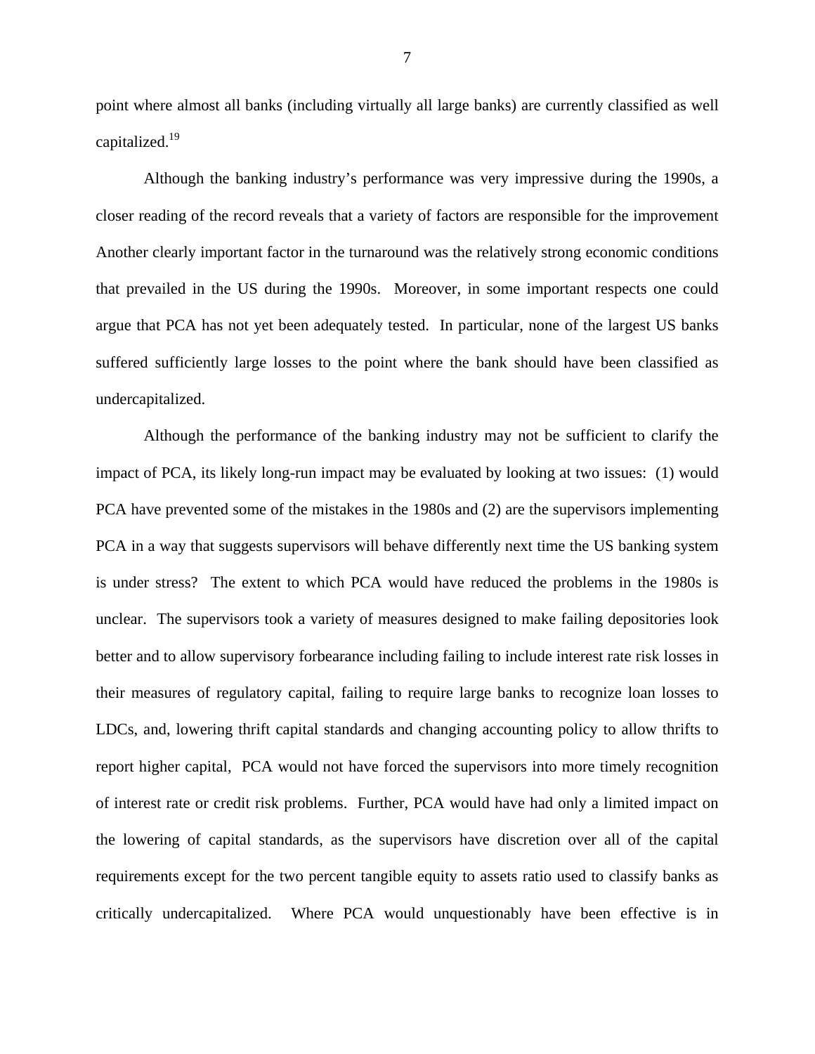point where almost all banks (including virtually all large banks) are currently classified as well capitalized.[19]

Although the banking industry's performance was very impressive during the 1990s, a closer reading of the record reveals that a variety of factors are responsible for the improvement Another clearly important factor in the turnaround was the relatively strong economic conditions that prevailed in the US during the 1990s. Moreover, in some important respects one could argue that PCA has not yet been adequately tested. In particular, none of the largest US banks suffered sufficiently large losses to the point where the bank should have been classified as undercapitalized.

Although the performance of the banking industry may not be sufficient to clarify the impact of PCA, its likely long-run impact may be evaluated by looking at two issues: (1) would PCA have prevented some of the mistakes in the 1980s and (2) are the supervisors implementing PCA in a way that suggests supervisors will behave differently next time the US banking system is under stress? The extent to which PCA would have reduced the problems in the 1980s is unclear. The supervisors took a variety of measures designed to make failing depositories look better and to allow supervisory forbearance including failing to include interest rate risk losses in their measures of regulatory capital, failing to require large banks to recognize loan losses to LDCs, and, lowering thrift capital standards and changing accounting policy to allow thrifts to report higher capital, PCA would not have forced the supervisors into more timely recognition of interest rate or credit risk problems. Further, PCA would have had only a limited impact on the lowering of capital standards, as the supervisors have discretion over all of the capital requirements except for the two percent tangible equity to assets ratio used to classify banks as critically undercapitalized. Where PCA would unquestionably have been effective is in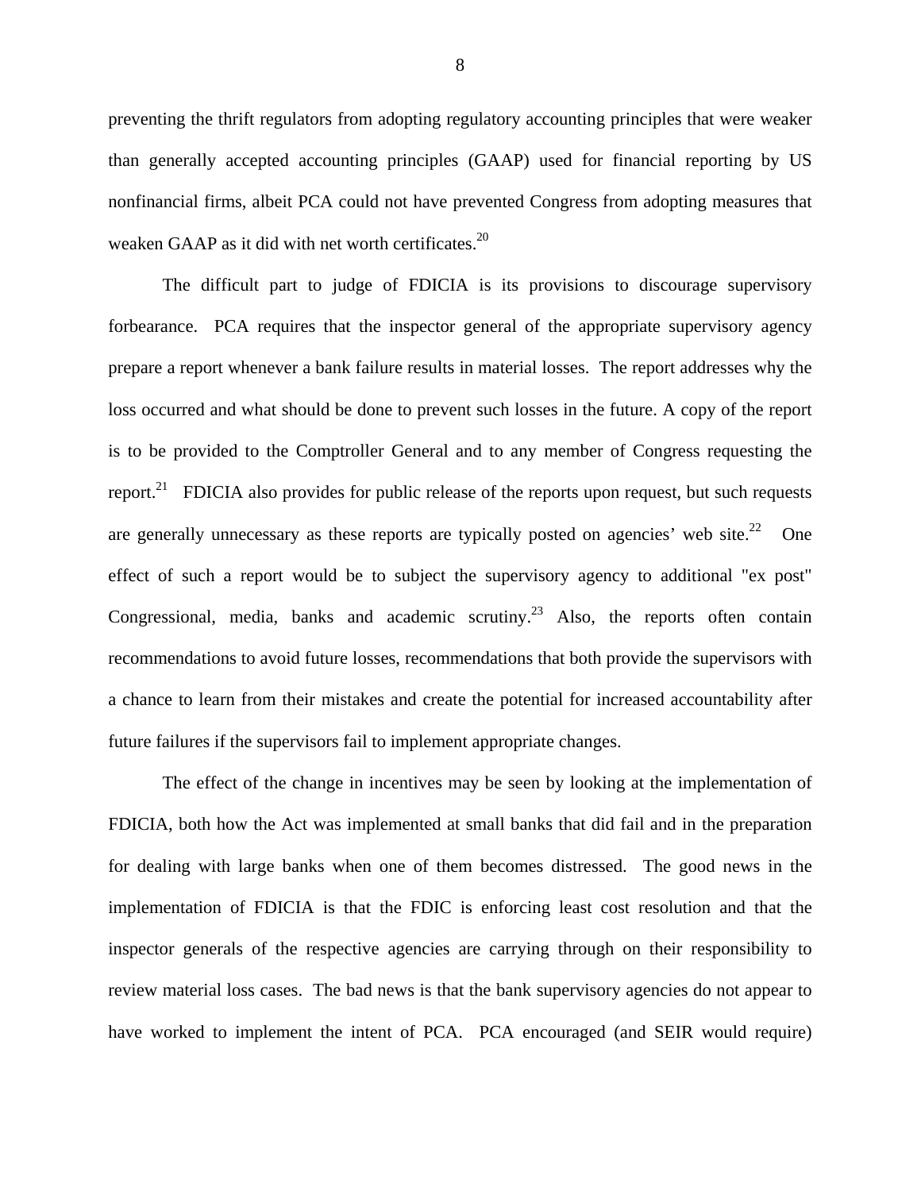preventing the thrift regulators from adopting regulatory accounting principles that were weaker than generally accepted accounting principles (GAAP) used for financial reporting by US nonfinancial firms, albeit PCA could not have prevented Congress from adopting measures that weaken GAAP as it did with net worth certificates.[20]

The difficult part to judge of FDICIA is its provisions to discourage supervisory forbearance. PCA requires that the inspector general of the appropriate supervisory agency prepare a report whenever a bank failure results in material losses. The report addresses why the loss occurred and what should be done to prevent such losses in the future. A copy of the report is to be provided to the Comptroller General and to any member of Congress requesting the report.[21] FDICIA also provides for public release of the reports upon request, but such requests are generally unnecessary as these reports are typically posted on agencies' web site.[22] One effect of such a report would be to subject the supervisory agency to additional "ex post" Congressional, media, banks and academic scrutiny.[23] Also, the reports often contain recommendations to avoid future losses, recommendations that both provide the supervisors with a chance to learn from their mistakes and create the potential for increased accountability after future failures if the supervisors fail to implement appropriate changes.

The effect of the change in incentives may be seen by looking at the implementation of FDICIA, both how the Act was implemented at small banks that did fail and in the preparation for dealing with large banks when one of them becomes distressed. The good news in the implementation of FDICIA is that the FDIC is enforcing least cost resolution and that the inspector generals of the respective agencies are carrying through on their responsibility to review material loss cases. The bad news is that the bank supervisory agencies do not appear to have worked to implement the intent of PCA. PCA encouraged (and SEIR would require)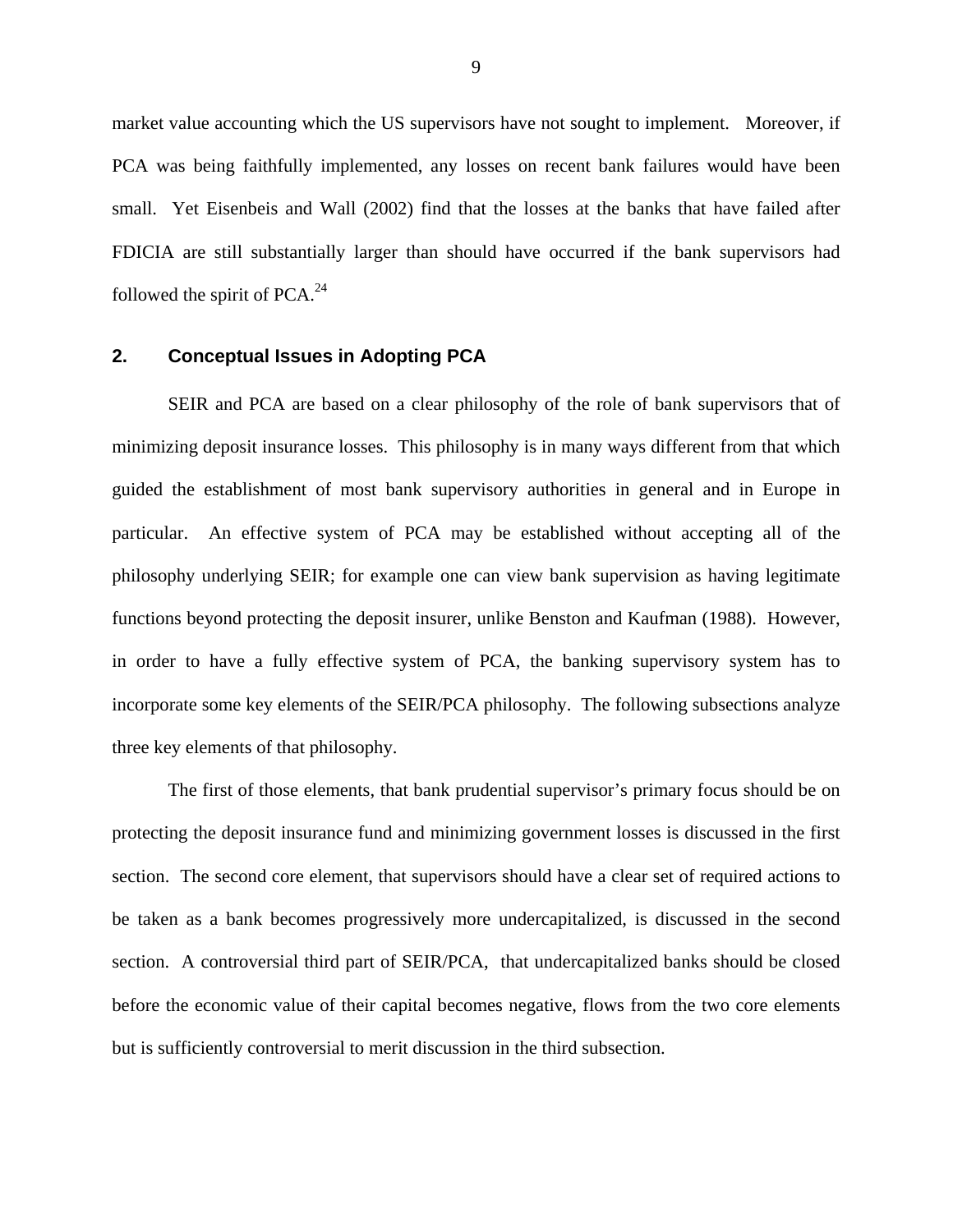market value accounting which the US supervisors have not sought to implement. Moreover, if PCA was being faithfully implemented, any losses on recent bank failures would have been small. Yet Eisenbeis and Wall (2002) find that the losses at the banks that have failed after FDICIA are still substantially larger than should have occurred if the bank supervisors had followed the spirit of PCA.[24]

## 2. Conceptual Issues in Adopting PCA

SEIR and PCA are based on a clear philosophy of the role of bank supervisors that of minimizing deposit insurance losses. This philosophy is in many ways different from that which guided the establishment of most bank supervisory authorities in general and in Europe in particular. An effective system of PCA may be established without accepting all of the philosophy underlying SEIR; for example one can view bank supervision as having legitimate functions beyond protecting the deposit insurer, unlike Benston and Kaufman (1988). However, in order to have a fully effective system of PCA, the banking supervisory system has to incorporate some key elements of the SEIR/PCA philosophy. The following subsections analyze three key elements of that philosophy.

The first of those elements, that bank prudential supervisor's primary focus should be on protecting the deposit insurance fund and minimizing government losses is discussed in the first section. The second core element, that supervisors should have a clear set of required actions to be taken as a bank becomes progressively more undercapitalized, is discussed in the second section. A controversial third part of SEIR/PCA, that undercapitalized banks should be closed before the economic value of their capital becomes negative, flows from the two core elements but is sufficiently controversial to merit discussion in the third subsection.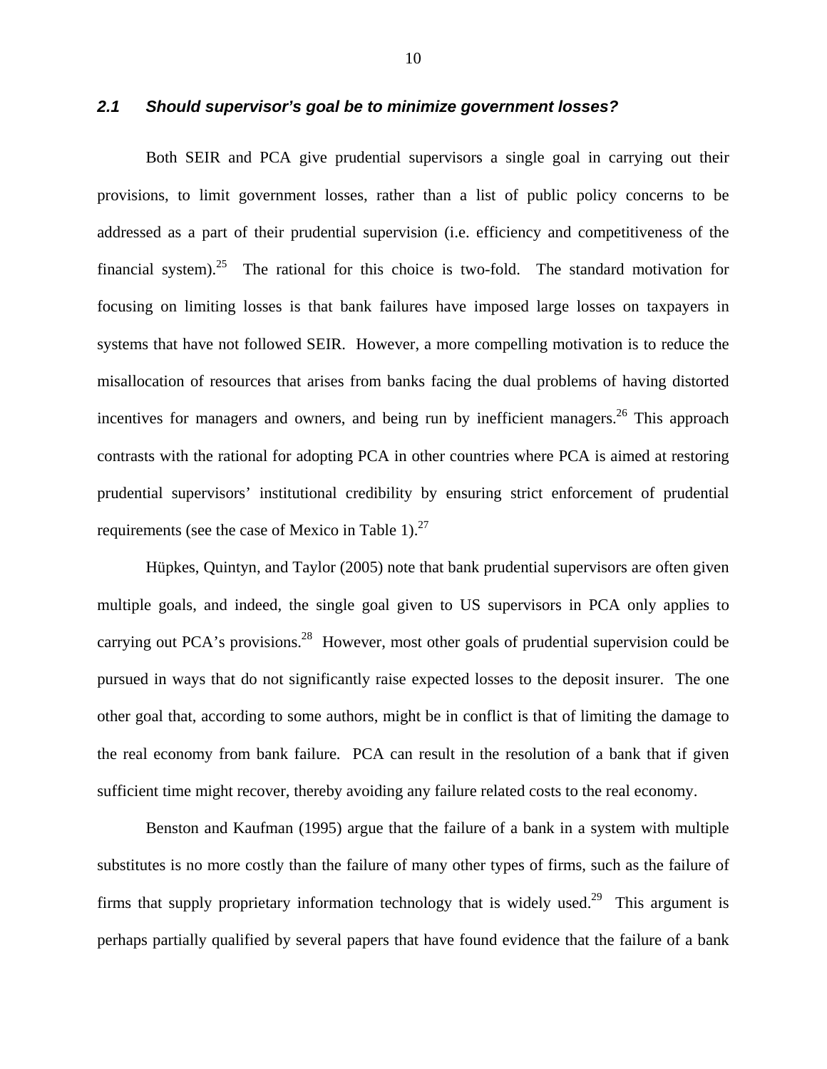### *2.1 Should supervisor's goal be to minimize government losses?*

Both SEIR and PCA give prudential supervisors a single goal in carrying out their provisions, to limit government losses, rather than a list of public policy concerns to be addressed as a part of their prudential supervision (i.e. efficiency and competitiveness of the financial system).[25] The rational for this choice is two-fold. The standard motivation for focusing on limiting losses is that bank failures have imposed large losses on taxpayers in systems that have not followed SEIR. However, a more compelling motivation is to reduce the misallocation of resources that arises from banks facing the dual problems of having distorted incentives for managers and owners, and being run by inefficient managers.[26] This approach contrasts with the rational for adopting PCA in other countries where PCA is aimed at restoring prudential supervisors' institutional credibility by ensuring strict enforcement of prudential requirements (see the case of Mexico in Table 1).[27]

Hüpkes, Quintyn, and Taylor (2005) note that bank prudential supervisors are often given multiple goals, and indeed, the single goal given to US supervisors in PCA only applies to carrying out PCA's provisions.[28] However, most other goals of prudential supervision could be pursued in ways that do not significantly raise expected losses to the deposit insurer. The one other goal that, according to some authors, might be in conflict is that of limiting the damage to the real economy from bank failure. PCA can result in the resolution of a bank that if given sufficient time might recover, thereby avoiding any failure related costs to the real economy.

Benston and Kaufman (1995) argue that the failure of a bank in a system with multiple substitutes is no more costly than the failure of many other types of firms, such as the failure of firms that supply proprietary information technology that is widely used.[29] This argument is perhaps partially qualified by several papers that have found evidence that the failure of a bank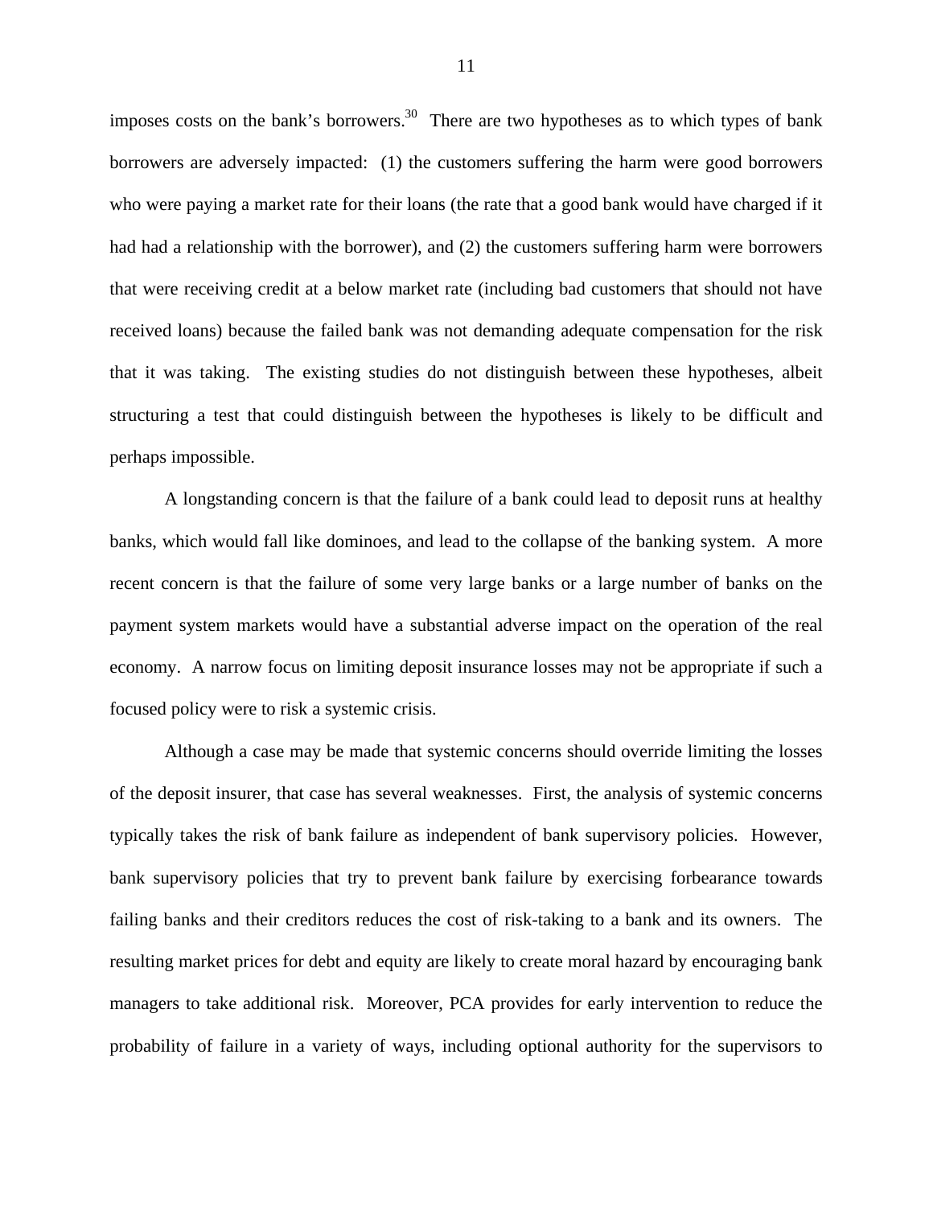imposes costs on the bank's borrowers.[30] There are two hypotheses as to which types of bank borrowers are adversely impacted: (1) the customers suffering the harm were good borrowers who were paying a market rate for their loans (the rate that a good bank would have charged if it had had a relationship with the borrower), and (2) the customers suffering harm were borrowers that were receiving credit at a below market rate (including bad customers that should not have received loans) because the failed bank was not demanding adequate compensation for the risk that it was taking. The existing studies do not distinguish between these hypotheses, albeit structuring a test that could distinguish between the hypotheses is likely to be difficult and perhaps impossible.

A longstanding concern is that the failure of a bank could lead to deposit runs at healthy banks, which would fall like dominoes, and lead to the collapse of the banking system. A more recent concern is that the failure of some very large banks or a large number of banks on the payment system markets would have a substantial adverse impact on the operation of the real economy. A narrow focus on limiting deposit insurance losses may not be appropriate if such a focused policy were to risk a systemic crisis.

Although a case may be made that systemic concerns should override limiting the losses of the deposit insurer, that case has several weaknesses. First, the analysis of systemic concerns typically takes the risk of bank failure as independent of bank supervisory policies. However, bank supervisory policies that try to prevent bank failure by exercising forbearance towards failing banks and their creditors reduces the cost of risk-taking to a bank and its owners. The resulting market prices for debt and equity are likely to create moral hazard by encouraging bank managers to take additional risk. Moreover, PCA provides for early intervention to reduce the probability of failure in a variety of ways, including optional authority for the supervisors to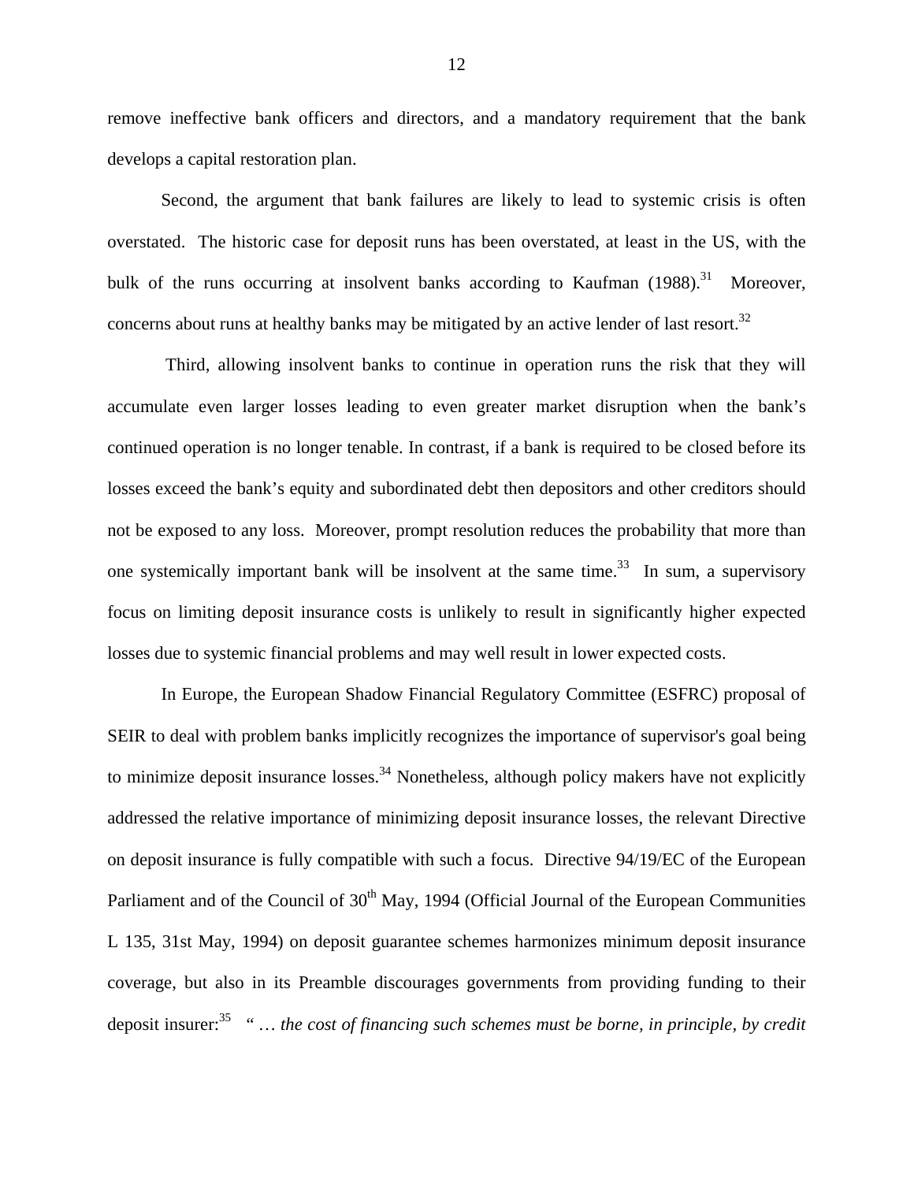remove ineffective bank officers and directors, and a mandatory requirement that the bank develops a capital restoration plan.

Second, the argument that bank failures are likely to lead to systemic crisis is often overstated. The historic case for deposit runs has been overstated, at least in the US, with the bulk of the runs occurring at insolvent banks according to Kaufman (1988).[31] Moreover, concerns about runs at healthy banks may be mitigated by an active lender of last resort.[32]

Third, allowing insolvent banks to continue in operation runs the risk that they will accumulate even larger losses leading to even greater market disruption when the bank's continued operation is no longer tenable. In contrast, if a bank is required to be closed before its losses exceed the bank's equity and subordinated debt then depositors and other creditors should not be exposed to any loss. Moreover, prompt resolution reduces the probability that more than one systemically important bank will be insolvent at the same time.[33] In sum, a supervisory focus on limiting deposit insurance costs is unlikely to result in significantly higher expected losses due to systemic financial problems and may well result in lower expected costs.

In Europe, the European Shadow Financial Regulatory Committee (ESFRC) proposal of SEIR to deal with problem banks implicitly recognizes the importance of supervisor's goal being to minimize deposit insurance losses.[34] Nonetheless, although policy makers have not explicitly addressed the relative importance of minimizing deposit insurance losses, the relevant Directive on deposit insurance is fully compatible with such a focus. Directive 94/19/EC of the European Parliament and of the Council of 30th May, 1994 (Official Journal of the European Communities L 135, 31st May, 1994) on deposit guarantee schemes harmonizes minimum deposit insurance coverage, but also in its Preamble discourages governments from providing funding to their deposit insurer:[35] *" … the cost of financing such schemes must be borne, in principle, by credit*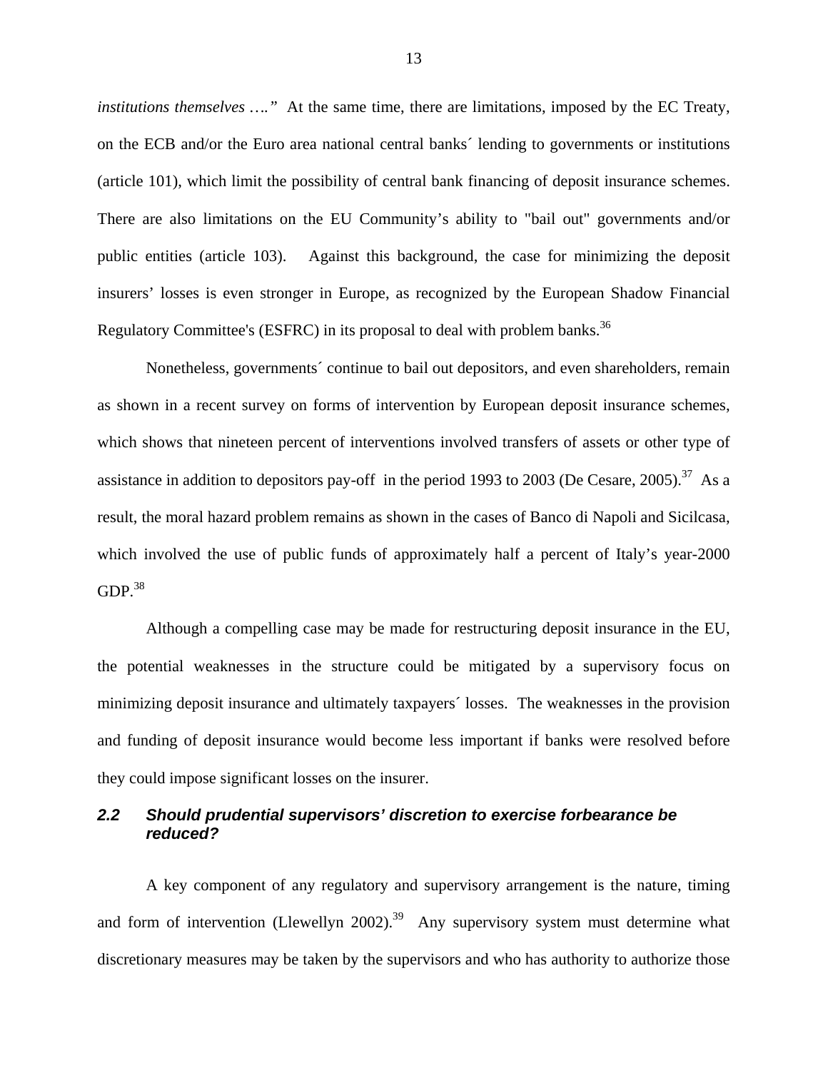*institutions themselves …."* At the same time, there are limitations, imposed by the EC Treaty, on the ECB and/or the Euro area national central banks´ lending to governments or institutions (article 101), which limit the possibility of central bank financing of deposit insurance schemes. There are also limitations on the EU Community's ability to "bail out" governments and/or public entities (article 103). Against this background, the case for minimizing the deposit insurers' losses is even stronger in Europe, as recognized by the European Shadow Financial Regulatory Committee's (ESFRC) in its proposal to deal with problem banks.[36]

Nonetheless, governments´ continue to bail out depositors, and even shareholders, remain as shown in a recent survey on forms of intervention by European deposit insurance schemes, which shows that nineteen percent of interventions involved transfers of assets or other type of assistance in addition to depositors pay-off in the period 1993 to 2003 (De Cesare, 2005).[37] As a result, the moral hazard problem remains as shown in the cases of Banco di Napoli and Sicilcasa, which involved the use of public funds of approximately half a percent of Italy's year-2000 GDP.[38]

Although a compelling case may be made for restructuring deposit insurance in the EU, the potential weaknesses in the structure could be mitigated by a supervisory focus on minimizing deposit insurance and ultimately taxpayers´ losses. The weaknesses in the provision and funding of deposit insurance would become less important if banks were resolved before they could impose significant losses on the insurer.

### *2.2 Should prudential supervisors' discretion to exercise forbearance be reduced?*

A key component of any regulatory and supervisory arrangement is the nature, timing and form of intervention (Llewellyn 2002).[39] Any supervisory system must determine what discretionary measures may be taken by the supervisors and who has authority to authorize those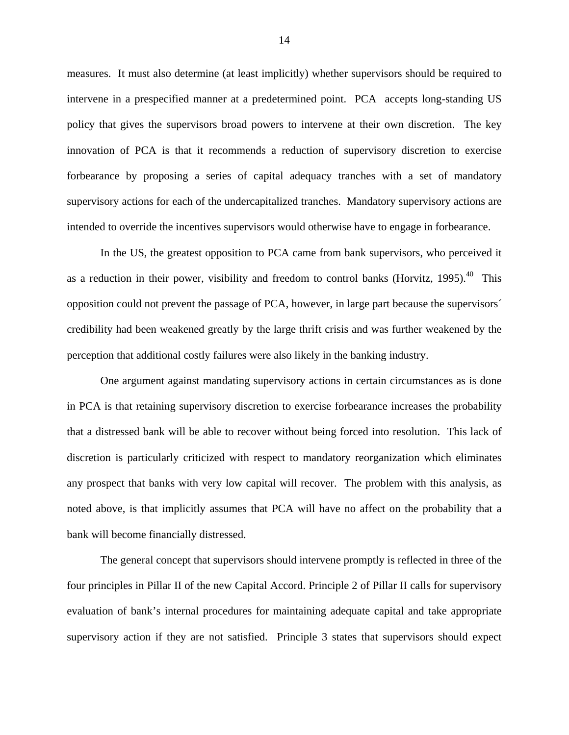measures. It must also determine (at least implicitly) whether supervisors should be required to intervene in a prespecified manner at a predetermined point. PCA accepts long-standing US policy that gives the supervisors broad powers to intervene at their own discretion. The key innovation of PCA is that it recommends a reduction of supervisory discretion to exercise forbearance by proposing a series of capital adequacy tranches with a set of mandatory supervisory actions for each of the undercapitalized tranches. Mandatory supervisory actions are intended to override the incentives supervisors would otherwise have to engage in forbearance.

In the US, the greatest opposition to PCA came from bank supervisors, who perceived it as a reduction in their power, visibility and freedom to control banks (Horvitz, 1995).[40] This opposition could not prevent the passage of PCA, however, in large part because the supervisors´ credibility had been weakened greatly by the large thrift crisis and was further weakened by the perception that additional costly failures were also likely in the banking industry.

One argument against mandating supervisory actions in certain circumstances as is done in PCA is that retaining supervisory discretion to exercise forbearance increases the probability that a distressed bank will be able to recover without being forced into resolution. This lack of discretion is particularly criticized with respect to mandatory reorganization which eliminates any prospect that banks with very low capital will recover. The problem with this analysis, as noted above, is that implicitly assumes that PCA will have no affect on the probability that a bank will become financially distressed.

The general concept that supervisors should intervene promptly is reflected in three of the four principles in Pillar II of the new Capital Accord. Principle 2 of Pillar II calls for supervisory evaluation of bank's internal procedures for maintaining adequate capital and take appropriate supervisory action if they are not satisfied. Principle 3 states that supervisors should expect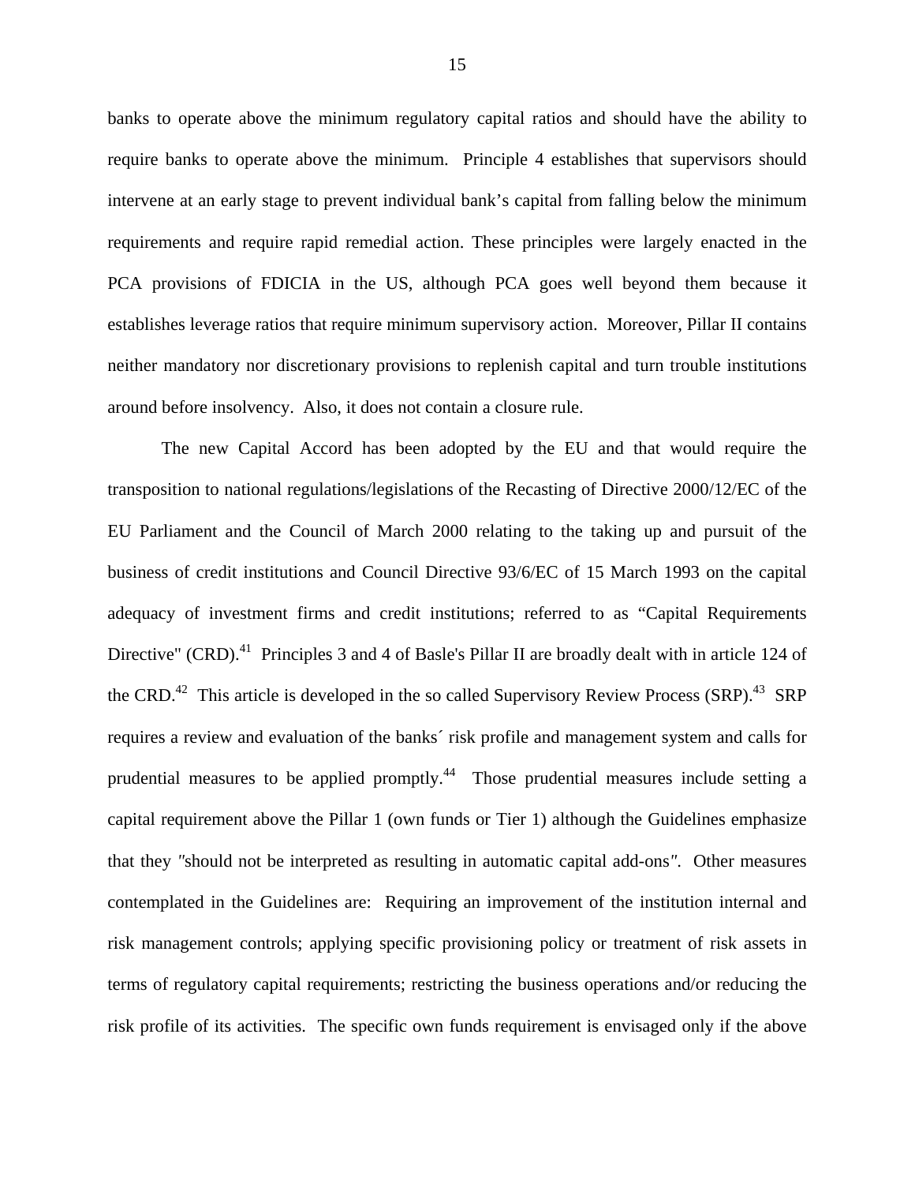banks to operate above the minimum regulatory capital ratios and should have the ability to require banks to operate above the minimum. Principle 4 establishes that supervisors should intervene at an early stage to prevent individual bank's capital from falling below the minimum requirements and require rapid remedial action. These principles were largely enacted in the PCA provisions of FDICIA in the US, although PCA goes well beyond them because it establishes leverage ratios that require minimum supervisory action. Moreover, Pillar II contains neither mandatory nor discretionary provisions to replenish capital and turn trouble institutions around before insolvency. Also, it does not contain a closure rule.

The new Capital Accord has been adopted by the EU and that would require the transposition to national regulations/legislations of the Recasting of Directive 2000/12/EC of the EU Parliament and the Council of March 2000 relating to the taking up and pursuit of the business of credit institutions and Council Directive 93/6/EC of 15 March 1993 on the capital adequacy of investment firms and credit institutions; referred to as "Capital Requirements Directive" (CRD).[41] Principles 3 and 4 of Basle's Pillar II are broadly dealt with in article 124 of the CRD.[42] This article is developed in the so called Supervisory Review Process (SRP).[43] SRP requires a review and evaluation of the banks´ risk profile and management system and calls for prudential measures to be applied promptly.[44] Those prudential measures include setting a capital requirement above the Pillar 1 (own funds or Tier 1) although the Guidelines emphasize that they "should not be interpreted as resulting in automatic capital add-ons". Other measures contemplated in the Guidelines are: Requiring an improvement of the institution internal and risk management controls; applying specific provisioning policy or treatment of risk assets in terms of regulatory capital requirements; restricting the business operations and/or reducing the risk profile of its activities. The specific own funds requirement is envisaged only if the above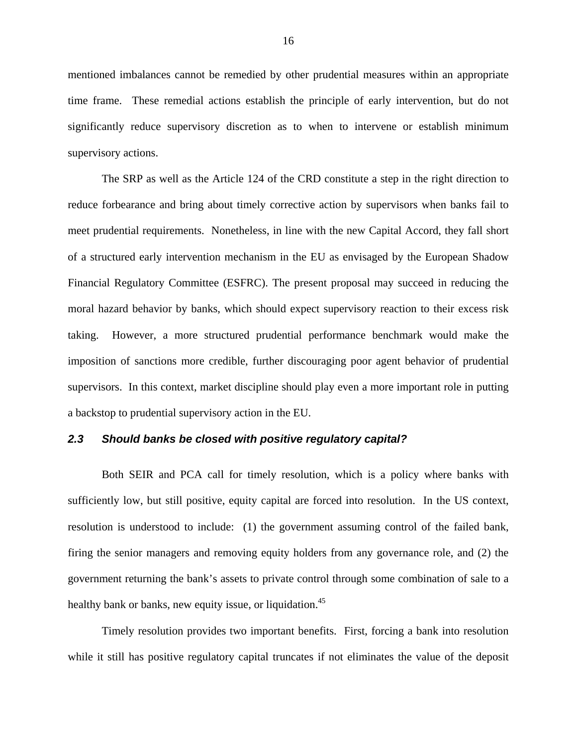mentioned imbalances cannot be remedied by other prudential measures within an appropriate time frame. These remedial actions establish the principle of early intervention, but do not significantly reduce supervisory discretion as to when to intervene or establish minimum supervisory actions.

The SRP as well as the Article 124 of the CRD constitute a step in the right direction to reduce forbearance and bring about timely corrective action by supervisors when banks fail to meet prudential requirements. Nonetheless, in line with the new Capital Accord, they fall short of a structured early intervention mechanism in the EU as envisaged by the European Shadow Financial Regulatory Committee (ESFRC). The present proposal may succeed in reducing the moral hazard behavior by banks, which should expect supervisory reaction to their excess risk taking. However, a more structured prudential performance benchmark would make the imposition of sanctions more credible, further discouraging poor agent behavior of prudential supervisors. In this context, market discipline should play even a more important role in putting a backstop to prudential supervisory action in the EU.

### *2.3 Should banks be closed with positive regulatory capital?*

Both SEIR and PCA call for timely resolution, which is a policy where banks with sufficiently low, but still positive, equity capital are forced into resolution. In the US context, resolution is understood to include: (1) the government assuming control of the failed bank, firing the senior managers and removing equity holders from any governance role, and (2) the government returning the bank's assets to private control through some combination of sale to a healthy bank or banks, new equity issue, or liquidation.[45]

Timely resolution provides two important benefits. First, forcing a bank into resolution while it still has positive regulatory capital truncates if not eliminates the value of the deposit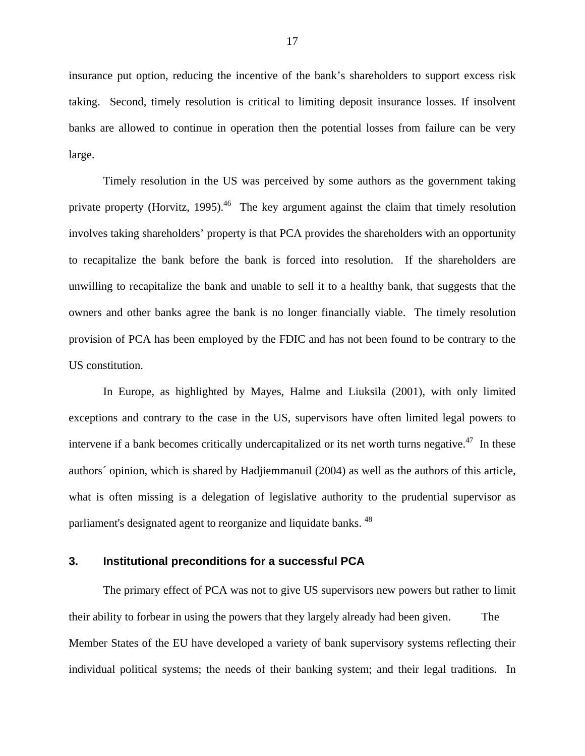insurance put option, reducing the incentive of the bank's shareholders to support excess risk taking. Second, timely resolution is critical to limiting deposit insurance losses. If insolvent banks are allowed to continue in operation then the potential losses from failure can be very large.

Timely resolution in the US was perceived by some authors as the government taking private property (Horvitz, 1995).[46] The key argument against the claim that timely resolution involves taking shareholders' property is that PCA provides the shareholders with an opportunity to recapitalize the bank before the bank is forced into resolution. If the shareholders are unwilling to recapitalize the bank and unable to sell it to a healthy bank, that suggests that the owners and other banks agree the bank is no longer financially viable. The timely resolution provision of PCA has been employed by the FDIC and has not been found to be contrary to the US constitution.

In Europe, as highlighted by Mayes, Halme and Liuksila (2001), with only limited exceptions and contrary to the case in the US, supervisors have often limited legal powers to intervene if a bank becomes critically undercapitalized or its net worth turns negative.[47] In these authors´ opinion, which is shared by Hadjiemmanuil (2004) as well as the authors of this article, what is often missing is a delegation of legislative authority to the prudential supervisor as parliament's designated agent to reorganize and liquidate banks.[48]

## 3. Institutional preconditions for a successful PCA

The primary effect of PCA was not to give US supervisors new powers but rather to limit their ability to forbear in using the powers that they largely already had been given. The Member States of the EU have developed a variety of bank supervisory systems reflecting their individual political systems; the needs of their banking system; and their legal traditions. In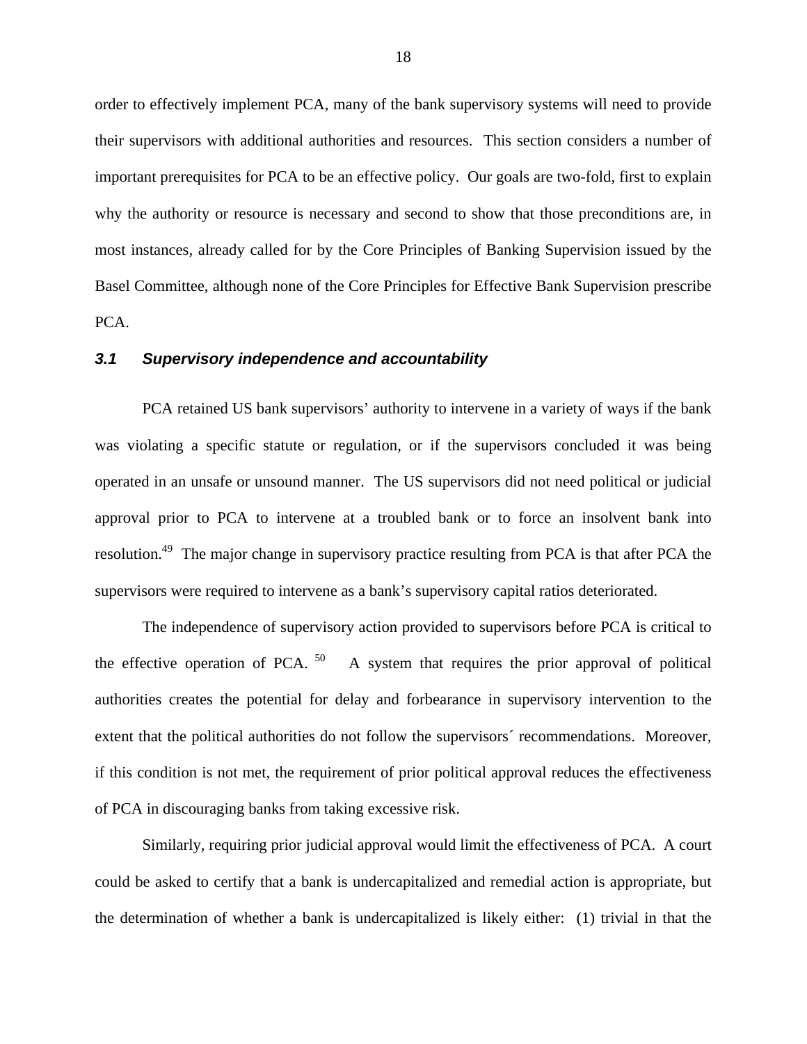order to effectively implement PCA, many of the bank supervisory systems will need to provide their supervisors with additional authorities and resources. This section considers a number of important prerequisites for PCA to be an effective policy. Our goals are two-fold, first to explain why the authority or resource is necessary and second to show that those preconditions are, in most instances, already called for by the Core Principles of Banking Supervision issued by the Basel Committee, although none of the Core Principles for Effective Bank Supervision prescribe PCA.

### *3.1 Supervisory independence and accountability*

PCA retained US bank supervisors' authority to intervene in a variety of ways if the bank was violating a specific statute or regulation, or if the supervisors concluded it was being operated in an unsafe or unsound manner. The US supervisors did not need political or judicial approval prior to PCA to intervene at a troubled bank or to force an insolvent bank into resolution.[49] The major change in supervisory practice resulting from PCA is that after PCA the supervisors were required to intervene as a bank's supervisory capital ratios deteriorated.

The independence of supervisory action provided to supervisors before PCA is critical to the effective operation of PCA.[50] A system that requires the prior approval of political authorities creates the potential for delay and forbearance in supervisory intervention to the extent that the political authorities do not follow the supervisors´ recommendations. Moreover, if this condition is not met, the requirement of prior political approval reduces the effectiveness of PCA in discouraging banks from taking excessive risk.

Similarly, requiring prior judicial approval would limit the effectiveness of PCA. A court could be asked to certify that a bank is undercapitalized and remedial action is appropriate, but the determination of whether a bank is undercapitalized is likely either: (1) trivial in that the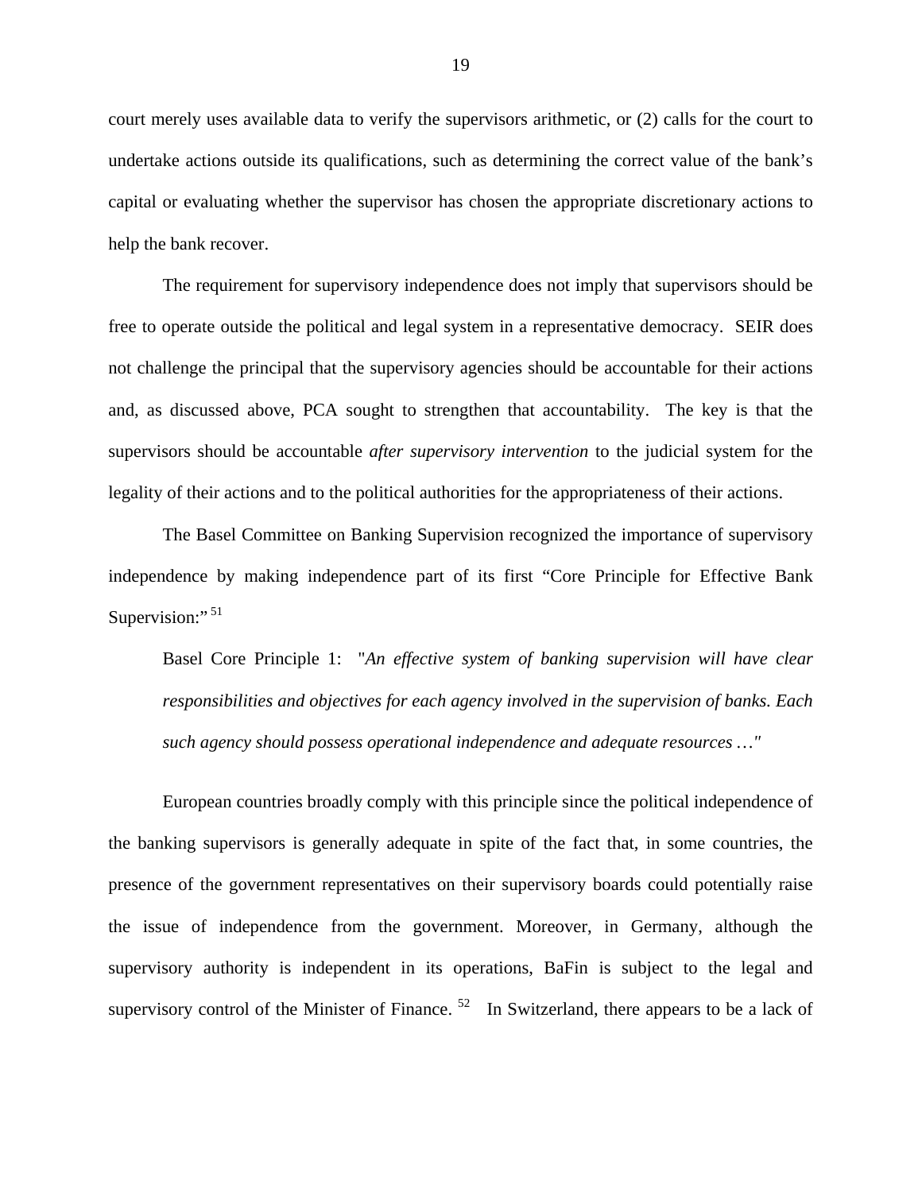court merely uses available data to verify the supervisors arithmetic, or (2) calls for the court to undertake actions outside its qualifications, such as determining the correct value of the bank's capital or evaluating whether the supervisor has chosen the appropriate discretionary actions to help the bank recover.

The requirement for supervisory independence does not imply that supervisors should be free to operate outside the political and legal system in a representative democracy. SEIR does not challenge the principal that the supervisory agencies should be accountable for their actions and, as discussed above, PCA sought to strengthen that accountability. The key is that the supervisors should be accountable *after supervisory intervention* to the judicial system for the legality of their actions and to the political authorities for the appropriateness of their actions.

The Basel Committee on Banking Supervision recognized the importance of supervisory independence by making independence part of its first "Core Principle for Effective Bank Supervision:" [51]

> Basel Core Principle 1: "*An effective system of banking supervision will have clear responsibilities and objectives for each agency involved in the supervision of banks. Each such agency should possess operational independence and adequate resources* …"

European countries broadly comply with this principle since the political independence of the banking supervisors is generally adequate in spite of the fact that, in some countries, the presence of the government representatives on their supervisory boards could potentially raise the issue of independence from the government. Moreover, in Germany, although the supervisory authority is independent in its operations, BaFin is subject to the legal and supervisory control of the Minister of Finance. [52] In Switzerland, there appears to be a lack of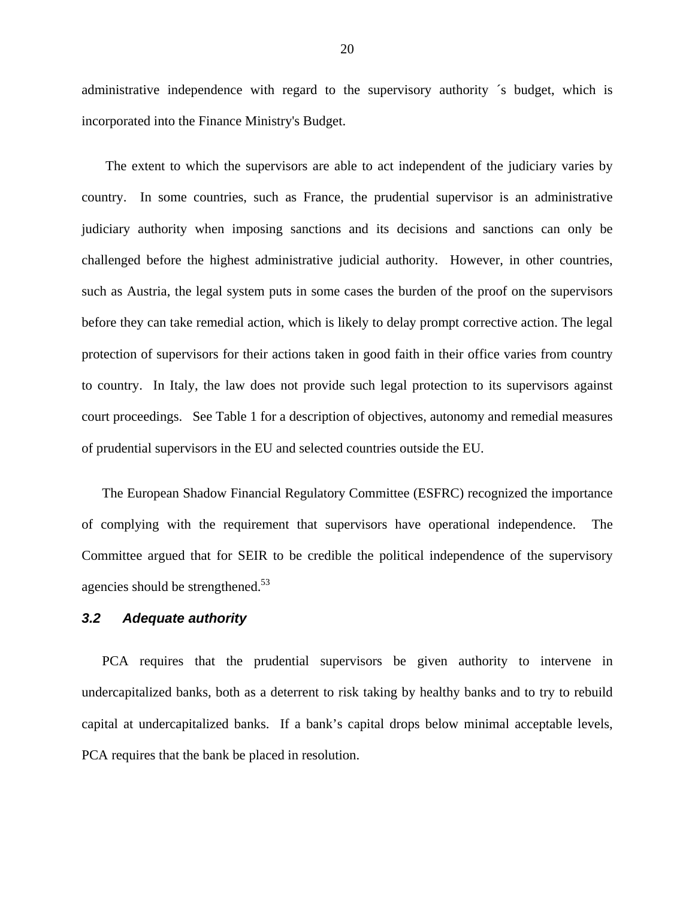administrative independence with regard to the supervisory authority ´s budget, which is incorporated into the Finance Ministry's Budget.

The extent to which the supervisors are able to act independent of the judiciary varies by country. In some countries, such as France, the prudential supervisor is an administrative judiciary authority when imposing sanctions and its decisions and sanctions can only be challenged before the highest administrative judicial authority. However, in other countries, such as Austria, the legal system puts in some cases the burden of the proof on the supervisors before they can take remedial action, which is likely to delay prompt corrective action. The legal protection of supervisors for their actions taken in good faith in their office varies from country to country. In Italy, the law does not provide such legal protection to its supervisors against court proceedings. See Table 1 for a description of objectives, autonomy and remedial measures of prudential supervisors in the EU and selected countries outside the EU.

The European Shadow Financial Regulatory Committee (ESFRC) recognized the importance of complying with the requirement that supervisors have operational independence. The Committee argued that for SEIR to be credible the political independence of the supervisory agencies should be strengthened.[53]

### *3.2 Adequate authority*

PCA requires that the prudential supervisors be given authority to intervene in undercapitalized banks, both as a deterrent to risk taking by healthy banks and to try to rebuild capital at undercapitalized banks. If a bank's capital drops below minimal acceptable levels, PCA requires that the bank be placed in resolution.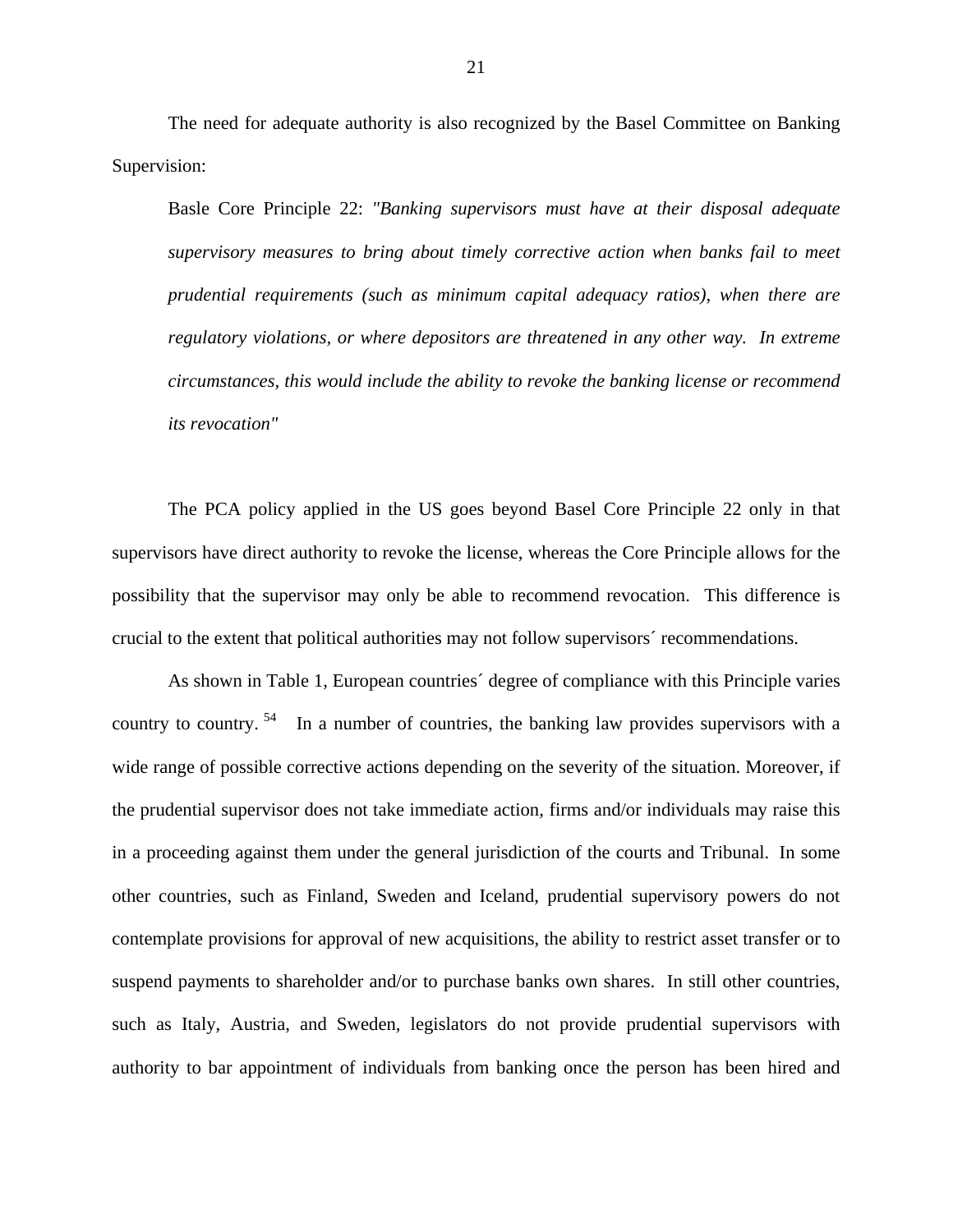The need for adequate authority is also recognized by the Basel Committee on Banking Supervision:

> Basle Core Principle 22: *"Banking supervisors must have at their disposal adequate supervisory measures to bring about timely corrective action when banks fail to meet prudential requirements (such as minimum capital adequacy ratios), when there are regulatory violations, or where depositors are threatened in any other way. In extreme circumstances, this would include the ability to revoke the banking license or recommend its revocation"*

The PCA policy applied in the US goes beyond Basel Core Principle 22 only in that supervisors have direct authority to revoke the license, whereas the Core Principle allows for the possibility that the supervisor may only be able to recommend revocation. This difference is crucial to the extent that political authorities may not follow supervisors´ recommendations.

As shown in Table 1, European countries´ degree of compliance with this Principle varies country to country. [54] In a number of countries, the banking law provides supervisors with a wide range of possible corrective actions depending on the severity of the situation. Moreover, if the prudential supervisor does not take immediate action, firms and/or individuals may raise this in a proceeding against them under the general jurisdiction of the courts and Tribunal. In some other countries, such as Finland, Sweden and Iceland, prudential supervisory powers do not contemplate provisions for approval of new acquisitions, the ability to restrict asset transfer or to suspend payments to shareholder and/or to purchase banks own shares. In still other countries, such as Italy, Austria, and Sweden, legislators do not provide prudential supervisors with authority to bar appointment of individuals from banking once the person has been hired and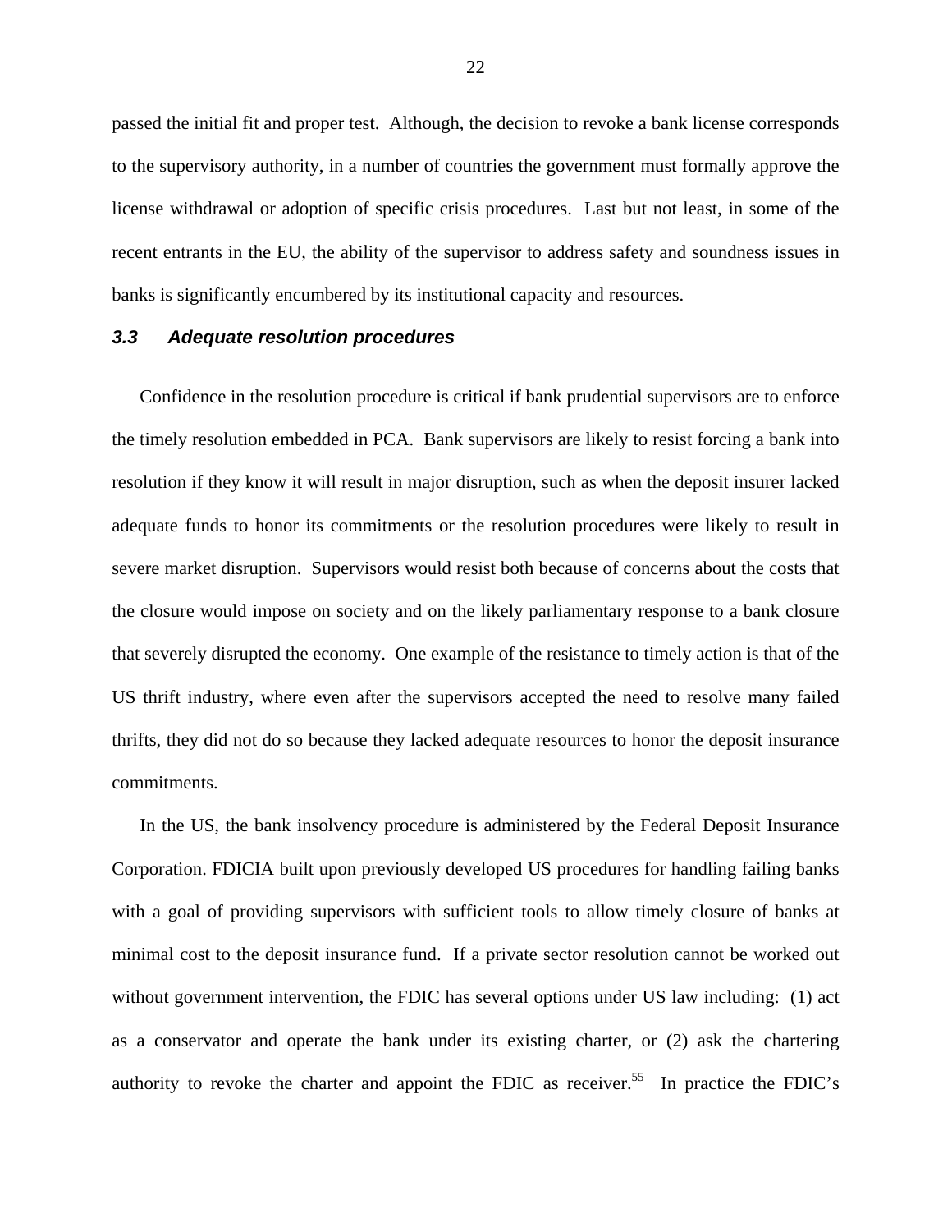passed the initial fit and proper test. Although, the decision to revoke a bank license corresponds to the supervisory authority, in a number of countries the government must formally approve the license withdrawal or adoption of specific crisis procedures. Last but not least, in some of the recent entrants in the EU, the ability of the supervisor to address safety and soundness issues in banks is significantly encumbered by its institutional capacity and resources.

### *3.3 Adequate resolution procedures*

Confidence in the resolution procedure is critical if bank prudential supervisors are to enforce the timely resolution embedded in PCA. Bank supervisors are likely to resist forcing a bank into resolution if they know it will result in major disruption, such as when the deposit insurer lacked adequate funds to honor its commitments or the resolution procedures were likely to result in severe market disruption. Supervisors would resist both because of concerns about the costs that the closure would impose on society and on the likely parliamentary response to a bank closure that severely disrupted the economy. One example of the resistance to timely action is that of the US thrift industry, where even after the supervisors accepted the need to resolve many failed thrifts, they did not do so because they lacked adequate resources to honor the deposit insurance commitments.

In the US, the bank insolvency procedure is administered by the Federal Deposit Insurance Corporation. FDICIA built upon previously developed US procedures for handling failing banks with a goal of providing supervisors with sufficient tools to allow timely closure of banks at minimal cost to the deposit insurance fund. If a private sector resolution cannot be worked out without government intervention, the FDIC has several options under US law including: (1) act as a conservator and operate the bank under its existing charter, or (2) ask the chartering authority to revoke the charter and appoint the FDIC as receiver.[55] In practice the FDIC's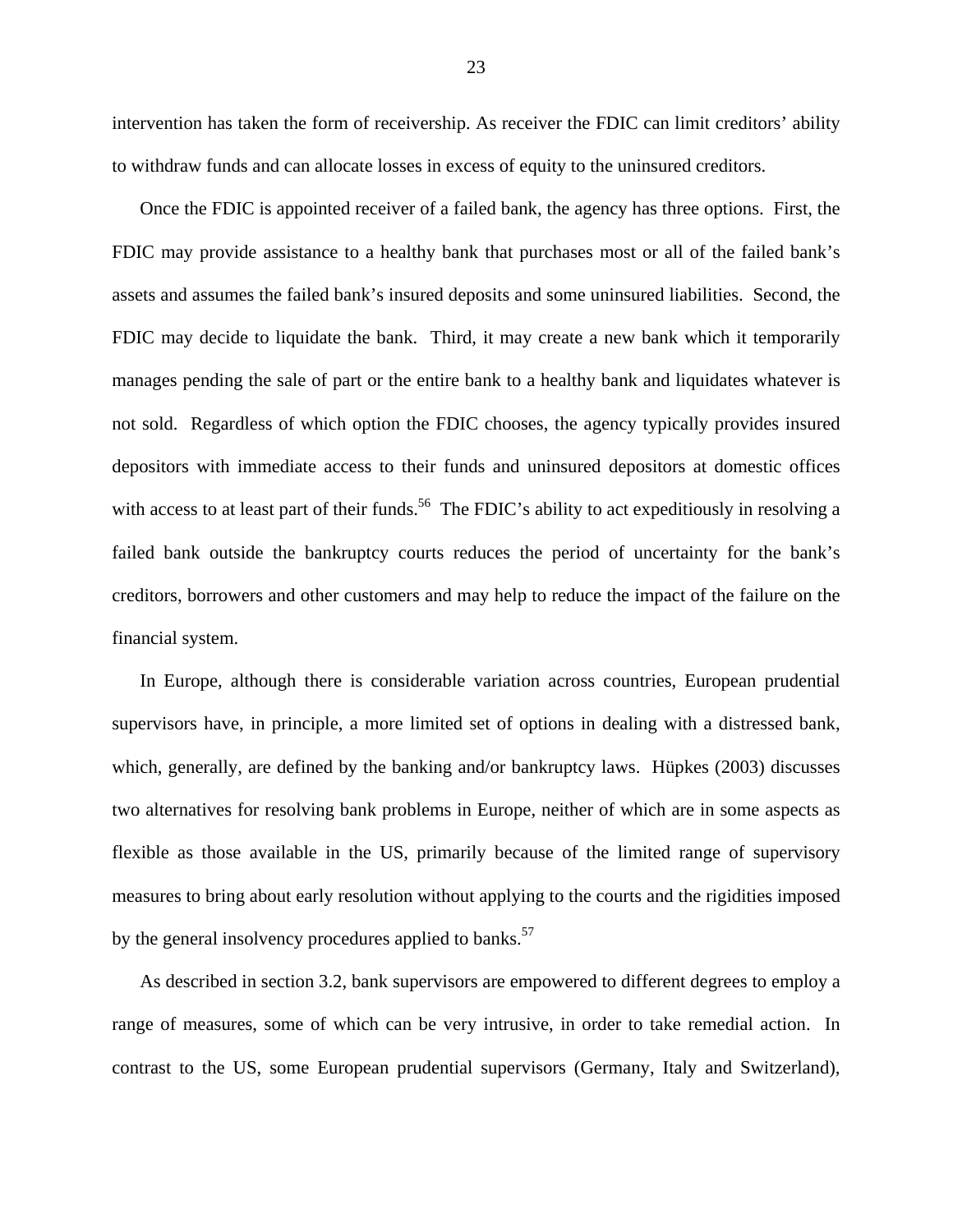intervention has taken the form of receivership. As receiver the FDIC can limit creditors' ability to withdraw funds and can allocate losses in excess of equity to the uninsured creditors.

Once the FDIC is appointed receiver of a failed bank, the agency has three options. First, the FDIC may provide assistance to a healthy bank that purchases most or all of the failed bank's assets and assumes the failed bank's insured deposits and some uninsured liabilities. Second, the FDIC may decide to liquidate the bank. Third, it may create a new bank which it temporarily manages pending the sale of part or the entire bank to a healthy bank and liquidates whatever is not sold. Regardless of which option the FDIC chooses, the agency typically provides insured depositors with immediate access to their funds and uninsured depositors at domestic offices with access to at least part of their funds.[56] The FDIC's ability to act expeditiously in resolving a failed bank outside the bankruptcy courts reduces the period of uncertainty for the bank's creditors, borrowers and other customers and may help to reduce the impact of the failure on the financial system.

In Europe, although there is considerable variation across countries, European prudential supervisors have, in principle, a more limited set of options in dealing with a distressed bank, which, generally, are defined by the banking and/or bankruptcy laws. Hüpkes (2003) discusses two alternatives for resolving bank problems in Europe, neither of which are in some aspects as flexible as those available in the US, primarily because of the limited range of supervisory measures to bring about early resolution without applying to the courts and the rigidities imposed by the general insolvency procedures applied to banks.[57]

As described in section 3.2, bank supervisors are empowered to different degrees to employ a range of measures, some of which can be very intrusive, in order to take remedial action. In contrast to the US, some European prudential supervisors (Germany, Italy and Switzerland),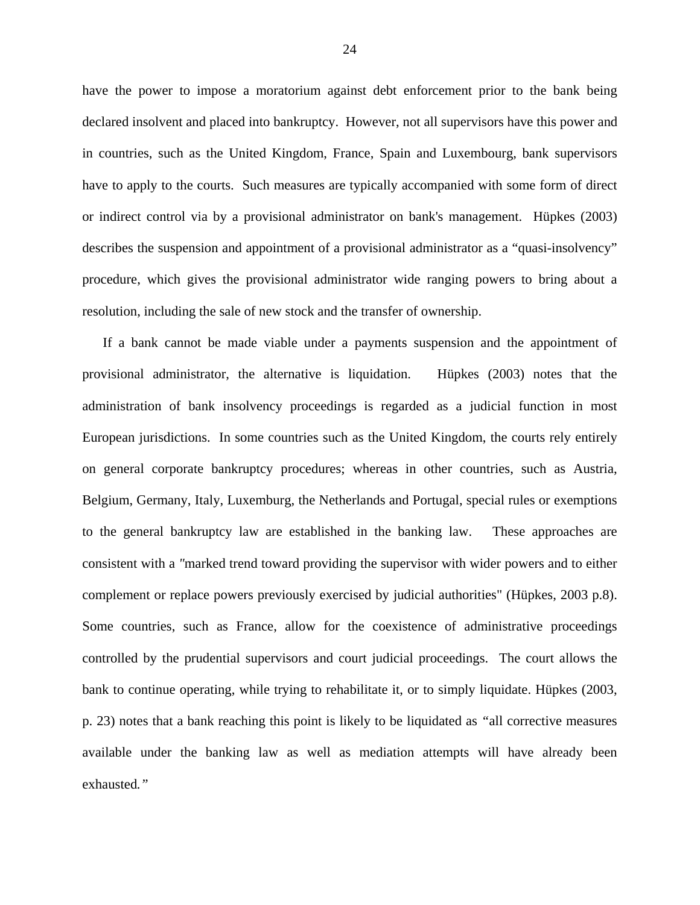have the power to impose a moratorium against debt enforcement prior to the bank being declared insolvent and placed into bankruptcy. However, not all supervisors have this power and in countries, such as the United Kingdom, France, Spain and Luxembourg, bank supervisors have to apply to the courts. Such measures are typically accompanied with some form of direct or indirect control via by a provisional administrator on bank's management. Hüpkes (2003) describes the suspension and appointment of a provisional administrator as a "quasi-insolvency" procedure, which gives the provisional administrator wide ranging powers to bring about a resolution, including the sale of new stock and the transfer of ownership.

If a bank cannot be made viable under a payments suspension and the appointment of provisional administrator, the alternative is liquidation. Hüpkes (2003) notes that the administration of bank insolvency proceedings is regarded as a judicial function in most European jurisdictions. In some countries such as the United Kingdom, the courts rely entirely on general corporate bankruptcy procedures; whereas in other countries, such as Austria, Belgium, Germany, Italy, Luxemburg, the Netherlands and Portugal, special rules or exemptions to the general bankruptcy law are established in the banking law. These approaches are consistent with a "marked trend toward providing the supervisor with wider powers and to either complement or replace powers previously exercised by judicial authorities" (Hüpkes, 2003 p.8). Some countries, such as France, allow for the coexistence of administrative proceedings controlled by the prudential supervisors and court judicial proceedings. The court allows the bank to continue operating, while trying to rehabilitate it, or to simply liquidate. Hüpkes (2003, p. 23) notes that a bank reaching this point is likely to be liquidated as *"all corrective measures available under the banking law as well as mediation attempts will have already been exhausted."*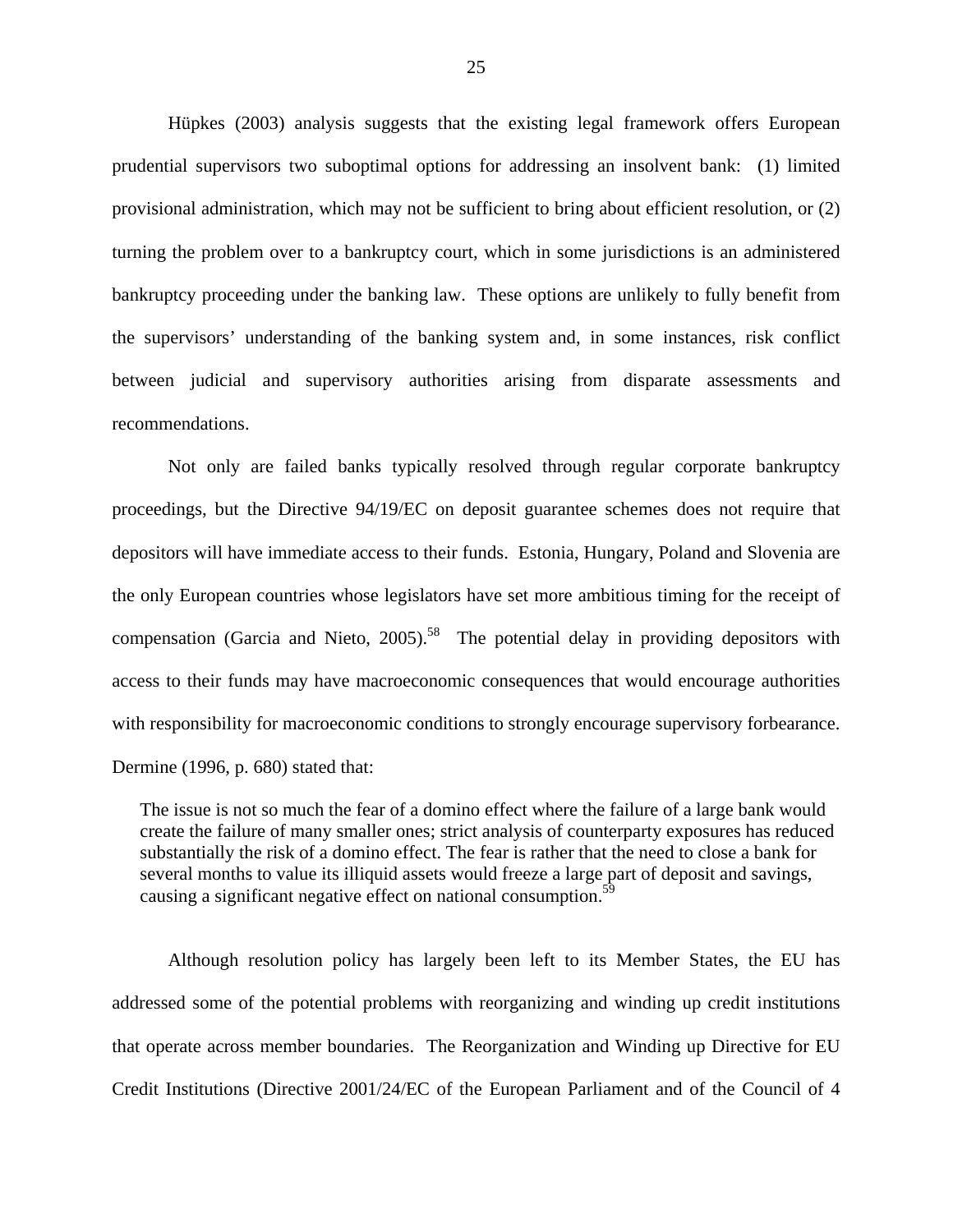Hüpkes (2003) analysis suggests that the existing legal framework offers European prudential supervisors two suboptimal options for addressing an insolvent bank: (1) limited provisional administration, which may not be sufficient to bring about efficient resolution, or (2) turning the problem over to a bankruptcy court, which in some jurisdictions is an administered bankruptcy proceeding under the banking law. These options are unlikely to fully benefit from the supervisors' understanding of the banking system and, in some instances, risk conflict between judicial and supervisory authorities arising from disparate assessments and recommendations.

Not only are failed banks typically resolved through regular corporate bankruptcy proceedings, but the Directive 94/19/EC on deposit guarantee schemes does not require that depositors will have immediate access to their funds. Estonia, Hungary, Poland and Slovenia are the only European countries whose legislators have set more ambitious timing for the receipt of compensation (Garcia and Nieto, 2005).[58] The potential delay in providing depositors with access to their funds may have macroeconomic consequences that would encourage authorities with responsibility for macroeconomic conditions to strongly encourage supervisory forbearance. Dermine (1996, p. 680) stated that:

> The issue is not so much the fear of a domino effect where the failure of a large bank would create the failure of many smaller ones; strict analysis of counterparty exposures has reduced substantially the risk of a domino effect. The fear is rather that the need to close a bank for several months to value its illiquid assets would freeze a large part of deposit and savings, causing a significant negative effect on national consumption.[59]

Although resolution policy has largely been left to its Member States, the EU has addressed some of the potential problems with reorganizing and winding up credit institutions that operate across member boundaries. The Reorganization and Winding up Directive for EU Credit Institutions (Directive 2001/24/EC of the European Parliament and of the Council of 4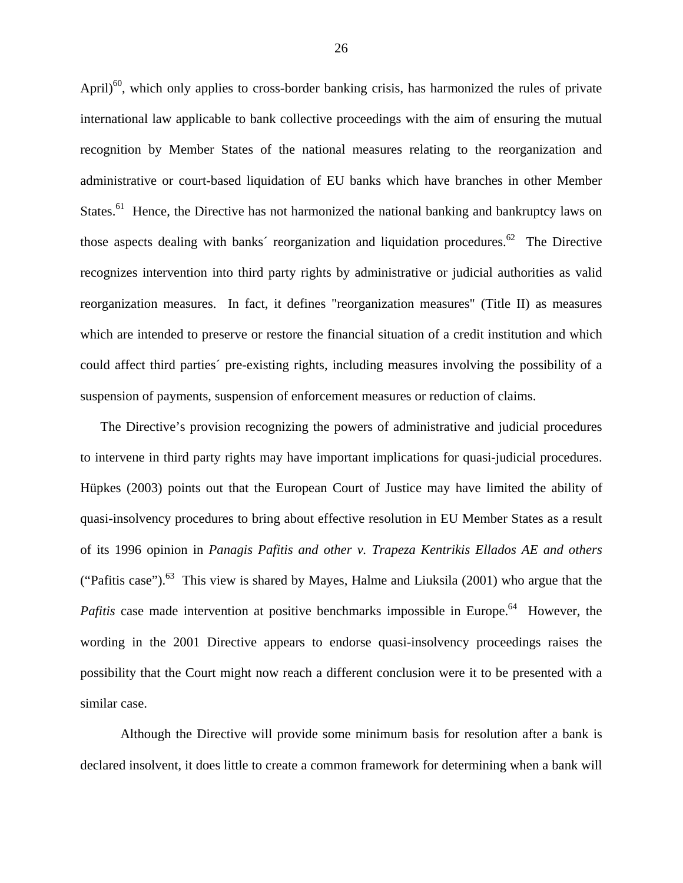April)[60], which only applies to cross-border banking crisis, has harmonized the rules of private international law applicable to bank collective proceedings with the aim of ensuring the mutual recognition by Member States of the national measures relating to the reorganization and administrative or court-based liquidation of EU banks which have branches in other Member States.[61] Hence, the Directive has not harmonized the national banking and bankruptcy laws on those aspects dealing with banks´ reorganization and liquidation procedures.[62] The Directive recognizes intervention into third party rights by administrative or judicial authorities as valid reorganization measures. In fact, it defines "reorganization measures" (Title II) as measures which are intended to preserve or restore the financial situation of a credit institution and which could affect third parties´ pre-existing rights, including measures involving the possibility of a suspension of payments, suspension of enforcement measures or reduction of claims.

The Directive's provision recognizing the powers of administrative and judicial procedures to intervene in third party rights may have important implications for quasi-judicial procedures. Hüpkes (2003) points out that the European Court of Justice may have limited the ability of quasi-insolvency procedures to bring about effective resolution in EU Member States as a result of its 1996 opinion in *Panagis Pafitis and other v. Trapeza Kentrikis Ellados AE and others* ("Pafitis case").[63] This view is shared by Mayes, Halme and Liuksila (2001) who argue that the *Pafitis* case made intervention at positive benchmarks impossible in Europe.[64] However, the wording in the 2001 Directive appears to endorse quasi-insolvency proceedings raises the possibility that the Court might now reach a different conclusion were it to be presented with a similar case.

Although the Directive will provide some minimum basis for resolution after a bank is declared insolvent, it does little to create a common framework for determining when a bank will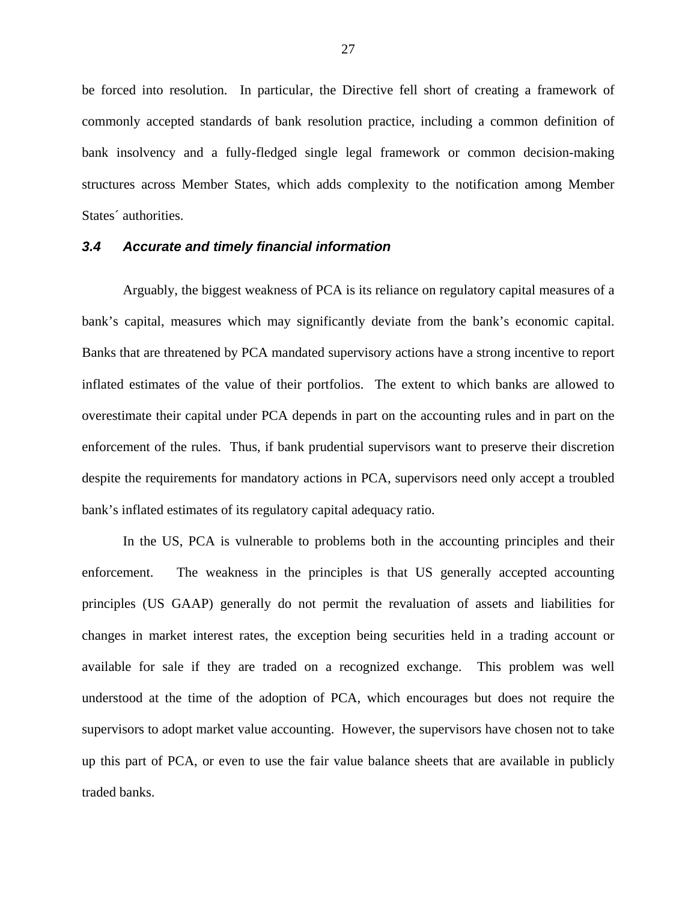be forced into resolution. In particular, the Directive fell short of creating a framework of commonly accepted standards of bank resolution practice, including a common definition of bank insolvency and a fully-fledged single legal framework or common decision-making structures across Member States, which adds complexity to the notification among Member States´ authorities.

### *3.4 Accurate and timely financial information*

Arguably, the biggest weakness of PCA is its reliance on regulatory capital measures of a bank's capital, measures which may significantly deviate from the bank's economic capital. Banks that are threatened by PCA mandated supervisory actions have a strong incentive to report inflated estimates of the value of their portfolios. The extent to which banks are allowed to overestimate their capital under PCA depends in part on the accounting rules and in part on the enforcement of the rules. Thus, if bank prudential supervisors want to preserve their discretion despite the requirements for mandatory actions in PCA, supervisors need only accept a troubled bank's inflated estimates of its regulatory capital adequacy ratio.

In the US, PCA is vulnerable to problems both in the accounting principles and their enforcement. The weakness in the principles is that US generally accepted accounting principles (US GAAP) generally do not permit the revaluation of assets and liabilities for changes in market interest rates, the exception being securities held in a trading account or available for sale if they are traded on a recognized exchange. This problem was well understood at the time of the adoption of PCA, which encourages but does not require the supervisors to adopt market value accounting. However, the supervisors have chosen not to take up this part of PCA, or even to use the fair value balance sheets that are available in publicly traded banks.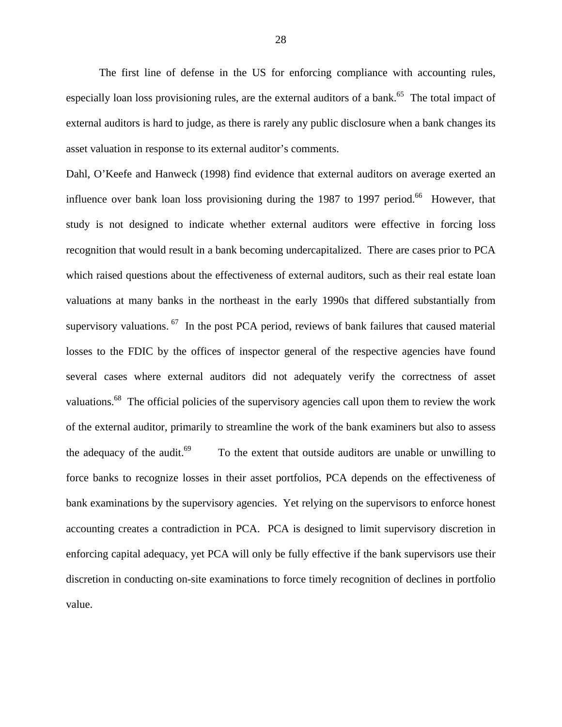The first line of defense in the US for enforcing compliance with accounting rules, especially loan loss provisioning rules, are the external auditors of a bank.[65] The total impact of external auditors is hard to judge, as there is rarely any public disclosure when a bank changes its asset valuation in response to its external auditor's comments.

Dahl, O'Keefe and Hanweck (1998) find evidence that external auditors on average exerted an influence over bank loan loss provisioning during the 1987 to 1997 period.[66] However, that study is not designed to indicate whether external auditors were effective in forcing loss recognition that would result in a bank becoming undercapitalized. There are cases prior to PCA which raised questions about the effectiveness of external auditors, such as their real estate loan valuations at many banks in the northeast in the early 1990s that differed substantially from supervisory valuations.[67] In the post PCA period, reviews of bank failures that caused material losses to the FDIC by the offices of inspector general of the respective agencies have found several cases where external auditors did not adequately verify the correctness of asset valuations.[68] The official policies of the supervisory agencies call upon them to review the work of the external auditor, primarily to streamline the work of the bank examiners but also to assess the adequacy of the audit.[69] To the extent that outside auditors are unable or unwilling to force banks to recognize losses in their asset portfolios, PCA depends on the effectiveness of bank examinations by the supervisory agencies. Yet relying on the supervisors to enforce honest accounting creates a contradiction in PCA. PCA is designed to limit supervisory discretion in enforcing capital adequacy, yet PCA will only be fully effective if the bank supervisors use their discretion in conducting on-site examinations to force timely recognition of declines in portfolio value.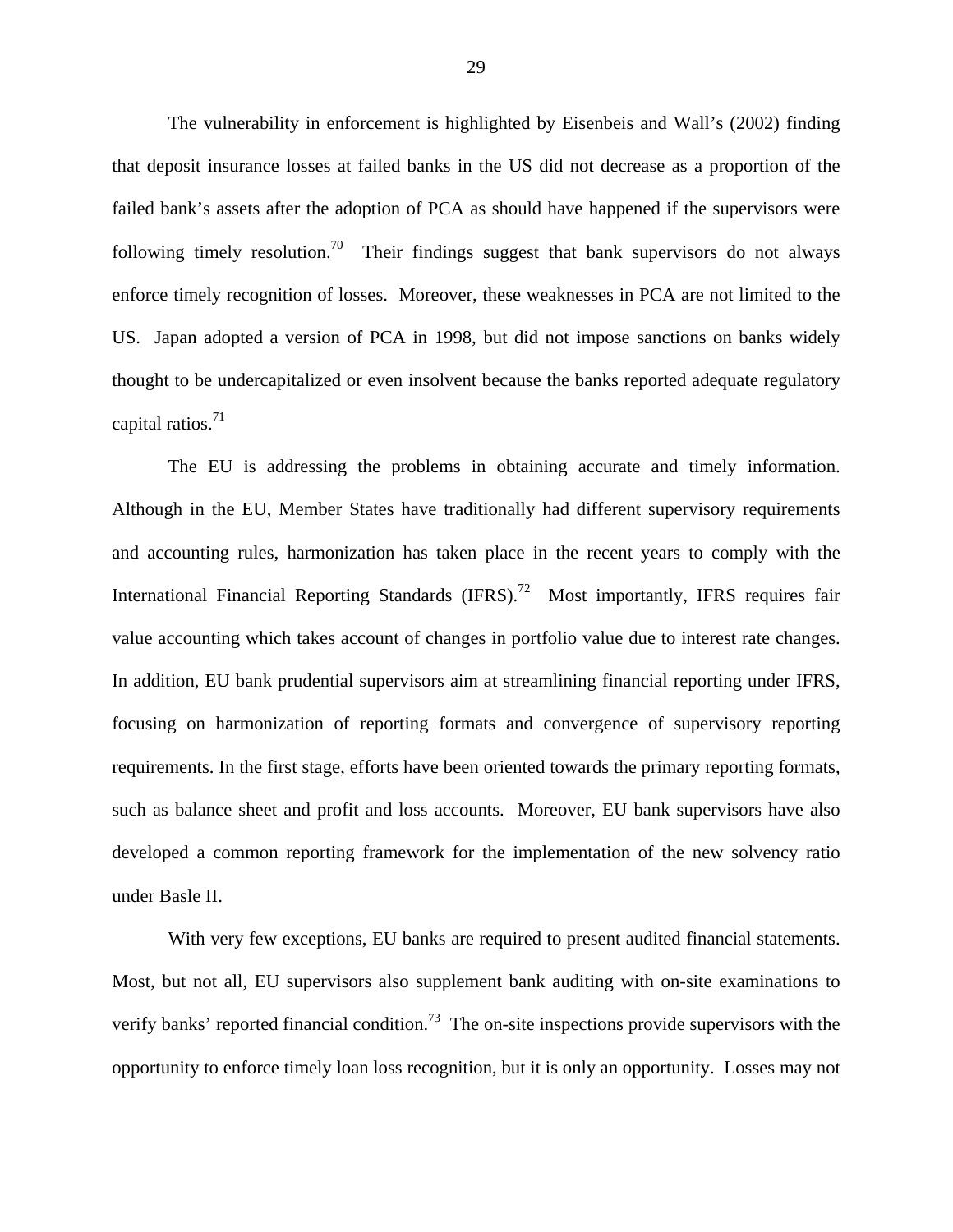The vulnerability in enforcement is highlighted by Eisenbeis and Wall's (2002) finding that deposit insurance losses at failed banks in the US did not decrease as a proportion of the failed bank's assets after the adoption of PCA as should have happened if the supervisors were following timely resolution.[70] Their findings suggest that bank supervisors do not always enforce timely recognition of losses. Moreover, these weaknesses in PCA are not limited to the US. Japan adopted a version of PCA in 1998, but did not impose sanctions on banks widely thought to be undercapitalized or even insolvent because the banks reported adequate regulatory capital ratios.[71]

The EU is addressing the problems in obtaining accurate and timely information. Although in the EU, Member States have traditionally had different supervisory requirements and accounting rules, harmonization has taken place in the recent years to comply with the International Financial Reporting Standards (IFRS).[72] Most importantly, IFRS requires fair value accounting which takes account of changes in portfolio value due to interest rate changes. In addition, EU bank prudential supervisors aim at streamlining financial reporting under IFRS, focusing on harmonization of reporting formats and convergence of supervisory reporting requirements. In the first stage, efforts have been oriented towards the primary reporting formats, such as balance sheet and profit and loss accounts. Moreover, EU bank supervisors have also developed a common reporting framework for the implementation of the new solvency ratio under Basle II.

With very few exceptions, EU banks are required to present audited financial statements. Most, but not all, EU supervisors also supplement bank auditing with on-site examinations to verify banks' reported financial condition.[73] The on-site inspections provide supervisors with the opportunity to enforce timely loan loss recognition, but it is only an opportunity. Losses may not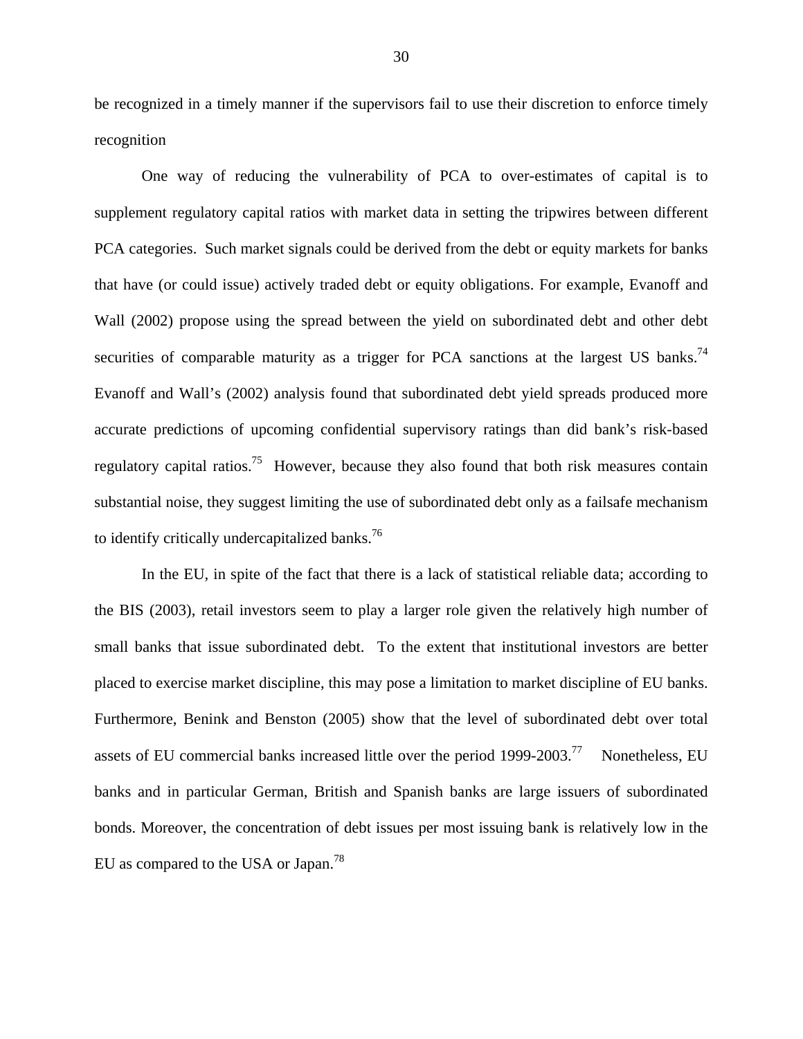be recognized in a timely manner if the supervisors fail to use their discretion to enforce timely recognition

One way of reducing the vulnerability of PCA to over-estimates of capital is to supplement regulatory capital ratios with market data in setting the tripwires between different PCA categories. Such market signals could be derived from the debt or equity markets for banks that have (or could issue) actively traded debt or equity obligations. For example, Evanoff and Wall (2002) propose using the spread between the yield on subordinated debt and other debt securities of comparable maturity as a trigger for PCA sanctions at the largest US banks.[74] Evanoff and Wall's (2002) analysis found that subordinated debt yield spreads produced more accurate predictions of upcoming confidential supervisory ratings than did bank's risk-based regulatory capital ratios.[75] However, because they also found that both risk measures contain substantial noise, they suggest limiting the use of subordinated debt only as a failsafe mechanism to identify critically undercapitalized banks.[76]

In the EU, in spite of the fact that there is a lack of statistical reliable data; according to the BIS (2003), retail investors seem to play a larger role given the relatively high number of small banks that issue subordinated debt. To the extent that institutional investors are better placed to exercise market discipline, this may pose a limitation to market discipline of EU banks. Furthermore, Benink and Benston (2005) show that the level of subordinated debt over total assets of EU commercial banks increased little over the period 1999-2003.[77] Nonetheless, EU banks and in particular German, British and Spanish banks are large issuers of subordinated bonds. Moreover, the concentration of debt issues per most issuing bank is relatively low in the EU as compared to the USA or Japan.[78]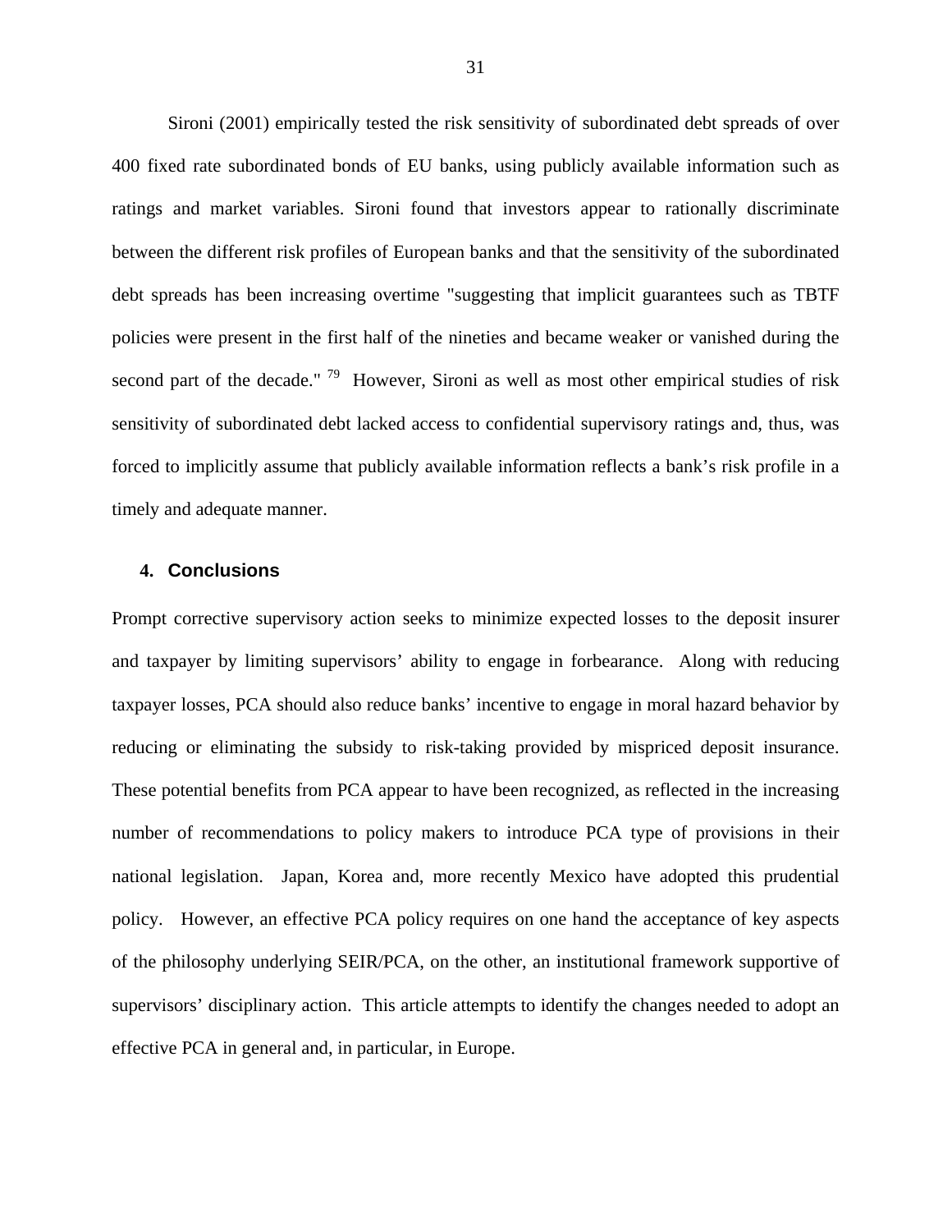Sironi (2001) empirically tested the risk sensitivity of subordinated debt spreads of over 400 fixed rate subordinated bonds of EU banks, using publicly available information such as ratings and market variables. Sironi found that investors appear to rationally discriminate between the different risk profiles of European banks and that the sensitivity of the subordinated debt spreads has been increasing overtime "suggesting that implicit guarantees such as TBTF policies were present in the first half of the nineties and became weaker or vanished during the second part of the decade." [79] However, Sironi as well as most other empirical studies of risk sensitivity of subordinated debt lacked access to confidential supervisory ratings and, thus, was forced to implicitly assume that publicly available information reflects a bank's risk profile in a timely and adequate manner.

## 4. Conclusions

Prompt corrective supervisory action seeks to minimize expected losses to the deposit insurer and taxpayer by limiting supervisors' ability to engage in forbearance. Along with reducing taxpayer losses, PCA should also reduce banks' incentive to engage in moral hazard behavior by reducing or eliminating the subsidy to risk-taking provided by mispriced deposit insurance. These potential benefits from PCA appear to have been recognized, as reflected in the increasing number of recommendations to policy makers to introduce PCA type of provisions in their national legislation. Japan, Korea and, more recently Mexico have adopted this prudential policy. However, an effective PCA policy requires on one hand the acceptance of key aspects of the philosophy underlying SEIR/PCA, on the other, an institutional framework supportive of supervisors' disciplinary action. This article attempts to identify the changes needed to adopt an effective PCA in general and, in particular, in Europe.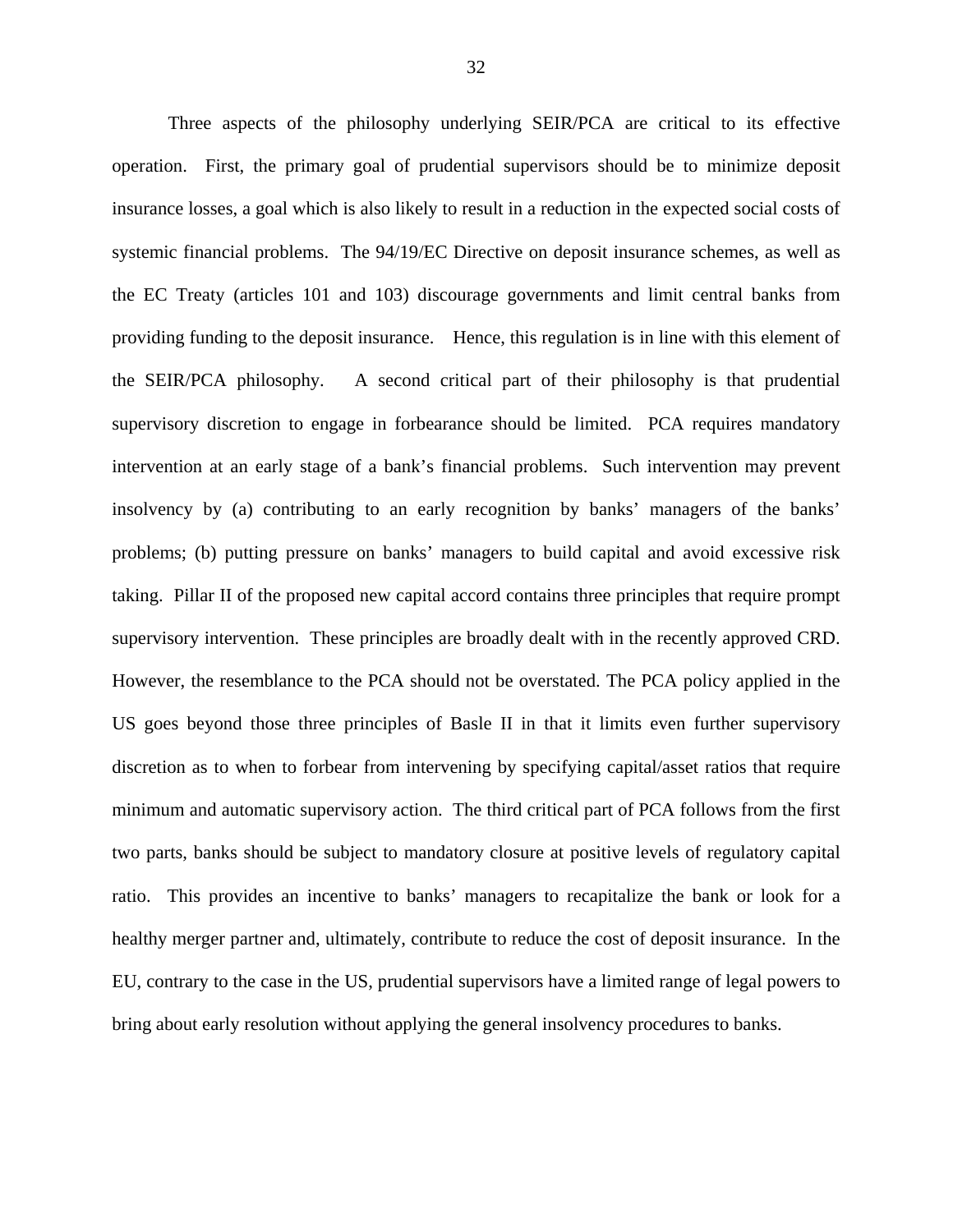Three aspects of the philosophy underlying SEIR/PCA are critical to its effective operation. First, the primary goal of prudential supervisors should be to minimize deposit insurance losses, a goal which is also likely to result in a reduction in the expected social costs of systemic financial problems. The 94/19/EC Directive on deposit insurance schemes, as well as the EC Treaty (articles 101 and 103) discourage governments and limit central banks from providing funding to the deposit insurance. Hence, this regulation is in line with this element of the SEIR/PCA philosophy. A second critical part of their philosophy is that prudential supervisory discretion to engage in forbearance should be limited. PCA requires mandatory intervention at an early stage of a bank's financial problems. Such intervention may prevent insolvency by (a) contributing to an early recognition by banks' managers of the banks' problems; (b) putting pressure on banks' managers to build capital and avoid excessive risk taking. Pillar II of the proposed new capital accord contains three principles that require prompt supervisory intervention. These principles are broadly dealt with in the recently approved CRD. However, the resemblance to the PCA should not be overstated. The PCA policy applied in the US goes beyond those three principles of Basle II in that it limits even further supervisory discretion as to when to forbear from intervening by specifying capital/asset ratios that require minimum and automatic supervisory action. The third critical part of PCA follows from the first two parts, banks should be subject to mandatory closure at positive levels of regulatory capital ratio. This provides an incentive to banks' managers to recapitalize the bank or look for a healthy merger partner and, ultimately, contribute to reduce the cost of deposit insurance. In the EU, contrary to the case in the US, prudential supervisors have a limited range of legal powers to bring about early resolution without applying the general insolvency procedures to banks.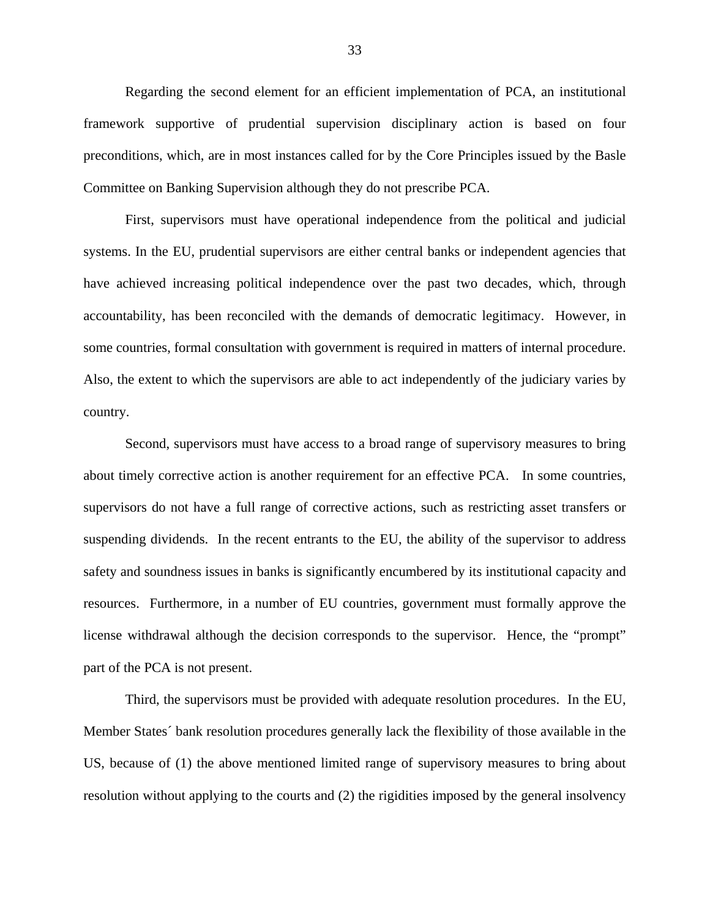Regarding the second element for an efficient implementation of PCA, an institutional framework supportive of prudential supervision disciplinary action is based on four preconditions, which, are in most instances called for by the Core Principles issued by the Basle Committee on Banking Supervision although they do not prescribe PCA.

First, supervisors must have operational independence from the political and judicial systems. In the EU, prudential supervisors are either central banks or independent agencies that have achieved increasing political independence over the past two decades, which, through accountability, has been reconciled with the demands of democratic legitimacy. However, in some countries, formal consultation with government is required in matters of internal procedure. Also, the extent to which the supervisors are able to act independently of the judiciary varies by country.

Second, supervisors must have access to a broad range of supervisory measures to bring about timely corrective action is another requirement for an effective PCA. In some countries, supervisors do not have a full range of corrective actions, such as restricting asset transfers or suspending dividends. In the recent entrants to the EU, the ability of the supervisor to address safety and soundness issues in banks is significantly encumbered by its institutional capacity and resources. Furthermore, in a number of EU countries, government must formally approve the license withdrawal although the decision corresponds to the supervisor. Hence, the "prompt" part of the PCA is not present.

Third, the supervisors must be provided with adequate resolution procedures. In the EU, Member States´ bank resolution procedures generally lack the flexibility of those available in the US, because of (1) the above mentioned limited range of supervisory measures to bring about resolution without applying to the courts and (2) the rigidities imposed by the general insolvency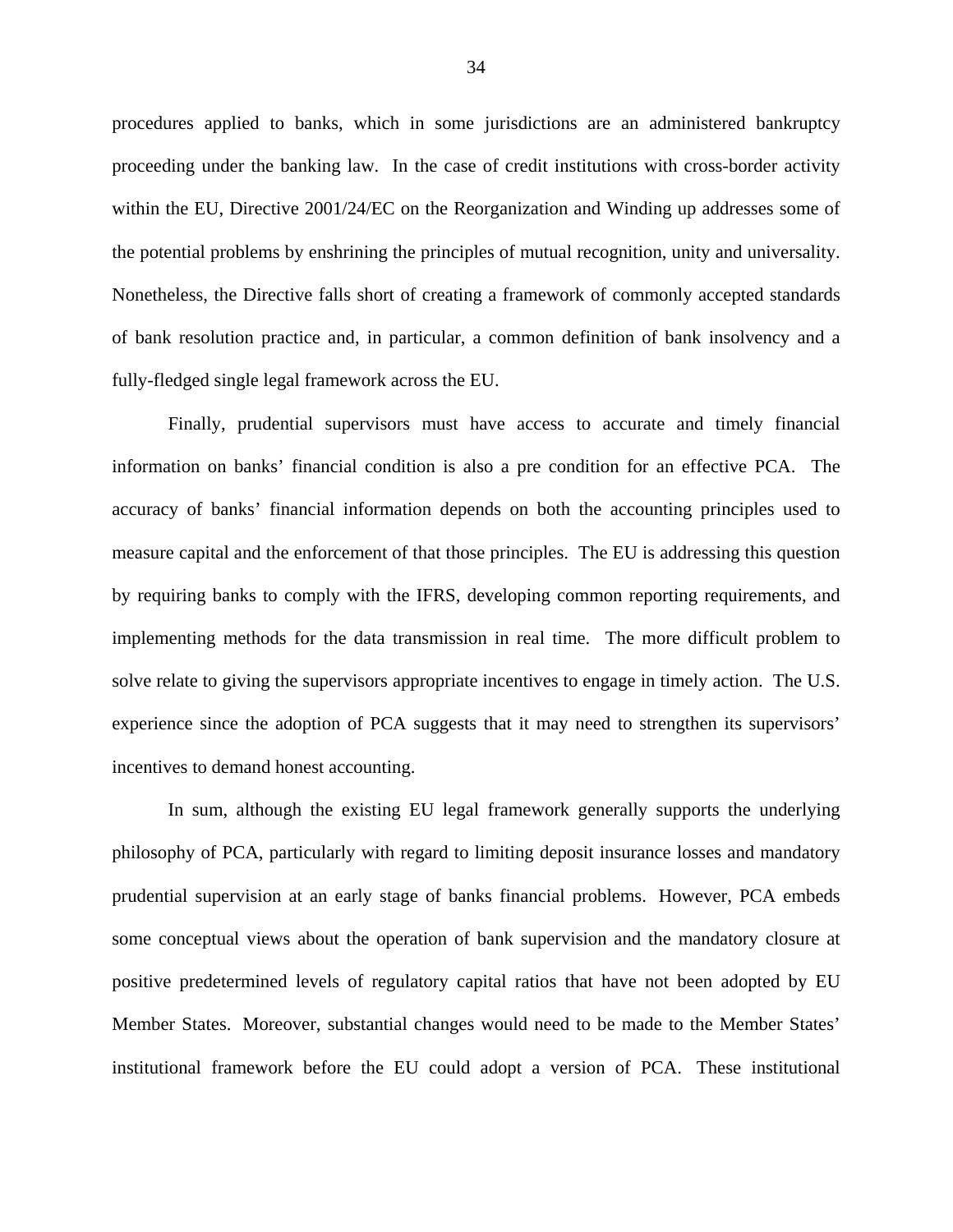procedures applied to banks, which in some jurisdictions are an administered bankruptcy proceeding under the banking law. In the case of credit institutions with cross-border activity within the EU, Directive 2001/24/EC on the Reorganization and Winding up addresses some of the potential problems by enshrining the principles of mutual recognition, unity and universality. Nonetheless, the Directive falls short of creating a framework of commonly accepted standards of bank resolution practice and, in particular, a common definition of bank insolvency and a fully-fledged single legal framework across the EU.

Finally, prudential supervisors must have access to accurate and timely financial information on banks' financial condition is also a pre condition for an effective PCA. The accuracy of banks' financial information depends on both the accounting principles used to measure capital and the enforcement of that those principles. The EU is addressing this question by requiring banks to comply with the IFRS, developing common reporting requirements, and implementing methods for the data transmission in real time. The more difficult problem to solve relate to giving the supervisors appropriate incentives to engage in timely action. The U.S. experience since the adoption of PCA suggests that it may need to strengthen its supervisors' incentives to demand honest accounting.

In sum, although the existing EU legal framework generally supports the underlying philosophy of PCA, particularly with regard to limiting deposit insurance losses and mandatory prudential supervision at an early stage of banks financial problems. However, PCA embeds some conceptual views about the operation of bank supervision and the mandatory closure at positive predetermined levels of regulatory capital ratios that have not been adopted by EU Member States. Moreover, substantial changes would need to be made to the Member States' institutional framework before the EU could adopt a version of PCA. These institutional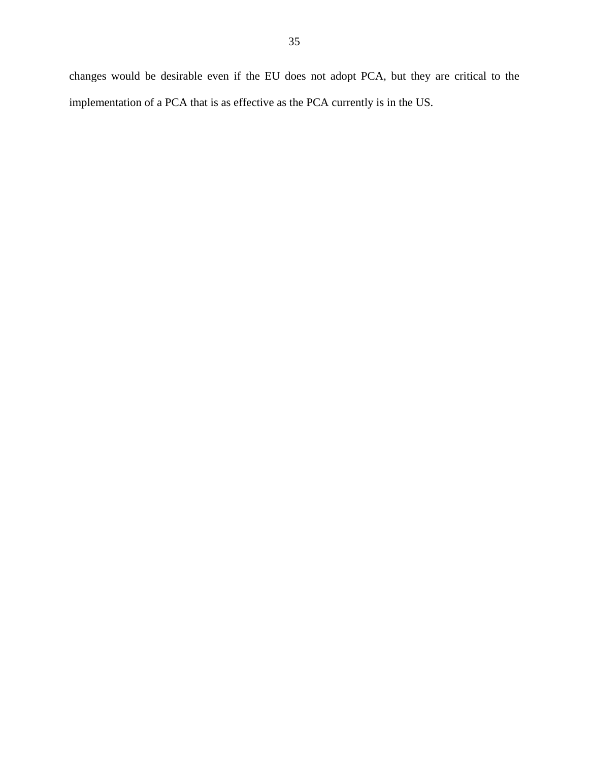changes would be desirable even if the EU does not adopt PCA, but they are critical to the implementation of a PCA that is as effective as the PCA currently is in the US.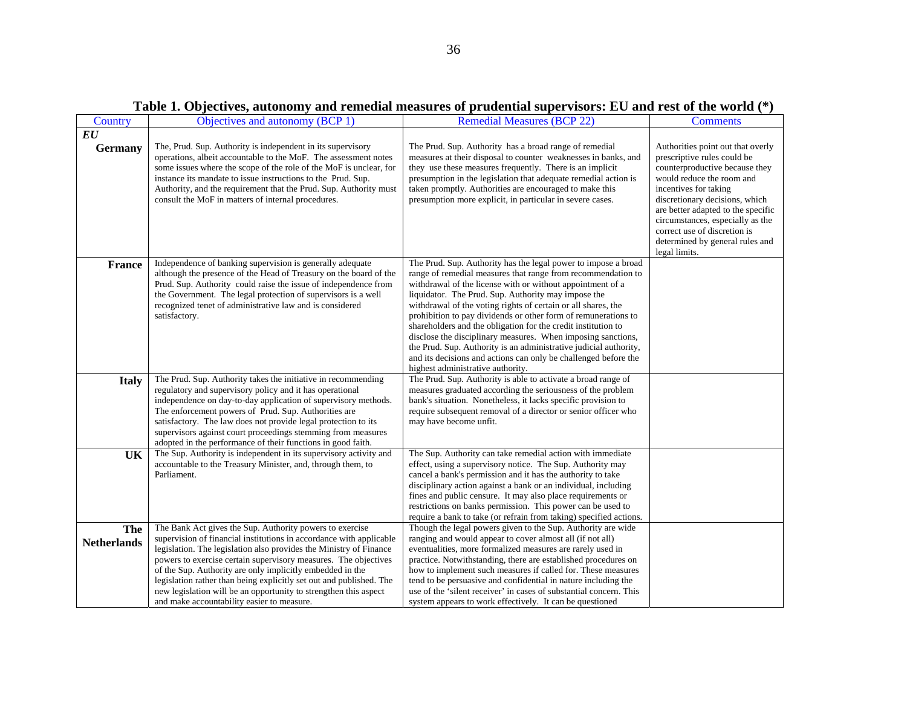**Table 1. Objectives, autonomy and remedial measures of prudential supervisors: EU and rest of the world (*)**

| Country | Objectives and autonomy (BCP 1) | Remedial Measures (BCP 22) | Comments |
|---|---|---|---|
| ***EU*** | | | |
| **Germany** | The, Prud. Sup. Authority is independent in its supervisory operations, albeit accountable to the MoF. The assessment notes some issues where the scope of the role of the MoF is unclear, for instance its mandate to issue instructions to the Prud. Sup. Authority, and the requirement that the Prud. Sup. Authority must consult the MoF in matters of internal procedures. | The Prud. Sup. Authority has a broad range of remedial measures at their disposal to counter weaknesses in banks, and they use these measures frequently. There is an implicit presumption in the legislation that adequate remedial action is taken promptly. Authorities are encouraged to make this presumption more explicit, in particular in severe cases. | Authorities point out that overly prescriptive rules could be counterproductive because they would reduce the room and incentives for taking discretionary decisions, which are better adapted to the specific circumstances, especially as the correct use of discretion is determined by general rules and legal limits. |
| **France** | Independence of banking supervision is generally adequate although the presence of the Head of Treasury on the board of the Prud. Sup. Authority could raise the issue of independence from the Government. The legal protection of supervisors is a well recognized tenet of administrative law and is considered satisfactory. | The Prud. Sup. Authority has the legal power to impose a broad range of remedial measures that range from recommendation to withdrawal of the license with or without appointment of a liquidator. The Prud. Sup. Authority may impose the withdrawal of the voting rights of certain or all shares, the prohibition to pay dividends or other form of remunerations to shareholders and the obligation for the credit institution to disclose the disciplinary measures. When imposing sanctions, the Prud. Sup. Authority is an administrative judicial authority, and its decisions and actions can only be challenged before the highest administrative authority. | |
| **Italy** | The Prud. Sup. Authority takes the initiative in recommending regulatory and supervisory policy and it has operational independence on day-to-day application of supervisory methods. The enforcement powers of Prud. Sup. Authorities are satisfactory. The law does not provide legal protection to its supervisors against court proceedings stemming from measures adopted in the performance of their functions in good faith. | The Prud. Sup. Authority is able to activate a broad range of measures graduated according the seriousness of the problem bank's situation. Nonetheless, it lacks specific provision to require subsequent removal of a director or senior officer who may have become unfit. | |
| **UK** | The Sup. Authority is independent in its supervisory activity and accountable to the Treasury Minister, and, through them, to Parliament. | The Sup. Authority can take remedial action with immediate effect, using a supervisory notice. The Sup. Authority may cancel a bank's permission and it has the authority to take disciplinary action against a bank or an individual, including fines and public censure. It may also place requirements or restrictions on banks permission. This power can be used to require a bank to take (or refrain from taking) specified actions. | |
| **The Netherlands** | The Bank Act gives the Sup. Authority powers to exercise supervision of financial institutions in accordance with applicable legislation. The legislation also provides the Ministry of Finance powers to exercise certain supervisory measures. The objectives of the Sup. Authority are only implicitly embedded in the legislation rather than being explicitly set out and published. The new legislation will be an opportunity to strengthen this aspect and make accountability easier to measure. | Though the legal powers given to the Sup. Authority are wide ranging and would appear to cover almost all (if not all) eventualities, more formalized measures are rarely used in practice. Notwithstanding, there are established procedures on how to implement such measures if called for. These measures tend to be persuasive and confidential in nature including the use of the 'silent receiver' in cases of substantial concern. This system appears to work effectively. It can be questioned | |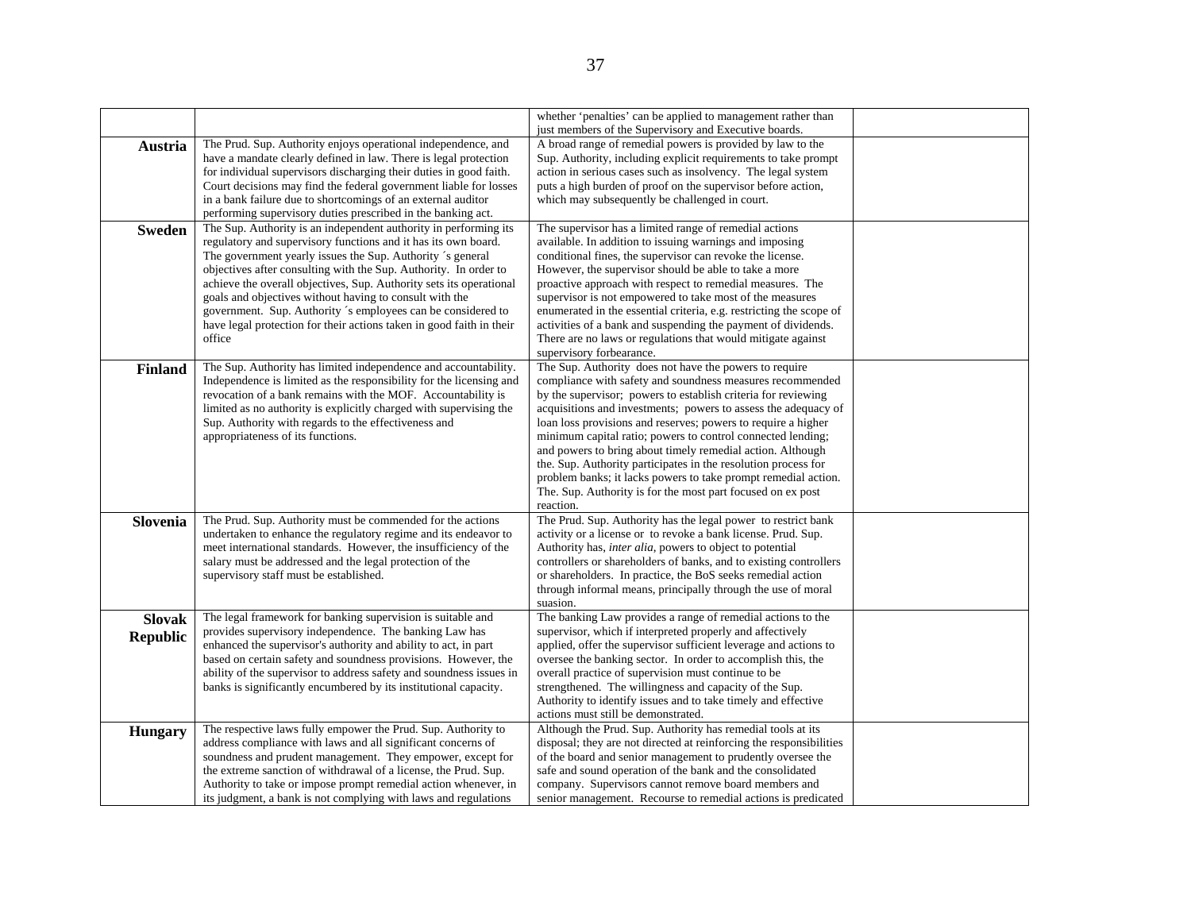| | | | |
|---|---|---|---|
| | | whether 'penalties' can be applied to management rather than just members of the Supervisory and Executive boards. | |
| **Austria** | The Prud. Sup. Authority enjoys operational independence, and have a mandate clearly defined in law. There is legal protection for individual supervisors discharging their duties in good faith. Court decisions may find the federal government liable for losses in a bank failure due to shortcomings of an external auditor performing supervisory duties prescribed in the banking act. | A broad range of remedial powers is provided by law to the Sup. Authority, including explicit requirements to take prompt action in serious cases such as insolvency. The legal system puts a high burden of proof on the supervisor before action, which may subsequently be challenged in court. | |
| **Sweden** | The Sup. Authority is an independent authority in performing its regulatory and supervisory functions and it has its own board. The government yearly issues the Sup. Authority ´s general objectives after consulting with the Sup. Authority. In order to achieve the overall objectives, Sup. Authority sets its operational goals and objectives without having to consult with the government. Sup. Authority ´s employees can be considered to have legal protection for their actions taken in good faith in their office | The supervisor has a limited range of remedial actions available. In addition to issuing warnings and imposing conditional fines, the supervisor can revoke the license. However, the supervisor should be able to take a more proactive approach with respect to remedial measures. The supervisor is not empowered to take most of the measures enumerated in the essential criteria, e.g. restricting the scope of activities of a bank and suspending the payment of dividends. There are no laws or regulations that would mitigate against supervisory forbearance. | |
| **Finland** | The Sup. Authority has limited independence and accountability. Independence is limited as the responsibility for the licensing and revocation of a bank remains with the MOF. Accountability is limited as no authority is explicitly charged with supervising the Sup. Authority with regards to the effectiveness and appropriateness of its functions. | The Sup. Authority does not have the powers to require compliance with safety and soundness measures recommended by the supervisor; powers to establish criteria for reviewing acquisitions and investments; powers to assess the adequacy of loan loss provisions and reserves; powers to require a higher minimum capital ratio; powers to control connected lending; and powers to bring about timely remedial action. Although the. Sup. Authority participates in the resolution process for problem banks; it lacks powers to take prompt remedial action. The. Sup. Authority is for the most part focused on ex post reaction. | |
| **Slovenia** | The Prud. Sup. Authority must be commended for the actions undertaken to enhance the regulatory regime and its endeavor to meet international standards. However, the insufficiency of the salary must be addressed and the legal protection of the supervisory staff must be established. | The Prud. Sup. Authority has the legal power to restrict bank activity or a license or to revoke a bank license. Prud. Sup. Authority has, *inter alia*, powers to object to potential controllers or shareholders of banks, and to existing controllers or shareholders. In practice, the BoS seeks remedial action through informal means, principally through the use of moral suasion. | |
| **Slovak Republic** | The legal framework for banking supervision is suitable and provides supervisory independence. The banking Law has enhanced the supervisor's authority and ability to act, in part based on certain safety and soundness provisions. However, the ability of the supervisor to address safety and soundness issues in banks is significantly encumbered by its institutional capacity. | The banking Law provides a range of remedial actions to the supervisor, which if interpreted properly and affectively applied, offer the supervisor sufficient leverage and actions to oversee the banking sector. In order to accomplish this, the overall practice of supervision must continue to be strengthened. The willingness and capacity of the Sup. Authority to identify issues and to take timely and effective actions must still be demonstrated. | |
| **Hungary** | The respective laws fully empower the Prud. Sup. Authority to address compliance with laws and all significant concerns of soundness and prudent management. They empower, except for the extreme sanction of withdrawal of a license, the Prud. Sup. Authority to take or impose prompt remedial action whenever, in its judgment, a bank is not complying with laws and regulations | Although the Prud. Sup. Authority has remedial tools at its disposal; they are not directed at reinforcing the responsibilities of the board and senior management to prudently oversee the safe and sound operation of the bank and the consolidated company. Supervisors cannot remove board members and senior management. Recourse to remedial actions is predicated | |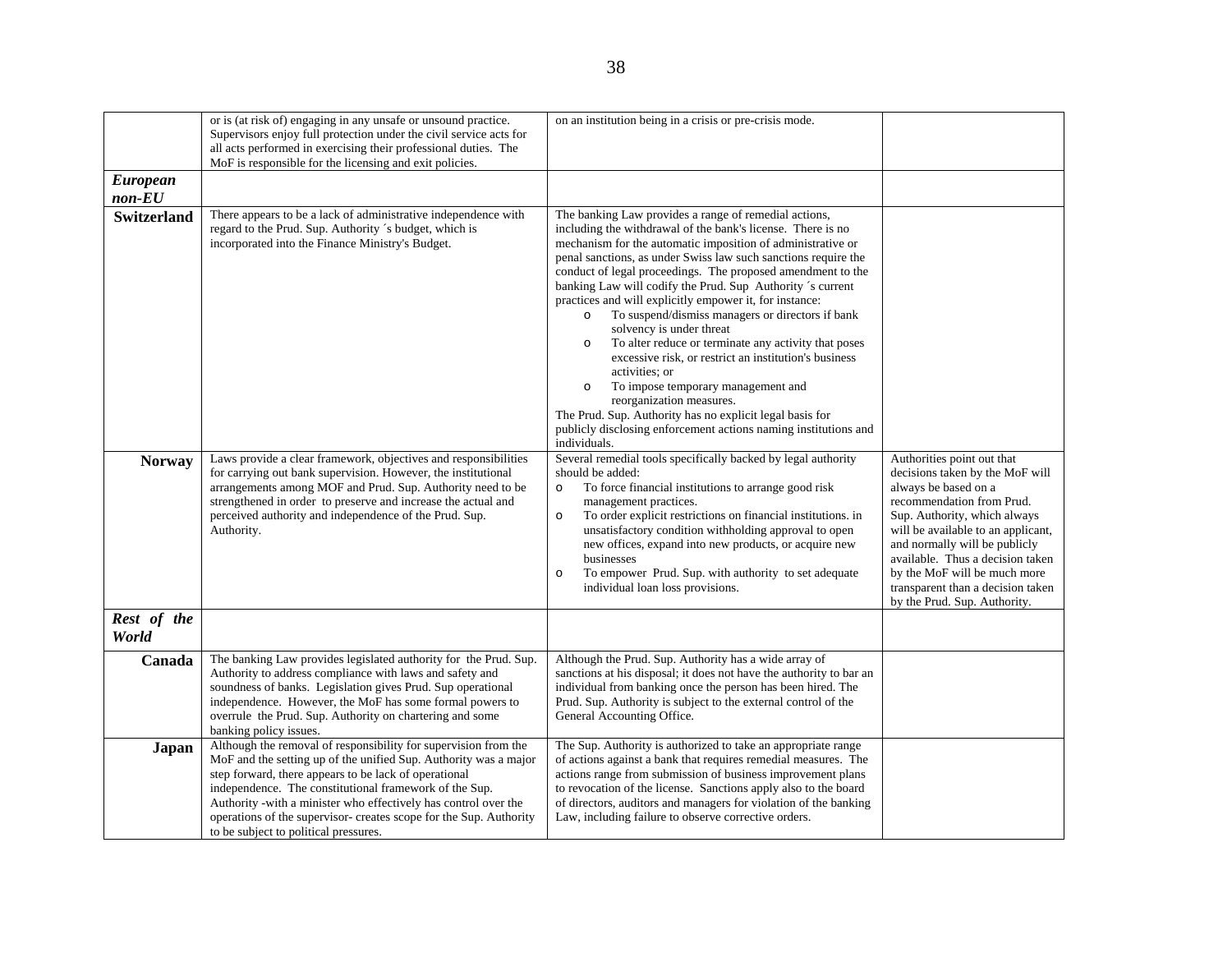| | | | |
|---|---|---|---|
| | or is (at risk of) engaging in any unsafe or unsound practice. Supervisors enjoy full protection under the civil service acts for all acts performed in exercising their professional duties. The MoF is responsible for the licensing and exit policies. | on an institution being in a crisis or pre-crisis mode. | |
| ***European non-EU*** | | | |
| **Switzerland** | There appears to be a lack of administrative independence with regard to the Prud. Sup. Authority ´s budget, which is incorporated into the Finance Ministry's Budget. | The banking Law provides a range of remedial actions, including the withdrawal of the bank's license. There is no mechanism for the automatic imposition of administrative or penal sanctions, as under Swiss law such sanctions require the conduct of legal proceedings. The proposed amendment to the banking Law will codify the Prud. Sup Authority ´s current practices and will explicitly empower it, for instance: <br>o To suspend/dismiss managers or directors if bank solvency is under threat <br>o To alter reduce or terminate any activity that poses excessive risk, or restrict an institution's business activities; or <br>o To impose temporary management and reorganization measures. <br>The Prud. Sup. Authority has no explicit legal basis for publicly disclosing enforcement actions naming institutions and individuals. | |
| **Norway** | Laws provide a clear framework, objectives and responsibilities for carrying out bank supervision. However, the institutional arrangements among MOF and Prud. Sup. Authority need to be strengthened in order to preserve and increase the actual and perceived authority and independence of the Prud. Sup. Authority. | Several remedial tools specifically backed by legal authority should be added: <br>o To force financial institutions to arrange good risk management practices. <br>o To order explicit restrictions on financial institutions. in unsatisfactory condition withholding approval to open new offices, expand into new products, or acquire new businesses <br>o To empower Prud. Sup. with authority to set adequate individual loan loss provisions. | Authorities point out that decisions taken by the MoF will always be based on a recommendation from Prud. Sup. Authority, which always will be available to an applicant, and normally will be publicly available. Thus a decision taken by the MoF will be much more transparent than a decision taken by the Prud. Sup. Authority. |
| ***Rest of the World*** | | | |
| **Canada** | The banking Law provides legislated authority for the Prud. Sup. Authority to address compliance with laws and safety and soundness of banks. Legislation gives Prud. Sup operational independence. However, the MoF has some formal powers to overrule the Prud. Sup. Authority on chartering and some banking policy issues. | Although the Prud. Sup. Authority has a wide array of sanctions at his disposal; it does not have the authority to bar an individual from banking once the person has been hired. The Prud. Sup. Authority is subject to the external control of the General Accounting Office. | |
| **Japan** | Although the removal of responsibility for supervision from the MoF and the setting up of the unified Sup. Authority was a major step forward, there appears to be lack of operational independence. The constitutional framework of the Sup. Authority -with a minister who effectively has control over the operations of the supervisor- creates scope for the Sup. Authority to be subject to political pressures. | The Sup. Authority is authorized to take an appropriate range of actions against a bank that requires remedial measures. The actions range from submission of business improvement plans to revocation of the license. Sanctions apply also to the board of directors, auditors and managers for violation of the banking Law, including failure to observe corrective orders. | |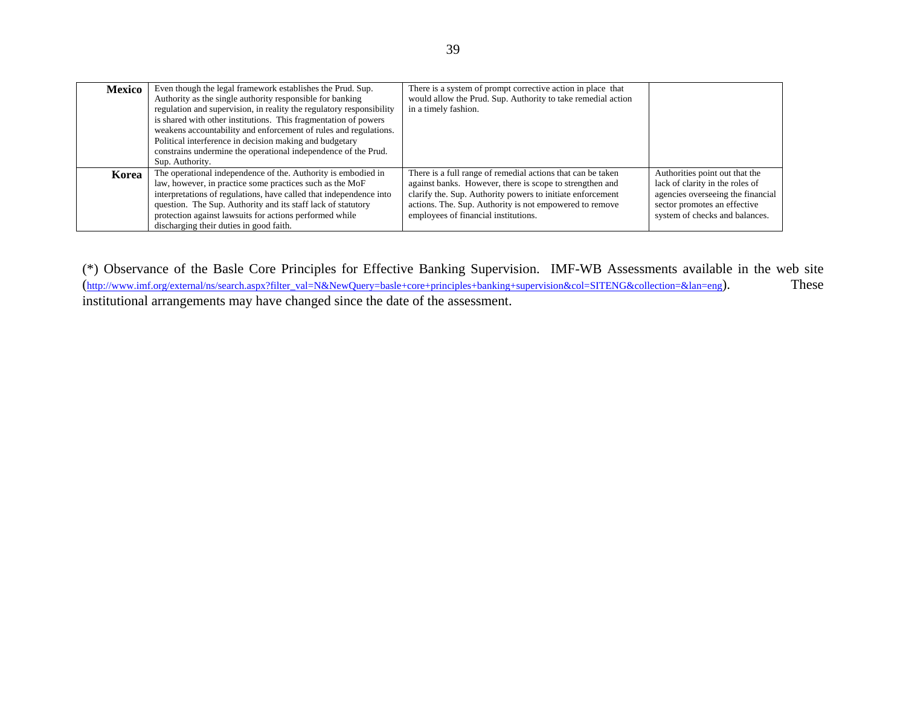| | | | |
|---|---|---|---|
| **Mexico** | Even though the legal framework establishes the Prud. Sup. Authority as the single authority responsible for banking regulation and supervision, in reality the regulatory responsibility is shared with other institutions. This fragmentation of powers weakens accountability and enforcement of rules and regulations. Political interference in decision making and budgetary constrains undermine the operational independence of the Prud. Sup. Authority. | There is a system of prompt corrective action in place that would allow the Prud. Sup. Authority to take remedial action in a timely fashion. | |
| **Korea** | The operational independence of the. Authority is embodied in law, however, in practice some practices such as the MoF interpretations of regulations, have called that independence into question. The Sup. Authority and its staff lack of statutory protection against lawsuits for actions performed while discharging their duties in good faith. | There is a full range of remedial actions that can be taken against banks. However, there is scope to strengthen and clarify the. Sup. Authority powers to initiate enforcement actions. The. Sup. Authority is not empowered to remove employees of financial institutions. | Authorities point out that the lack of clarity in the roles of agencies overseeing the financial sector promotes an effective system of checks and balances. |

(*) Observance of the Basle Core Principles for Effective Banking Supervision. IMF-WB Assessments available in the web site (http://www.imf.org/external/ns/search.aspx?filter_val=N&NewQuery=basle+core+principles+banking+supervision&col=SITENG&collection=&lan=eng). These institutional arrangements may have changed since the date of the assessment.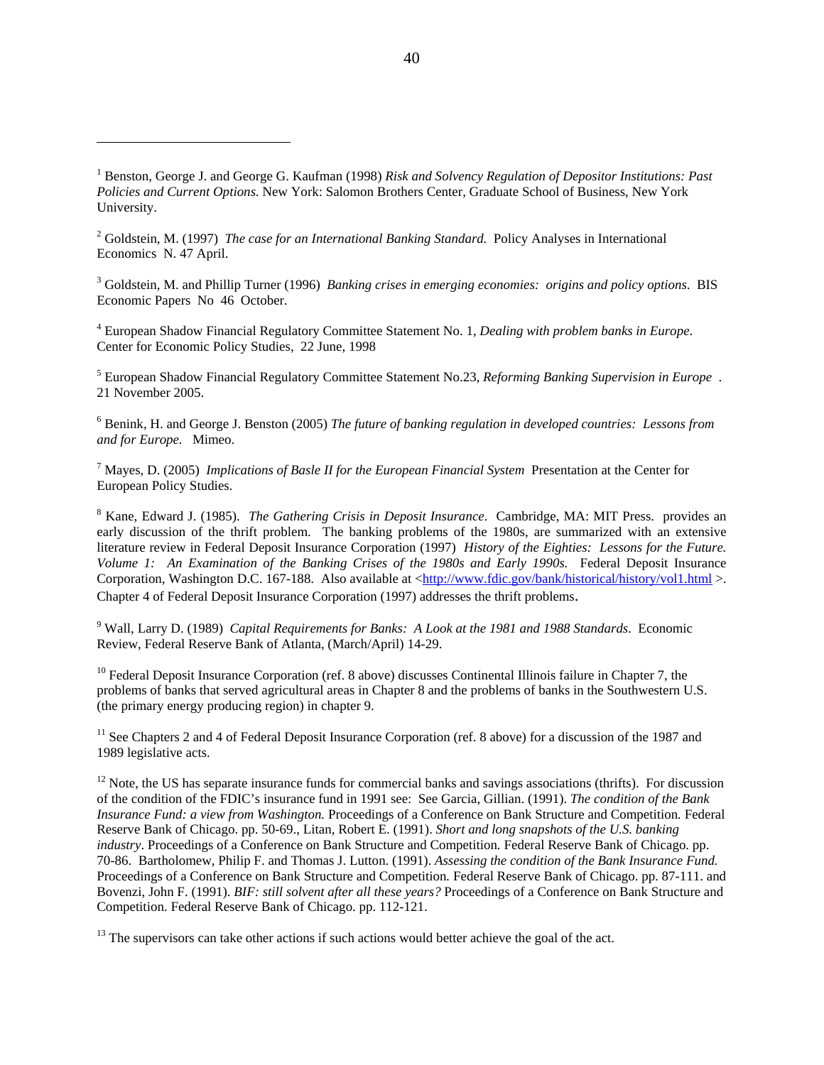[1] Benston, George J. and George G. Kaufman (1998) *Risk and Solvency Regulation of Depositor Institutions: Past Policies and Current Options.* New York: Salomon Brothers Center, Graduate School of Business, New York University.

[2] Goldstein, M. (1997) *The case for an International Banking Standard.* Policy Analyses in International Economics N. 47 April.

[3] Goldstein, M. and Phillip Turner (1996) *Banking crises in emerging economies: origins and policy options*. BIS Economic Papers No 46 October.

[4] European Shadow Financial Regulatory Committee Statement No. 1, *Dealing with problem banks in Europe*. Center for Economic Policy Studies, 22 June, 1998

[5] European Shadow Financial Regulatory Committee Statement No.23, *Reforming Banking Supervision in Europe* . 21 November 2005.

[6] Benink, H. and George J. Benston (2005) *The future of banking regulation in developed countries: Lessons from and for Europe.* Mimeo.

[7] Mayes, D. (2005) *Implications of Basle II for the European Financial System* Presentation at the Center for European Policy Studies.

[8] Kane, Edward J. (1985). *The Gathering Crisis in Deposit Insurance*. Cambridge, MA: MIT Press. provides an early discussion of the thrift problem. The banking problems of the 1980s, are summarized with an extensive literature review in Federal Deposit Insurance Corporation (1997) *History of the Eighties: Lessons for the Future. Volume 1: An Examination of the Banking Crises of the 1980s and Early 1990s.* Federal Deposit Insurance Corporation, Washington D.C. 167-188. Also available at <http://www.fdic.gov/bank/historical/history/vol1.html >. Chapter 4 of Federal Deposit Insurance Corporation (1997) addresses the thrift problems.

[9] Wall, Larry D. (1989) *Capital Requirements for Banks: A Look at the 1981 and 1988 Standards.* Economic Review, Federal Reserve Bank of Atlanta, (March/April) 14-29.

[10] Federal Deposit Insurance Corporation (ref. 8 above) discusses Continental Illinois failure in Chapter 7, the problems of banks that served agricultural areas in Chapter 8 and the problems of banks in the Southwestern U.S. (the primary energy producing region) in chapter 9.

[11] See Chapters 2 and 4 of Federal Deposit Insurance Corporation (ref. 8 above) for a discussion of the 1987 and 1989 legislative acts.

[12] Note, the US has separate insurance funds for commercial banks and savings associations (thrifts). For discussion of the condition of the FDIC's insurance fund in 1991 see: See Garcia, Gillian. (1991). *The condition of the Bank Insurance Fund: a view from Washington.* Proceedings of a Conference on Bank Structure and Competition*.* Federal Reserve Bank of Chicago. pp. 50-69., Litan, Robert E. (1991). *Short and long snapshots of the U.S. banking industry*. Proceedings of a Conference on Bank Structure and Competition*.* Federal Reserve Bank of Chicago. pp. 70-86. Bartholomew, Philip F. and Thomas J. Lutton. (1991). *Assessing the condition of the Bank Insurance Fund.* Proceedings of a Conference on Bank Structure and Competition*.* Federal Reserve Bank of Chicago. pp. 87-111. and Bovenzi, John F. (1991). *BIF: still solvent after all these years?* Proceedings of a Conference on Bank Structure and Competition. Federal Reserve Bank of Chicago. pp. 112-121.

[13] The supervisors can take other actions if such actions would better achieve the goal of the act.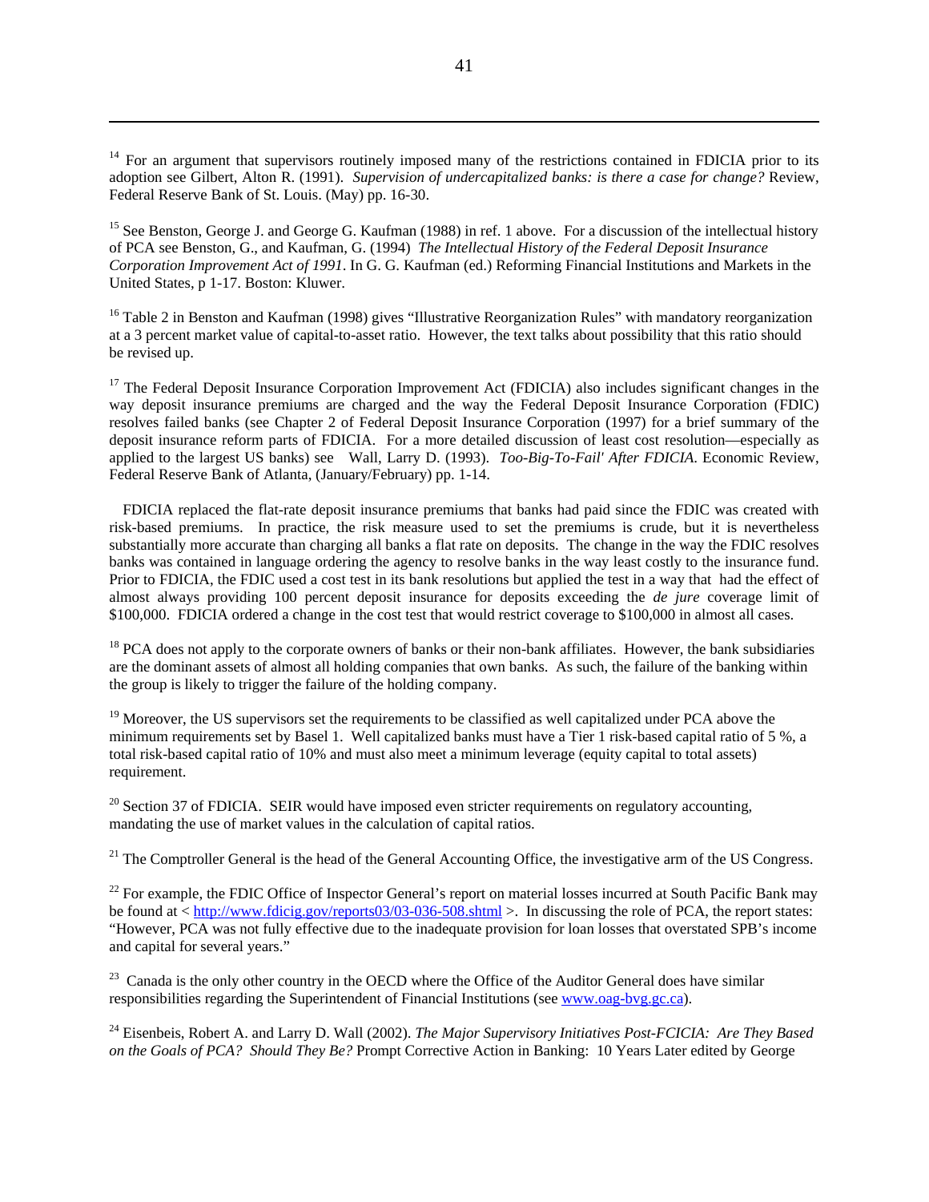[14] For an argument that supervisors routinely imposed many of the restrictions contained in FDICIA prior to its adoption see Gilbert, Alton R. (1991). *Supervision of undercapitalized banks: is there a case for change?* Review, Federal Reserve Bank of St. Louis. (May) pp. 16-30.

[15] See Benston, George J. and George G. Kaufman (1988) in ref. 1 above. For a discussion of the intellectual history of PCA see Benston, G., and Kaufman, G. (1994) *The Intellectual History of the Federal Deposit Insurance Corporation Improvement Act of 1991*. In G. G. Kaufman (ed.) Reforming Financial Institutions and Markets in the United States, p 1-17. Boston: Kluwer.

[16] Table 2 in Benston and Kaufman (1998) gives "Illustrative Reorganization Rules" with mandatory reorganization at a 3 percent market value of capital-to-asset ratio. However, the text talks about possibility that this ratio should be revised up.

[17] The Federal Deposit Insurance Corporation Improvement Act (FDICIA) also includes significant changes in the way deposit insurance premiums are charged and the way the Federal Deposit Insurance Corporation (FDIC) resolves failed banks (see Chapter 2 of Federal Deposit Insurance Corporation (1997) for a brief summary of the deposit insurance reform parts of FDICIA. For a more detailed discussion of least cost resolution—especially as applied to the largest US banks) see Wall, Larry D. (1993). *Too-Big-To-Fail' After FDICIA*. Economic Review, Federal Reserve Bank of Atlanta, (January/February) pp. 1-14.

FDICIA replaced the flat-rate deposit insurance premiums that banks had paid since the FDIC was created with risk-based premiums. In practice, the risk measure used to set the premiums is crude, but it is nevertheless substantially more accurate than charging all banks a flat rate on deposits. The change in the way the FDIC resolves banks was contained in language ordering the agency to resolve banks in the way least costly to the insurance fund. Prior to FDICIA, the FDIC used a cost test in its bank resolutions but applied the test in a way that had the effect of almost always providing 100 percent deposit insurance for deposits exceeding the *de jure* coverage limit of $100,000. FDICIA ordered a change in the cost test that would restrict coverage to $100,000 in almost all cases.

[18] PCA does not apply to the corporate owners of banks or their non-bank affiliates. However, the bank subsidiaries are the dominant assets of almost all holding companies that own banks. As such, the failure of the banking within the group is likely to trigger the failure of the holding company.

[19] Moreover, the US supervisors set the requirements to be classified as well capitalized under PCA above the minimum requirements set by Basel 1. Well capitalized banks must have a Tier 1 risk-based capital ratio of 5 %, a total risk-based capital ratio of 10% and must also meet a minimum leverage (equity capital to total assets) requirement.

[20] Section 37 of FDICIA. SEIR would have imposed even stricter requirements on regulatory accounting, mandating the use of market values in the calculation of capital ratios.

[21] The Comptroller General is the head of the General Accounting Office, the investigative arm of the US Congress.

[22] For example, the FDIC Office of Inspector General's report on material losses incurred at South Pacific Bank may be found at < http://www.fdicig.gov/reports03/03-036-508.shtml >. In discussing the role of PCA, the report states: "However, PCA was not fully effective due to the inadequate provision for loan losses that overstated SPB's income and capital for several years."

[23] Canada is the only other country in the OECD where the Office of the Auditor General does have similar responsibilities regarding the Superintendent of Financial Institutions (see www.oag-bvg.gc.ca).

[24] Eisenbeis, Robert A. and Larry D. Wall (2002). *The Major Supervisory Initiatives Post-FCICIA: Are They Based on the Goals of PCA? Should They Be?* Prompt Corrective Action in Banking: 10 Years Later edited by George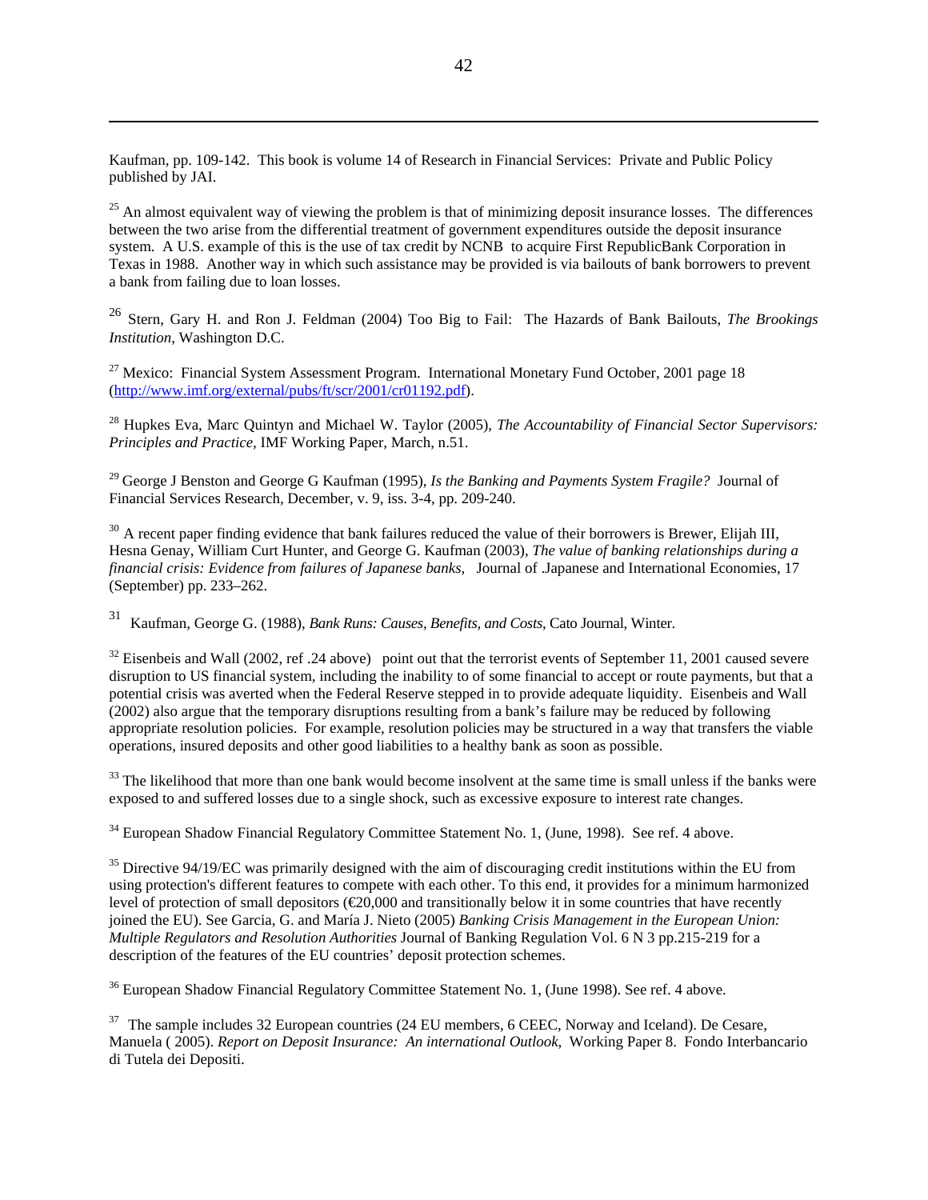Kaufman, pp. 109-142. This book is volume 14 of Research in Financial Services: Private and Public Policy published by JAI.

[25] An almost equivalent way of viewing the problem is that of minimizing deposit insurance losses. The differences between the two arise from the differential treatment of government expenditures outside the deposit insurance system. A U.S. example of this is the use of tax credit by NCNB to acquire First RepublicBank Corporation in Texas in 1988. Another way in which such assistance may be provided is via bailouts of bank borrowers to prevent a bank from failing due to loan losses.

[26] Stern, Gary H. and Ron J. Feldman (2004) Too Big to Fail: The Hazards of Bank Bailouts, *The Brookings Institution*, Washington D.C.

[27] Mexico: Financial System Assessment Program. International Monetary Fund October, 2001 page 18 (http://www.imf.org/external/pubs/ft/scr/2001/cr01192.pdf).

[28] Hupkes Eva, Marc Quintyn and Michael W. Taylor (2005), *The Accountability of Financial Sector Supervisors: Principles and Practice,* IMF Working Paper, March, n.51.

[29] George J Benston and George G Kaufman (1995), *Is the Banking and Payments System Fragile?* Journal of Financial Services Research, December, v. 9, iss. 3-4, pp. 209-240.

[30] A recent paper finding evidence that bank failures reduced the value of their borrowers is Brewer, Elijah III, Hesna Genay, William Curt Hunter, and George G. Kaufman (2003), *The value of banking relationships during a financial crisis: Evidence from failures of Japanese banks,* Journal of .Japanese and International Economies, 17 (September) pp. 233–262.

[31] Kaufman, George G. (1988), *Bank Runs: Causes, Benefits, and Costs*, Cato Journal, Winter.

[32] Eisenbeis and Wall (2002, ref .24 above) point out that the terrorist events of September 11, 2001 caused severe disruption to US financial system, including the inability to of some financial to accept or route payments, but that a potential crisis was averted when the Federal Reserve stepped in to provide adequate liquidity. Eisenbeis and Wall (2002) also argue that the temporary disruptions resulting from a bank's failure may be reduced by following appropriate resolution policies. For example, resolution policies may be structured in a way that transfers the viable operations, insured deposits and other good liabilities to a healthy bank as soon as possible.

[33] The likelihood that more than one bank would become insolvent at the same time is small unless if the banks were exposed to and suffered losses due to a single shock, such as excessive exposure to interest rate changes.

[34] European Shadow Financial Regulatory Committee Statement No. 1, (June, 1998). See ref. 4 above.

[35] Directive 94/19/EC was primarily designed with the aim of discouraging credit institutions within the EU from using protection's different features to compete with each other. To this end, it provides for a minimum harmonized level of protection of small depositors (€20,000 and transitionally below it in some countries that have recently joined the EU). See Garcia, G. and María J. Nieto (2005) *Banking Crisis Management in the European Union: Multiple Regulators and Resolution Authorities* Journal of Banking Regulation Vol. 6 N 3 pp.215-219 for a description of the features of the EU countries' deposit protection schemes.

[36] European Shadow Financial Regulatory Committee Statement No. 1, (June 1998). See ref. 4 above.

[37] The sample includes 32 European countries (24 EU members, 6 CEEC, Norway and Iceland). De Cesare, Manuela ( 2005). *Report on Deposit Insurance: An international Outlook,* Working Paper 8. Fondo Interbancario di Tutela dei Depositi.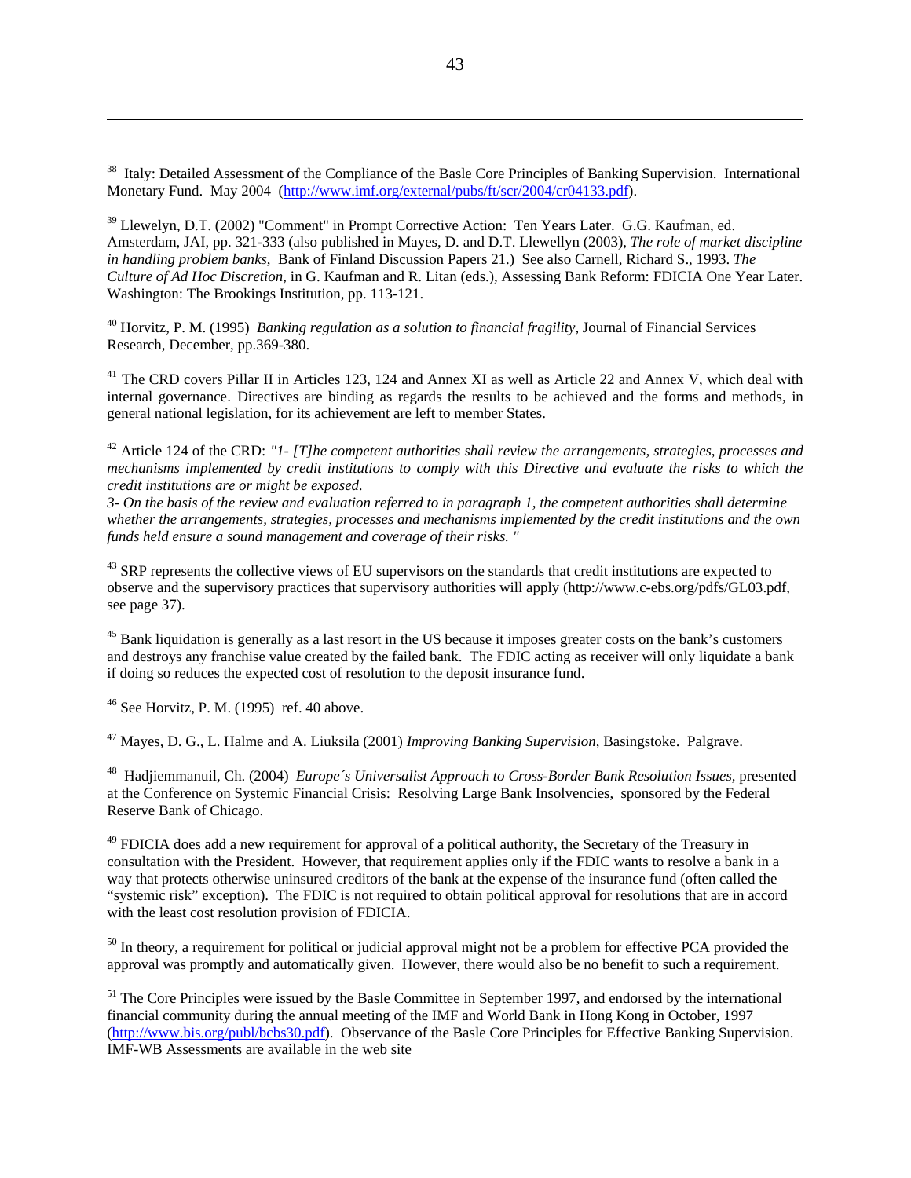[38] Italy: Detailed Assessment of the Compliance of the Basle Core Principles of Banking Supervision. International Monetary Fund. May 2004 (http://www.imf.org/external/pubs/ft/scr/2004/cr04133.pdf).

[39] Llewelyn, D.T. (2002) "Comment" in Prompt Corrective Action: Ten Years Later. G.G. Kaufman, ed. Amsterdam, JAI, pp. 321-333 (also published in Mayes, D. and D.T. Llewellyn (2003), *The role of market discipline in handling problem banks*, Bank of Finland Discussion Papers 21.) See also Carnell, Richard S., 1993. *The Culture of Ad Hoc Discretion*, in G. Kaufman and R. Litan (eds.), Assessing Bank Reform: FDICIA One Year Later. Washington: The Brookings Institution, pp. 113-121.

[40] Horvitz, P. M. (1995) *Banking regulation as a solution to financial fragility*, Journal of Financial Services Research, December, pp.369-380.

[41] The CRD covers Pillar II in Articles 123, 124 and Annex XI as well as Article 22 and Annex V, which deal with internal governance. Directives are binding as regards the results to be achieved and the forms and methods, in general national legislation, for its achievement are left to member States.

[42] Article 124 of the CRD: *"1- [T]he competent authorities shall review the arrangements, strategies, processes and mechanisms implemented by credit institutions to comply with this Directive and evaluate the risks to which the credit institutions are or might be exposed.*
*3- On the basis of the review and evaluation referred to in paragraph 1, the competent authorities shall determine whether the arrangements, strategies, processes and mechanisms implemented by the credit institutions and the own funds held ensure a sound management and coverage of their risks. "*

[43] SRP represents the collective views of EU supervisors on the standards that credit institutions are expected to observe and the supervisory practices that supervisory authorities will apply (http://www.c-ebs.org/pdfs/GL03.pdf, see page 37).

[45] Bank liquidation is generally as a last resort in the US because it imposes greater costs on the bank's customers and destroys any franchise value created by the failed bank. The FDIC acting as receiver will only liquidate a bank if doing so reduces the expected cost of resolution to the deposit insurance fund.

[46] See Horvitz, P. M. (1995) ref. 40 above.

[47] Mayes, D. G., L. Halme and A. Liuksila (2001) *Improving Banking Supervision*, Basingstoke. Palgrave.

[48] Hadjiemmanuil, Ch. (2004) *Europe´s Universalist Approach to Cross-Border Bank Resolution Issues*, presented at the Conference on Systemic Financial Crisis: Resolving Large Bank Insolvencies, sponsored by the Federal Reserve Bank of Chicago.

[49] FDICIA does add a new requirement for approval of a political authority, the Secretary of the Treasury in consultation with the President. However, that requirement applies only if the FDIC wants to resolve a bank in a way that protects otherwise uninsured creditors of the bank at the expense of the insurance fund (often called the "systemic risk" exception). The FDIC is not required to obtain political approval for resolutions that are in accord with the least cost resolution provision of FDICIA.

[50] In theory, a requirement for political or judicial approval might not be a problem for effective PCA provided the approval was promptly and automatically given. However, there would also be no benefit to such a requirement.

[51] The Core Principles were issued by the Basle Committee in September 1997, and endorsed by the international financial community during the annual meeting of the IMF and World Bank in Hong Kong in October, 1997 (http://www.bis.org/publ/bcbs30.pdf). Observance of the Basle Core Principles for Effective Banking Supervision. IMF-WB Assessments are available in the web site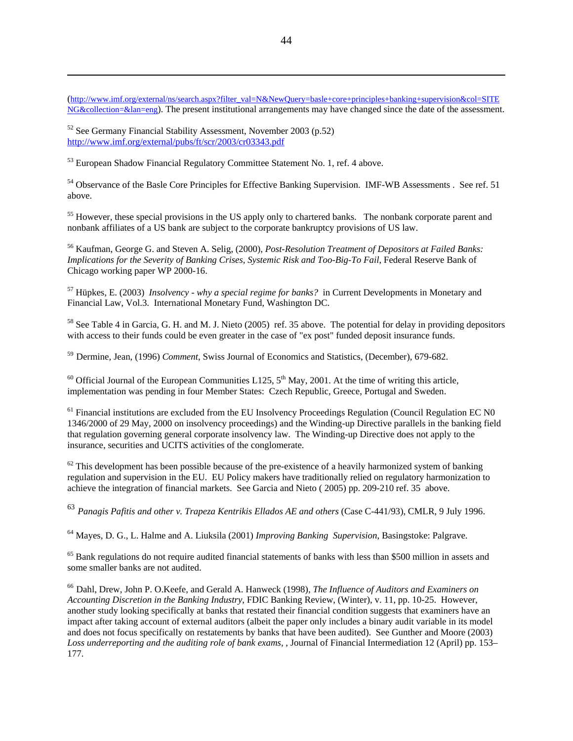(http://www.imf.org/external/ns/search.aspx?filter_val=N&NewQuery=basle+core+principles+banking+supervision&col=SITENG&collection=&lan=eng). The present institutional arrangements may have changed since the date of the assessment.

[52] See Germany Financial Stability Assessment, November 2003 (p.52) http://www.imf.org/external/pubs/ft/scr/2003/cr03343.pdf

[53] European Shadow Financial Regulatory Committee Statement No. 1, ref. 4 above.

[54] Observance of the Basle Core Principles for Effective Banking Supervision. IMF-WB Assessments . See ref. 51 above.

[55] However, these special provisions in the US apply only to chartered banks. The nonbank corporate parent and nonbank affiliates of a US bank are subject to the corporate bankruptcy provisions of US law.

[56] Kaufman, George G. and Steven A. Selig, (2000), *Post-Resolution Treatment of Depositors at Failed Banks: Implications for the Severity of Banking Crises, Systemic Risk and Too-Big-To Fail*, Federal Reserve Bank of Chicago working paper WP 2000-16.

[57] Hüpkes, E. (2003) *Insolvency - why a special regime for banks?* in Current Developments in Monetary and Financial Law, Vol.3. International Monetary Fund, Washington DC.

[58] See Table 4 in Garcia, G. H. and M. J. Nieto (2005) ref. 35 above. The potential for delay in providing depositors with access to their funds could be even greater in the case of "ex post" funded deposit insurance funds.

[59] Dermine, Jean, (1996) *Comment*, Swiss Journal of Economics and Statistics, (December), 679-682.

[60] Official Journal of the European Communities L125, 5th May, 2001. At the time of writing this article, implementation was pending in four Member States: Czech Republic, Greece, Portugal and Sweden.

[61] Financial institutions are excluded from the EU Insolvency Proceedings Regulation (Council Regulation EC N0 1346/2000 of 29 May, 2000 on insolvency proceedings) and the Winding-up Directive parallels in the banking field that regulation governing general corporate insolvency law. The Winding-up Directive does not apply to the insurance, securities and UCITS activities of the conglomerate.

[62] This development has been possible because of the pre-existence of a heavily harmonized system of banking regulation and supervision in the EU. EU Policy makers have traditionally relied on regulatory harmonization to achieve the integration of financial markets. See Garcia and Nieto ( 2005) pp. 209-210 ref. 35 above.

[63] *Panagis Pafitis and other v. Trapeza Kentrikis Ellados AE and others* (Case C-441/93), CMLR, 9 July 1996.

[64] Mayes, D. G., L. Halme and A. Liuksila (2001) *Improving Banking Supervision*, Basingstoke: Palgrave.

[65] Bank regulations do not require audited financial statements of banks with less than $500 million in assets and some smaller banks are not audited.

[66] Dahl, Drew, John P. O.Keefe, and Gerald A. Hanweck (1998), *The Influence of Auditors and Examiners on Accounting Discretion in the Banking Industry*, FDIC Banking Review, (Winter), v. 11, pp. 10-25. However, another study looking specifically at banks that restated their financial condition suggests that examiners have an impact after taking account of external auditors (albeit the paper only includes a binary audit variable in its model and does not focus specifically on restatements by banks that have been audited). See Gunther and Moore (2003) *Loss underreporting and the auditing role of bank exams*, , Journal of Financial Intermediation 12 (April) pp. 153–177.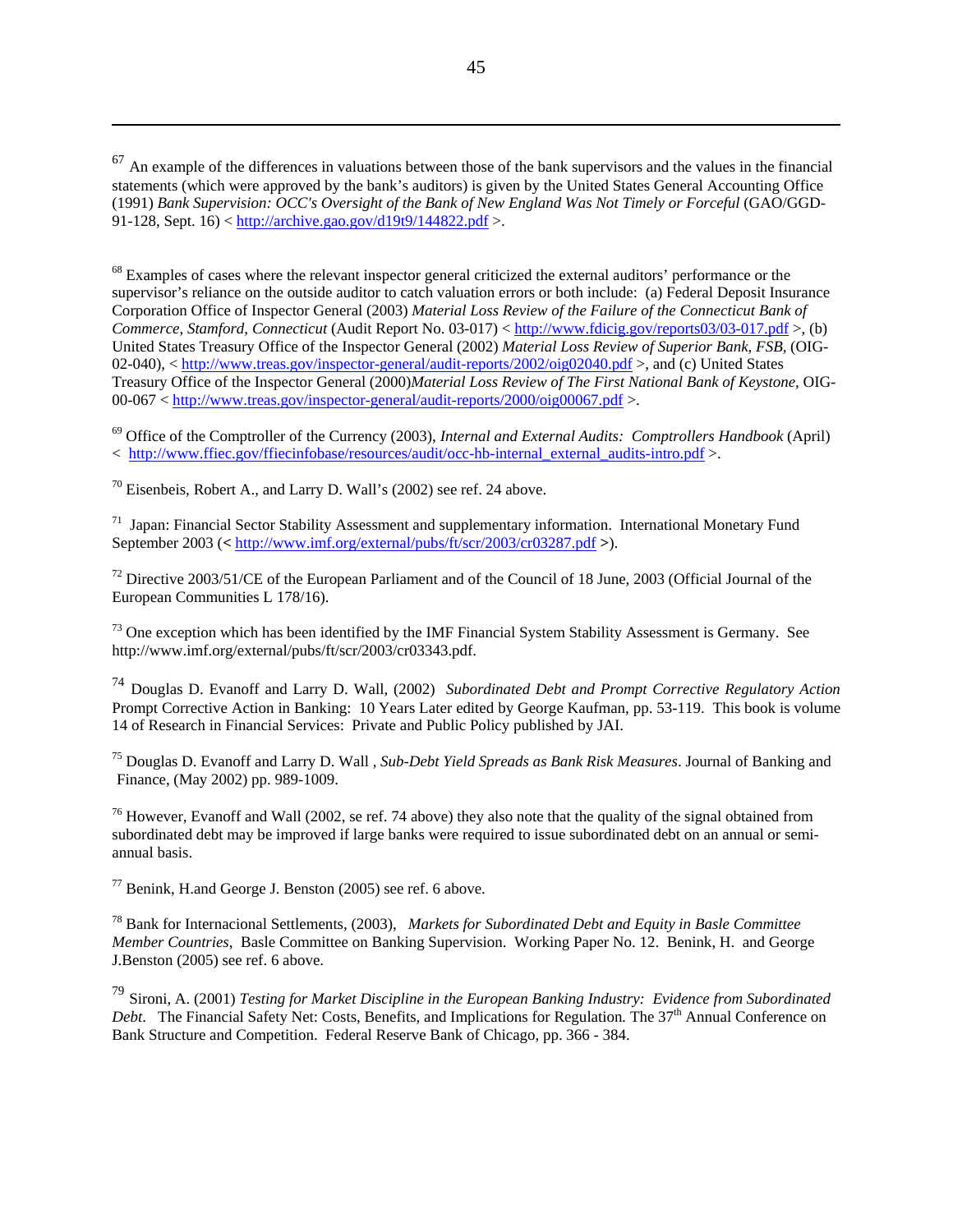[67] An example of the differences in valuations between those of the bank supervisors and the values in the financial statements (which were approved by the bank's auditors) is given by the United States General Accounting Office (1991) *Bank Supervision: OCC's Oversight of the Bank of New England Was Not Timely or Forceful* (GAO/GGD-91-128, Sept. 16) < http://archive.gao.gov/d19t9/144822.pdf >.

[68] Examples of cases where the relevant inspector general criticized the external auditors' performance or the supervisor's reliance on the outside auditor to catch valuation errors or both include: (a) Federal Deposit Insurance Corporation Office of Inspector General (2003) *Material Loss Review of the Failure of the Connecticut Bank of Commerce, Stamford, Connecticut* (Audit Report No. 03-017) < http://www.fdicig.gov/reports03/03-017.pdf >, (b) United States Treasury Office of the Inspector General (2002) *Material Loss Review of Superior Bank, FSB*, (OIG-02-040), < http://www.treas.gov/inspector-general/audit-reports/2002/oig02040.pdf >, and (c) United States Treasury Office of the Inspector General (2000)*Material Loss Review of The First National Bank of Keystone*, OIG-00-067 < http://www.treas.gov/inspector-general/audit-reports/2000/oig00067.pdf >.

[69] Office of the Comptroller of the Currency (2003), *Internal and External Audits: Comptrollers Handbook* (April) < http://www.ffiec.gov/ffiecinfobase/resources/audit/occ-hb-internal_external_audits-intro.pdf >.

[70] Eisenbeis, Robert A., and Larry D. Wall's (2002) see ref. 24 above.

[71] Japan: Financial Sector Stability Assessment and supplementary information. International Monetary Fund September 2003 (< http://www.imf.org/external/pubs/ft/scr/2003/cr03287.pdf >).

[72] Directive 2003/51/CE of the European Parliament and of the Council of 18 June, 2003 (Official Journal of the European Communities L 178/16).

[73] One exception which has been identified by the IMF Financial System Stability Assessment is Germany. See http://www.imf.org/external/pubs/ft/scr/2003/cr03343.pdf.

[74] Douglas D. Evanoff and Larry D. Wall, (2002) *Subordinated Debt and Prompt Corrective Regulatory Action* Prompt Corrective Action in Banking: 10 Years Later edited by George Kaufman, pp. 53-119. This book is volume 14 of Research in Financial Services: Private and Public Policy published by JAI.

[75] Douglas D. Evanoff and Larry D. Wall , *Sub-Debt Yield Spreads as Bank Risk Measures*. Journal of Banking and Finance, (May 2002) pp. 989-1009.

[76] However, Evanoff and Wall (2002, se ref. 74 above) they also note that the quality of the signal obtained from subordinated debt may be improved if large banks were required to issue subordinated debt on an annual or semi-annual basis.

[77] Benink, H.and George J. Benston (2005) see ref. 6 above.

[78] Bank for Internacional Settlements, (2003), *Markets for Subordinated Debt and Equity in Basle Committee Member Countries*, Basle Committee on Banking Supervision. Working Paper No. 12. Benink, H. and George J.Benston (2005) see ref. 6 above.

[79] Sironi, A. (2001) *Testing for Market Discipline in the European Banking Industry: Evidence from Subordinated Debt*. The Financial Safety Net: Costs, Benefits, and Implications for Regulation. The 37th Annual Conference on Bank Structure and Competition. Federal Reserve Bank of Chicago, pp. 366 - 384.